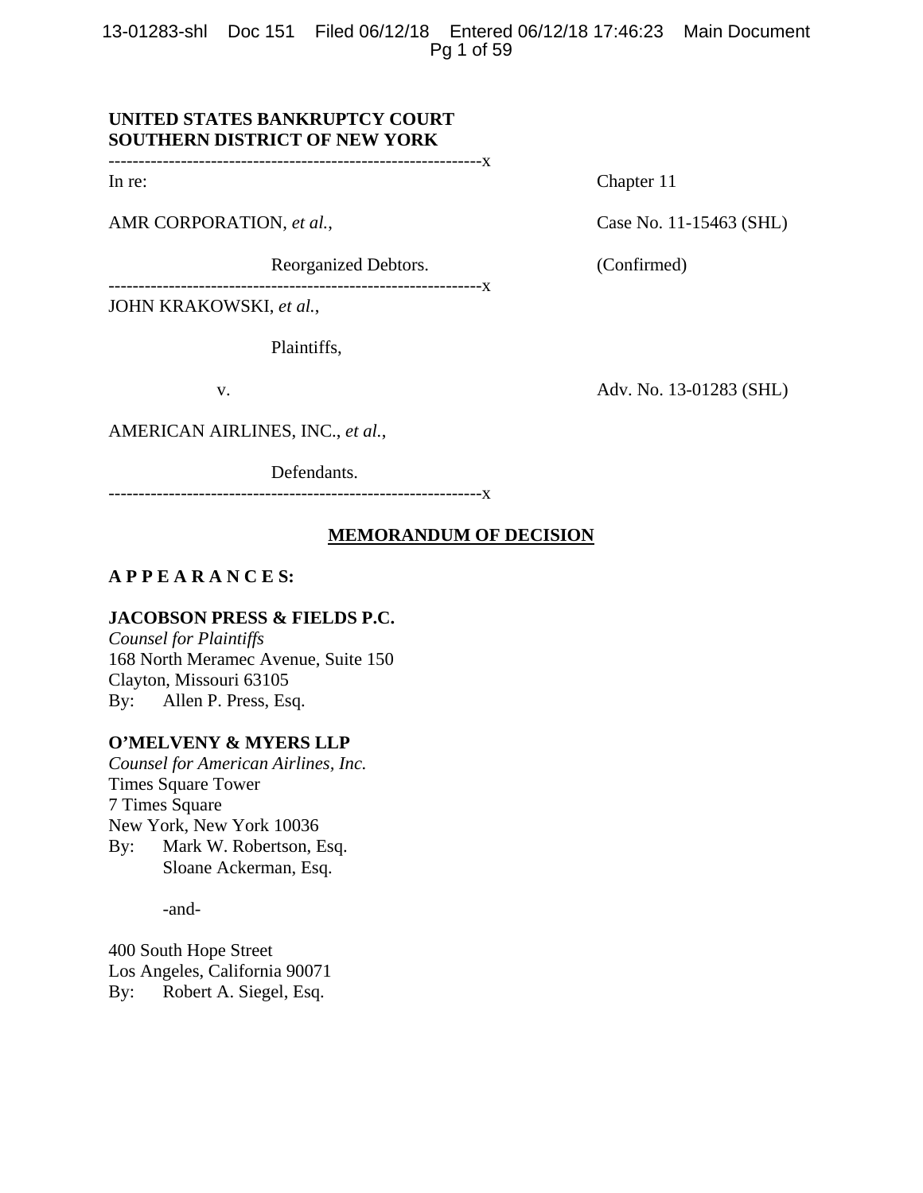**UNITED STATES BANKRUPTCY COURT**
**SOUTHERN DISTRICT OF NEW YORK**

---------------------------------------------------------------x

| | |
|---|---|
| In re: | Chapter 11 |
| AMR CORPORATION, *et al.*, | Case No. 11-15463 (SHL) |
| Reorganized Debtors. | (Confirmed) |

---------------------------------------------------------------x

| | |
|---|---|
| JOHN KRAKOWSKI, *et al.*, | |
| Plaintiffs, | |
| v. | Adv. No. 13-01283 (SHL) |
| AMERICAN AIRLINES, INC., *et al.*, | |
| Defendants. | |

---------------------------------------------------------------x

# MEMORANDUM OF DECISION

**A P P E A R A N C E S:**

**JACOBSON PRESS & FIELDS P.C.**
*Counsel for Plaintiffs*
168 North Meramec Avenue, Suite 150
Clayton, Missouri 63105
By: Allen P. Press, Esq.

**O'MELVENY & MYERS LLP**
*Counsel for American Airlines, Inc.*
Times Square Tower
7 Times Square
New York, New York 10036
By: Mark W. Robertson, Esq.
Sloane Ackerman, Esq.

-and-

400 South Hope Street
Los Angeles, California 90071
By: Robert A. Siegel, Esq.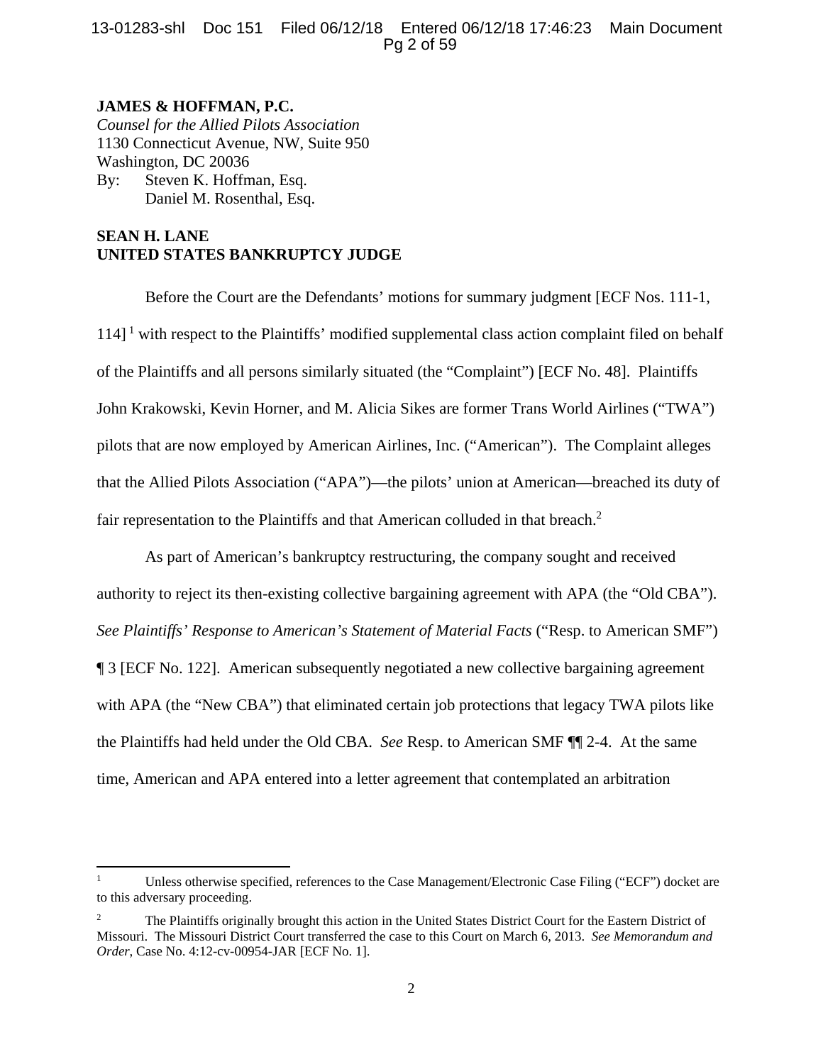**JAMES & HOFFMAN, P.C.**
*Counsel for the Allied Pilots Association*
1130 Connecticut Avenue, NW, Suite 950
Washington, DC 20036
By: Steven K. Hoffman, Esq.
Daniel M. Rosenthal, Esq.

**SEAN H. LANE**
**UNITED STATES BANKRUPTCY JUDGE**

Before the Court are the Defendants' motions for summary judgment [ECF Nos. 111-1, 114][1] with respect to the Plaintiffs' modified supplemental class action complaint filed on behalf of the Plaintiffs and all persons similarly situated (the "Complaint") [ECF No. 48]. Plaintiffs John Krakowski, Kevin Horner, and M. Alicia Sikes are former Trans World Airlines ("TWA") pilots that are now employed by American Airlines, Inc. ("American"). The Complaint alleges that the Allied Pilots Association ("APA")—the pilots' union at American—breached its duty of fair representation to the Plaintiffs and that American colluded in that breach.[2]

As part of American's bankruptcy restructuring, the company sought and received authority to reject its then-existing collective bargaining agreement with APA (the "Old CBA"). *See Plaintiffs' Response to American's Statement of Material Facts* ("Resp. to American SMF") ¶ 3 [ECF No. 122]. American subsequently negotiated a new collective bargaining agreement with APA (the "New CBA") that eliminated certain job protections that legacy TWA pilots like the Plaintiffs had held under the Old CBA. *See* Resp. to American SMF ¶¶ 2-4. At the same time, American and APA entered into a letter agreement that contemplated an arbitration

---

[1] Unless otherwise specified, references to the Case Management/Electronic Case Filing ("ECF") docket are to this adversary proceeding.

[2] The Plaintiffs originally brought this action in the United States District Court for the Eastern District of Missouri. The Missouri District Court transferred the case to this Court on March 6, 2013. *See Memorandum and Order*, Case No. 4:12-cv-00954-JAR [ECF No. 1].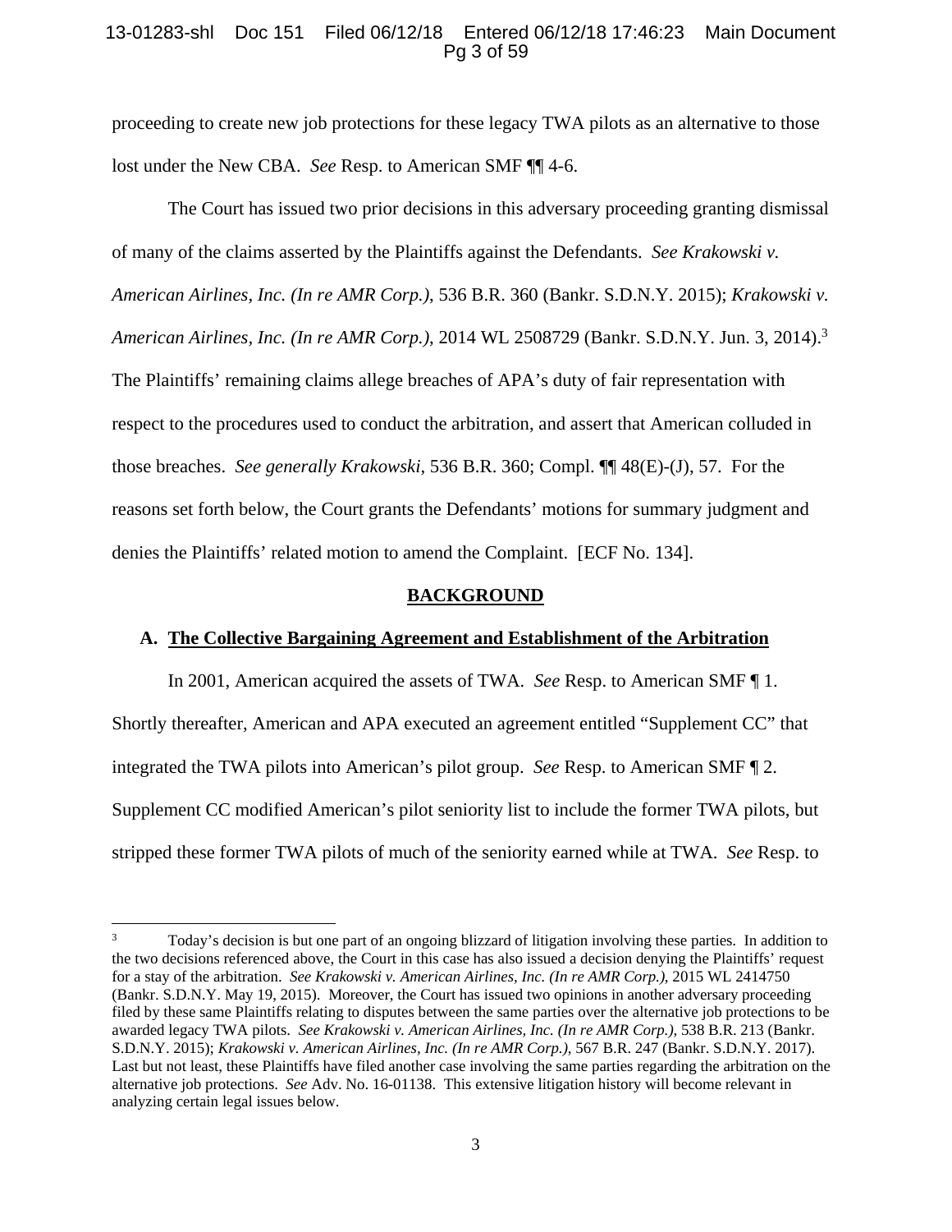proceeding to create new job protections for these legacy TWA pilots as an alternative to those lost under the New CBA. *See* Resp. to American SMF ¶¶ 4-6.

The Court has issued two prior decisions in this adversary proceeding granting dismissal of many of the claims asserted by the Plaintiffs against the Defendants. *See Krakowski v. American Airlines, Inc. (In re AMR Corp.)*, 536 B.R. 360 (Bankr. S.D.N.Y. 2015); *Krakowski v. American Airlines, Inc. (In re AMR Corp.)*, 2014 WL 2508729 (Bankr. S.D.N.Y. Jun. 3, 2014).[3] The Plaintiffs' remaining claims allege breaches of APA's duty of fair representation with respect to the procedures used to conduct the arbitration, and assert that American colluded in those breaches. *See generally Krakowski*, 536 B.R. 360; Compl. ¶¶ 48(E)-(J), 57. For the reasons set forth below, the Court grants the Defendants' motions for summary judgment and denies the Plaintiffs' related motion to amend the Complaint. [ECF No. 134].

## BACKGROUND

### A. The Collective Bargaining Agreement and Establishment of the Arbitration

In 2001, American acquired the assets of TWA. *See* Resp. to American SMF ¶ 1. Shortly thereafter, American and APA executed an agreement entitled "Supplement CC" that integrated the TWA pilots into American's pilot group. *See* Resp. to American SMF ¶ 2. Supplement CC modified American's pilot seniority list to include the former TWA pilots, but stripped these former TWA pilots of much of the seniority earned while at TWA. *See* Resp. to

---

[3] Today's decision is but one part of an ongoing blizzard of litigation involving these parties. In addition to the two decisions referenced above, the Court in this case has also issued a decision denying the Plaintiffs' request for a stay of the arbitration. *See Krakowski v. American Airlines, Inc. (In re AMR Corp.)*, 2015 WL 2414750 (Bankr. S.D.N.Y. May 19, 2015). Moreover, the Court has issued two opinions in another adversary proceeding filed by these same Plaintiffs relating to disputes between the same parties over the alternative job protections to be awarded legacy TWA pilots. *See Krakowski v. American Airlines, Inc. (In re AMR Corp.)*, 538 B.R. 213 (Bankr. S.D.N.Y. 2015); *Krakowski v. American Airlines, Inc. (In re AMR Corp.),* 567 B.R. 247 (Bankr. S.D.N.Y. 2017). Last but not least, these Plaintiffs have filed another case involving the same parties regarding the arbitration on the alternative job protections. *See* Adv. No. 16-01138. This extensive litigation history will become relevant in analyzing certain legal issues below.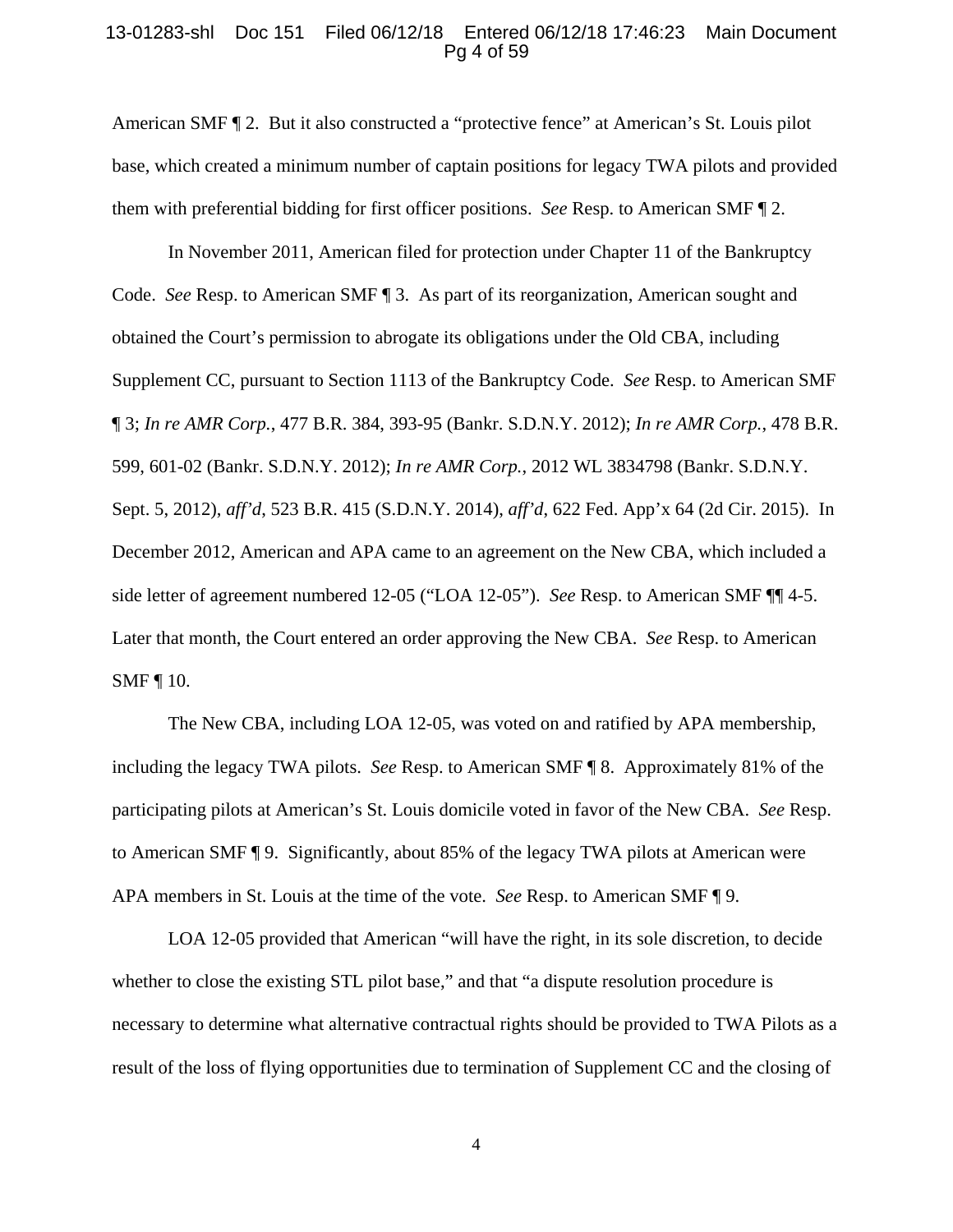American SMF ¶ 2. But it also constructed a "protective fence" at American's St. Louis pilot base, which created a minimum number of captain positions for legacy TWA pilots and provided them with preferential bidding for first officer positions. *See* Resp. to American SMF ¶ 2.

In November 2011, American filed for protection under Chapter 11 of the Bankruptcy Code. *See* Resp. to American SMF ¶ 3. As part of its reorganization, American sought and obtained the Court's permission to abrogate its obligations under the Old CBA, including Supplement CC, pursuant to Section 1113 of the Bankruptcy Code. *See* Resp. to American SMF ¶ 3; *In re AMR Corp.*, 477 B.R. 384, 393-95 (Bankr. S.D.N.Y. 2012); *In re AMR Corp.*, 478 B.R. 599, 601-02 (Bankr. S.D.N.Y. 2012); *In re AMR Corp.*, 2012 WL 3834798 (Bankr. S.D.N.Y. Sept. 5, 2012), *aff'd*, 523 B.R. 415 (S.D.N.Y. 2014), *aff'd*, 622 Fed. App'x 64 (2d Cir. 2015). In December 2012, American and APA came to an agreement on the New CBA, which included a side letter of agreement numbered 12-05 ("LOA 12-05"). *See* Resp. to American SMF ¶¶ 4-5. Later that month, the Court entered an order approving the New CBA. *See* Resp. to American SMF ¶ 10.

The New CBA, including LOA 12-05, was voted on and ratified by APA membership, including the legacy TWA pilots. *See* Resp. to American SMF ¶ 8. Approximately 81% of the participating pilots at American's St. Louis domicile voted in favor of the New CBA. *See* Resp. to American SMF ¶ 9. Significantly, about 85% of the legacy TWA pilots at American were APA members in St. Louis at the time of the vote. *See* Resp. to American SMF ¶ 9.

LOA 12-05 provided that American "will have the right, in its sole discretion, to decide whether to close the existing STL pilot base," and that "a dispute resolution procedure is necessary to determine what alternative contractual rights should be provided to TWA Pilots as a result of the loss of flying opportunities due to termination of Supplement CC and the closing of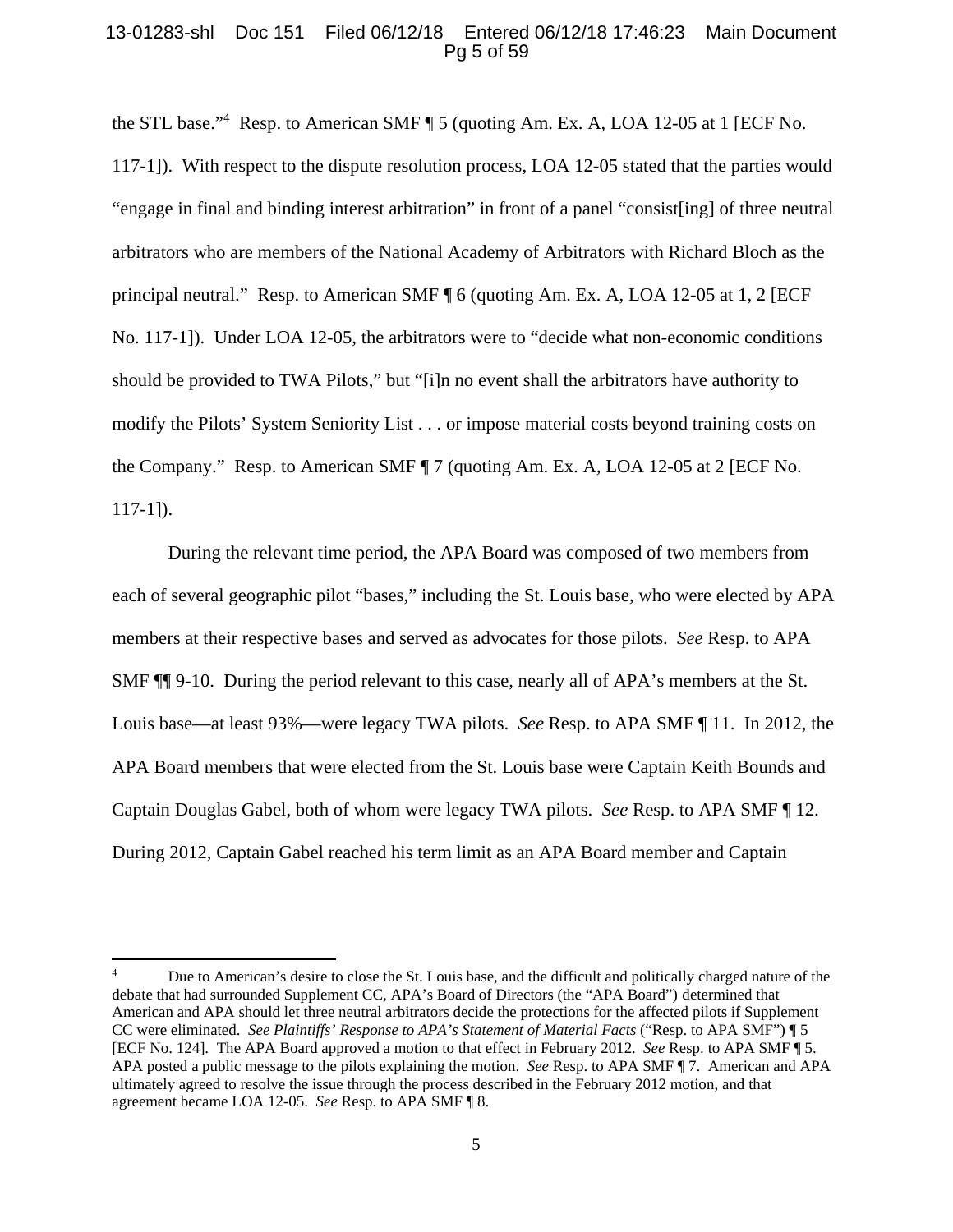the STL base."[4] Resp. to American SMF ¶ 5 (quoting Am. Ex. A, LOA 12-05 at 1 [ECF No. 117-1]). With respect to the dispute resolution process, LOA 12-05 stated that the parties would "engage in final and binding interest arbitration" in front of a panel "consist[ing] of three neutral arbitrators who are members of the National Academy of Arbitrators with Richard Bloch as the principal neutral." Resp. to American SMF ¶ 6 (quoting Am. Ex. A, LOA 12-05 at 1, 2 [ECF No. 117-1]). Under LOA 12-05, the arbitrators were to "decide what non-economic conditions should be provided to TWA Pilots," but "[i]n no event shall the arbitrators have authority to modify the Pilots' System Seniority List . . . or impose material costs beyond training costs on the Company." Resp. to American SMF ¶ 7 (quoting Am. Ex. A, LOA 12-05 at 2 [ECF No. 117-1]).

During the relevant time period, the APA Board was composed of two members from each of several geographic pilot "bases," including the St. Louis base, who were elected by APA members at their respective bases and served as advocates for those pilots. *See* Resp. to APA SMF ¶¶ 9-10. During the period relevant to this case, nearly all of APA's members at the St. Louis base—at least 93%—were legacy TWA pilots. *See* Resp. to APA SMF ¶ 11. In 2012, the APA Board members that were elected from the St. Louis base were Captain Keith Bounds and Captain Douglas Gabel, both of whom were legacy TWA pilots. *See* Resp. to APA SMF ¶ 12. During 2012, Captain Gabel reached his term limit as an APA Board member and Captain

---

[4] Due to American's desire to close the St. Louis base, and the difficult and politically charged nature of the debate that had surrounded Supplement CC, APA's Board of Directors (the "APA Board") determined that American and APA should let three neutral arbitrators decide the protections for the affected pilots if Supplement CC were eliminated. *See Plaintiffs' Response to APA's Statement of Material Facts* ("Resp. to APA SMF") ¶ 5 [ECF No. 124]. The APA Board approved a motion to that effect in February 2012. *See* Resp. to APA SMF ¶ 5. APA posted a public message to the pilots explaining the motion. *See* Resp. to APA SMF ¶ 7. American and APA ultimately agreed to resolve the issue through the process described in the February 2012 motion, and that agreement became LOA 12-05. *See* Resp. to APA SMF ¶ 8.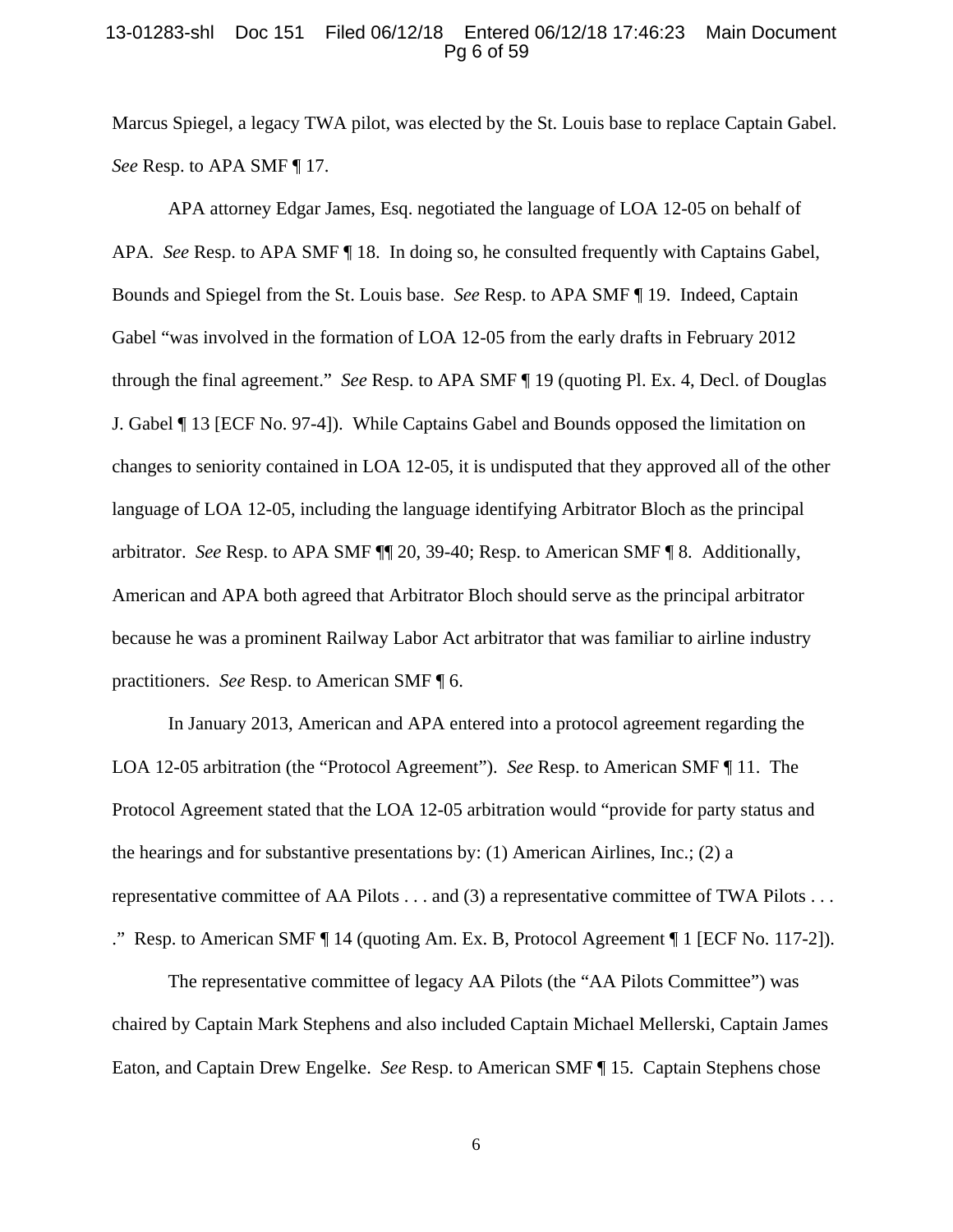Marcus Spiegel, a legacy TWA pilot, was elected by the St. Louis base to replace Captain Gabel. *See* Resp. to APA SMF ¶ 17.

APA attorney Edgar James, Esq. negotiated the language of LOA 12-05 on behalf of APA. *See* Resp. to APA SMF ¶ 18. In doing so, he consulted frequently with Captains Gabel, Bounds and Spiegel from the St. Louis base. *See* Resp. to APA SMF ¶ 19. Indeed, Captain Gabel "was involved in the formation of LOA 12-05 from the early drafts in February 2012 through the final agreement." *See* Resp. to APA SMF ¶ 19 (quoting Pl. Ex. 4, Decl. of Douglas J. Gabel ¶ 13 [ECF No. 97-4]). While Captains Gabel and Bounds opposed the limitation on changes to seniority contained in LOA 12-05, it is undisputed that they approved all of the other language of LOA 12-05, including the language identifying Arbitrator Bloch as the principal arbitrator. *See* Resp. to APA SMF ¶¶ 20, 39-40; Resp. to American SMF ¶ 8. Additionally, American and APA both agreed that Arbitrator Bloch should serve as the principal arbitrator because he was a prominent Railway Labor Act arbitrator that was familiar to airline industry practitioners. *See* Resp. to American SMF ¶ 6.

In January 2013, American and APA entered into a protocol agreement regarding the LOA 12-05 arbitration (the "Protocol Agreement"). *See* Resp. to American SMF ¶ 11. The Protocol Agreement stated that the LOA 12-05 arbitration would "provide for party status and the hearings and for substantive presentations by: (1) American Airlines, Inc.; (2) a representative committee of AA Pilots . . . and (3) a representative committee of TWA Pilots . . . ." Resp. to American SMF ¶ 14 (quoting Am. Ex. B, Protocol Agreement ¶ 1 [ECF No. 117-2]).

The representative committee of legacy AA Pilots (the "AA Pilots Committee") was chaired by Captain Mark Stephens and also included Captain Michael Mellerski, Captain James Eaton, and Captain Drew Engelke. *See* Resp. to American SMF ¶ 15. Captain Stephens chose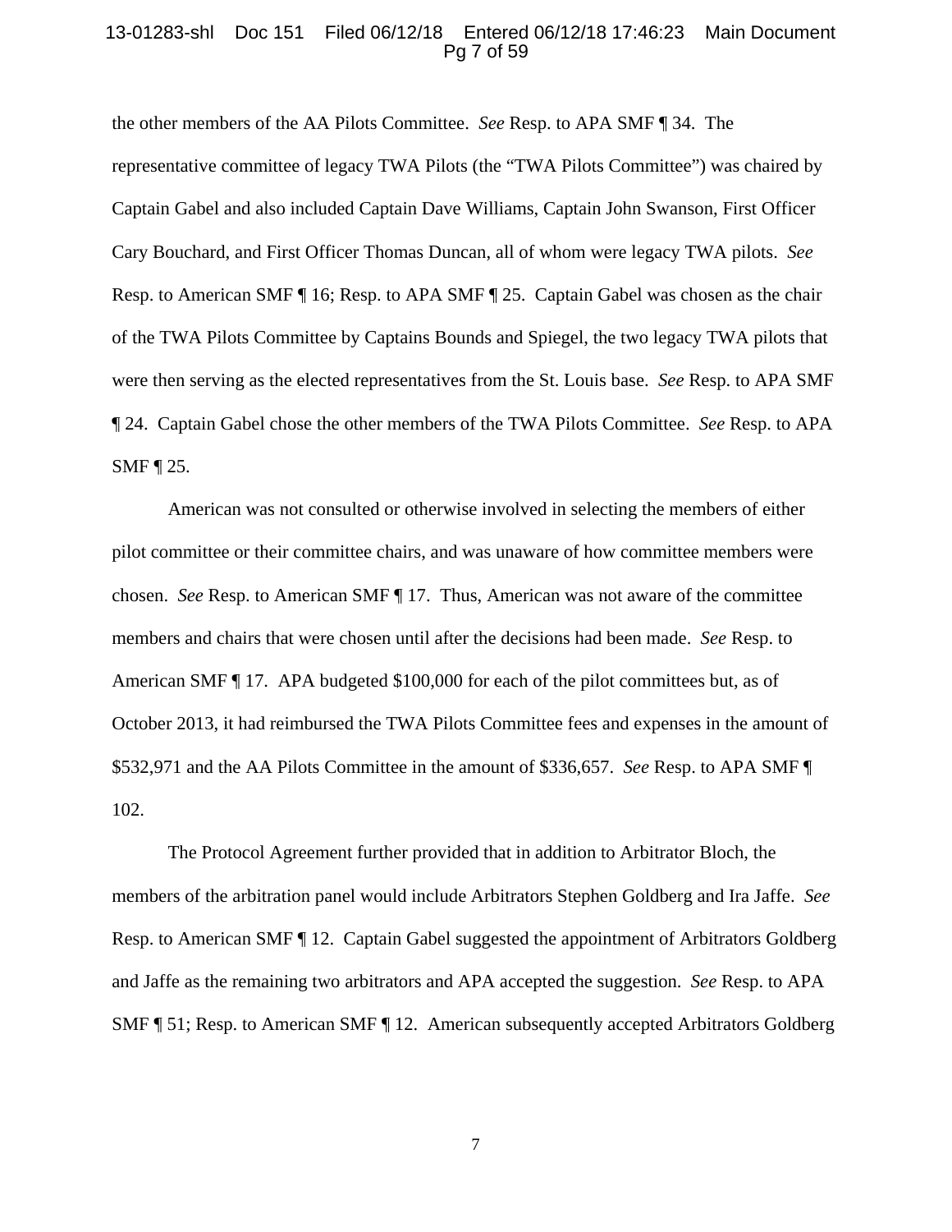the other members of the AA Pilots Committee. *See* Resp. to APA SMF ¶ 34. The representative committee of legacy TWA Pilots (the "TWA Pilots Committee") was chaired by Captain Gabel and also included Captain Dave Williams, Captain John Swanson, First Officer Cary Bouchard, and First Officer Thomas Duncan, all of whom were legacy TWA pilots. *See* Resp. to American SMF ¶ 16; Resp. to APA SMF ¶ 25. Captain Gabel was chosen as the chair of the TWA Pilots Committee by Captains Bounds and Spiegel, the two legacy TWA pilots that were then serving as the elected representatives from the St. Louis base. *See* Resp. to APA SMF ¶ 24. Captain Gabel chose the other members of the TWA Pilots Committee. *See* Resp. to APA SMF ¶ 25.

American was not consulted or otherwise involved in selecting the members of either pilot committee or their committee chairs, and was unaware of how committee members were chosen. *See* Resp. to American SMF ¶ 17. Thus, American was not aware of the committee members and chairs that were chosen until after the decisions had been made. *See* Resp. to American SMF ¶ 17. APA budgeted $100,000 for each of the pilot committees but, as of October 2013, it had reimbursed the TWA Pilots Committee fees and expenses in the amount of $532,971 and the AA Pilots Committee in the amount of $336,657. *See* Resp. to APA SMF ¶ 102.

The Protocol Agreement further provided that in addition to Arbitrator Bloch, the members of the arbitration panel would include Arbitrators Stephen Goldberg and Ira Jaffe. *See* Resp. to American SMF ¶ 12. Captain Gabel suggested the appointment of Arbitrators Goldberg and Jaffe as the remaining two arbitrators and APA accepted the suggestion. *See* Resp. to APA SMF ¶ 51; Resp. to American SMF ¶ 12. American subsequently accepted Arbitrators Goldberg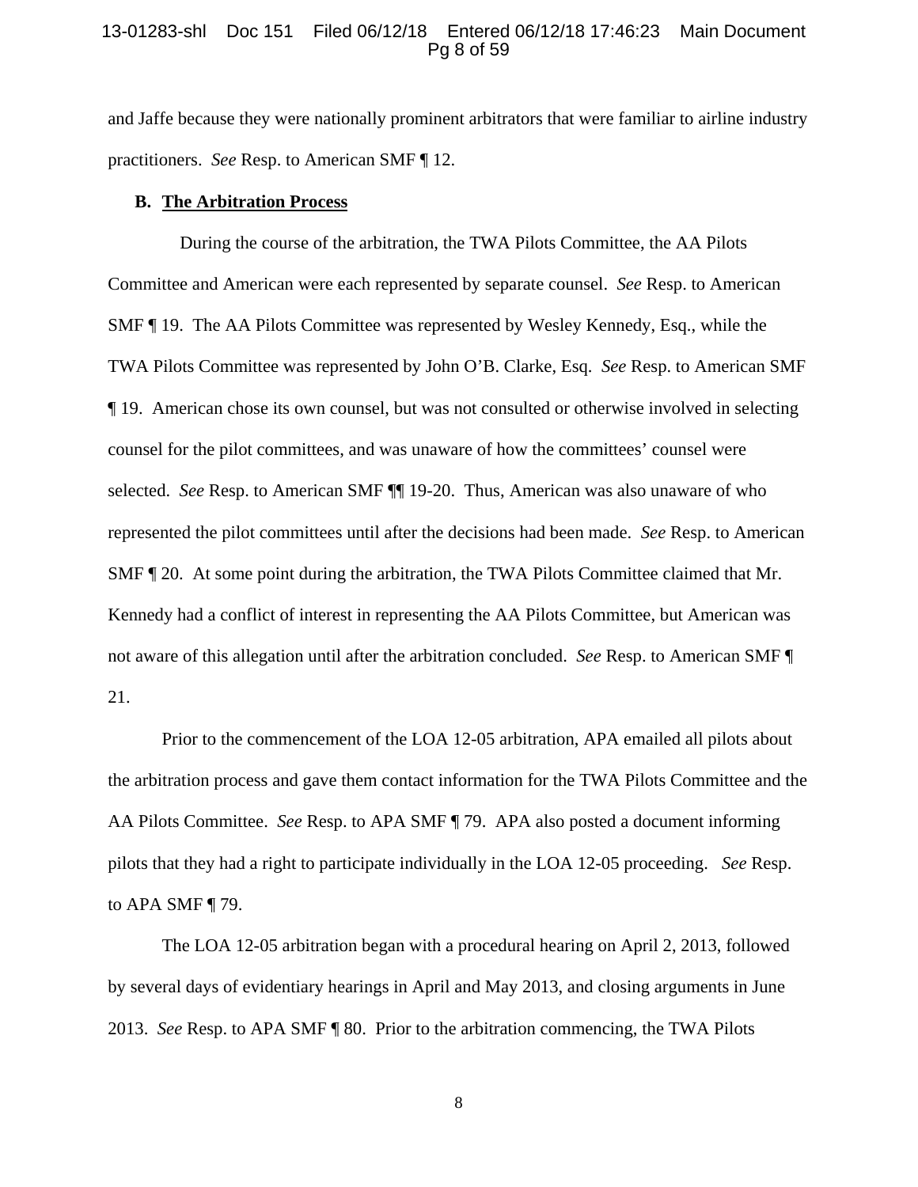and Jaffe because they were nationally prominent arbitrators that were familiar to airline industry practitioners. *See* Resp. to American SMF ¶ 12.

**B. <u>The Arbitration Process</u>**

During the course of the arbitration, the TWA Pilots Committee, the AA Pilots Committee and American were each represented by separate counsel. *See* Resp. to American SMF ¶ 19. The AA Pilots Committee was represented by Wesley Kennedy, Esq., while the TWA Pilots Committee was represented by John O'B. Clarke, Esq. *See* Resp. to American SMF ¶ 19. American chose its own counsel, but was not consulted or otherwise involved in selecting counsel for the pilot committees, and was unaware of how the committees' counsel were selected. *See* Resp. to American SMF ¶¶ 19-20. Thus, American was also unaware of who represented the pilot committees until after the decisions had been made. *See* Resp. to American SMF ¶ 20. At some point during the arbitration, the TWA Pilots Committee claimed that Mr. Kennedy had a conflict of interest in representing the AA Pilots Committee, but American was not aware of this allegation until after the arbitration concluded. *See* Resp. to American SMF ¶ 21.

Prior to the commencement of the LOA 12-05 arbitration, APA emailed all pilots about the arbitration process and gave them contact information for the TWA Pilots Committee and the AA Pilots Committee. *See* Resp. to APA SMF ¶ 79. APA also posted a document informing pilots that they had a right to participate individually in the LOA 12-05 proceeding. *See* Resp. to APA SMF ¶ 79.

The LOA 12-05 arbitration began with a procedural hearing on April 2, 2013, followed by several days of evidentiary hearings in April and May 2013, and closing arguments in June 2013. *See* Resp. to APA SMF ¶ 80. Prior to the arbitration commencing, the TWA Pilots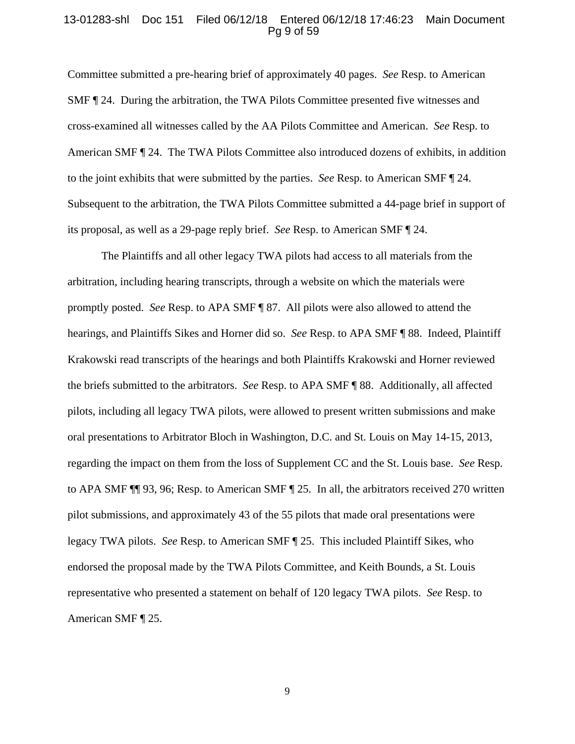Committee submitted a pre-hearing brief of approximately 40 pages. *See* Resp. to American SMF ¶ 24. During the arbitration, the TWA Pilots Committee presented five witnesses and cross-examined all witnesses called by the AA Pilots Committee and American. *See* Resp. to American SMF ¶ 24. The TWA Pilots Committee also introduced dozens of exhibits, in addition to the joint exhibits that were submitted by the parties. *See* Resp. to American SMF ¶ 24. Subsequent to the arbitration, the TWA Pilots Committee submitted a 44-page brief in support of its proposal, as well as a 29-page reply brief. *See* Resp. to American SMF ¶ 24.

The Plaintiffs and all other legacy TWA pilots had access to all materials from the arbitration, including hearing transcripts, through a website on which the materials were promptly posted. *See* Resp. to APA SMF ¶ 87. All pilots were also allowed to attend the hearings, and Plaintiffs Sikes and Horner did so. *See* Resp. to APA SMF ¶ 88. Indeed, Plaintiff Krakowski read transcripts of the hearings and both Plaintiffs Krakowski and Horner reviewed the briefs submitted to the arbitrators. *See* Resp. to APA SMF ¶ 88. Additionally, all affected pilots, including all legacy TWA pilots, were allowed to present written submissions and make oral presentations to Arbitrator Bloch in Washington, D.C. and St. Louis on May 14-15, 2013, regarding the impact on them from the loss of Supplement CC and the St. Louis base. *See* Resp. to APA SMF ¶¶ 93, 96; Resp. to American SMF ¶ 25. In all, the arbitrators received 270 written pilot submissions, and approximately 43 of the 55 pilots that made oral presentations were legacy TWA pilots. *See* Resp. to American SMF ¶ 25. This included Plaintiff Sikes, who endorsed the proposal made by the TWA Pilots Committee, and Keith Bounds, a St. Louis representative who presented a statement on behalf of 120 legacy TWA pilots. *See* Resp. to American SMF ¶ 25.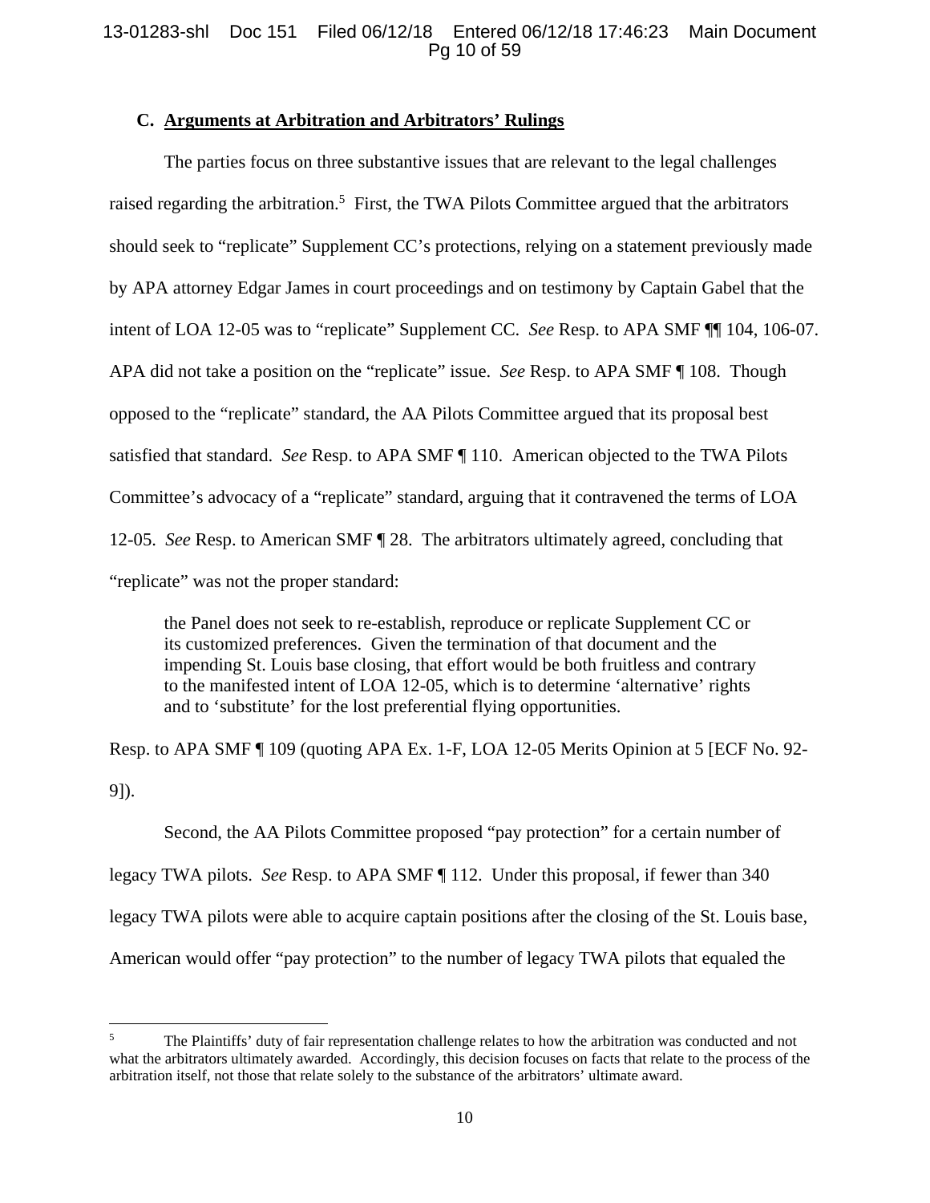### C. **Arguments at Arbitration and Arbitrators' Rulings**

The parties focus on three substantive issues that are relevant to the legal challenges raised regarding the arbitration.[5] First, the TWA Pilots Committee argued that the arbitrators should seek to "replicate" Supplement CC's protections, relying on a statement previously made by APA attorney Edgar James in court proceedings and on testimony by Captain Gabel that the intent of LOA 12-05 was to "replicate" Supplement CC. *See* Resp. to APA SMF ¶¶ 104, 106-07. APA did not take a position on the "replicate" issue. *See* Resp. to APA SMF ¶ 108. Though opposed to the "replicate" standard, the AA Pilots Committee argued that its proposal best satisfied that standard. *See* Resp. to APA SMF ¶ 110. American objected to the TWA Pilots Committee's advocacy of a "replicate" standard, arguing that it contravened the terms of LOA 12-05. *See* Resp. to American SMF ¶ 28. The arbitrators ultimately agreed, concluding that "replicate" was not the proper standard:

> the Panel does not seek to re-establish, reproduce or replicate Supplement CC or its customized preferences. Given the termination of that document and the impending St. Louis base closing, that effort would be both fruitless and contrary to the manifested intent of LOA 12-05, which is to determine 'alternative' rights and to 'substitute' for the lost preferential flying opportunities.

Resp. to APA SMF ¶ 109 (quoting APA Ex. 1-F, LOA 12-05 Merits Opinion at 5 [ECF No. 92-9]).

Second, the AA Pilots Committee proposed "pay protection" for a certain number of legacy TWA pilots. *See* Resp. to APA SMF ¶ 112. Under this proposal, if fewer than 340 legacy TWA pilots were able to acquire captain positions after the closing of the St. Louis base, American would offer "pay protection" to the number of legacy TWA pilots that equaled the

---

[5] The Plaintiffs' duty of fair representation challenge relates to how the arbitration was conducted and not what the arbitrators ultimately awarded. Accordingly, this decision focuses on facts that relate to the process of the arbitration itself, not those that relate solely to the substance of the arbitrators' ultimate award.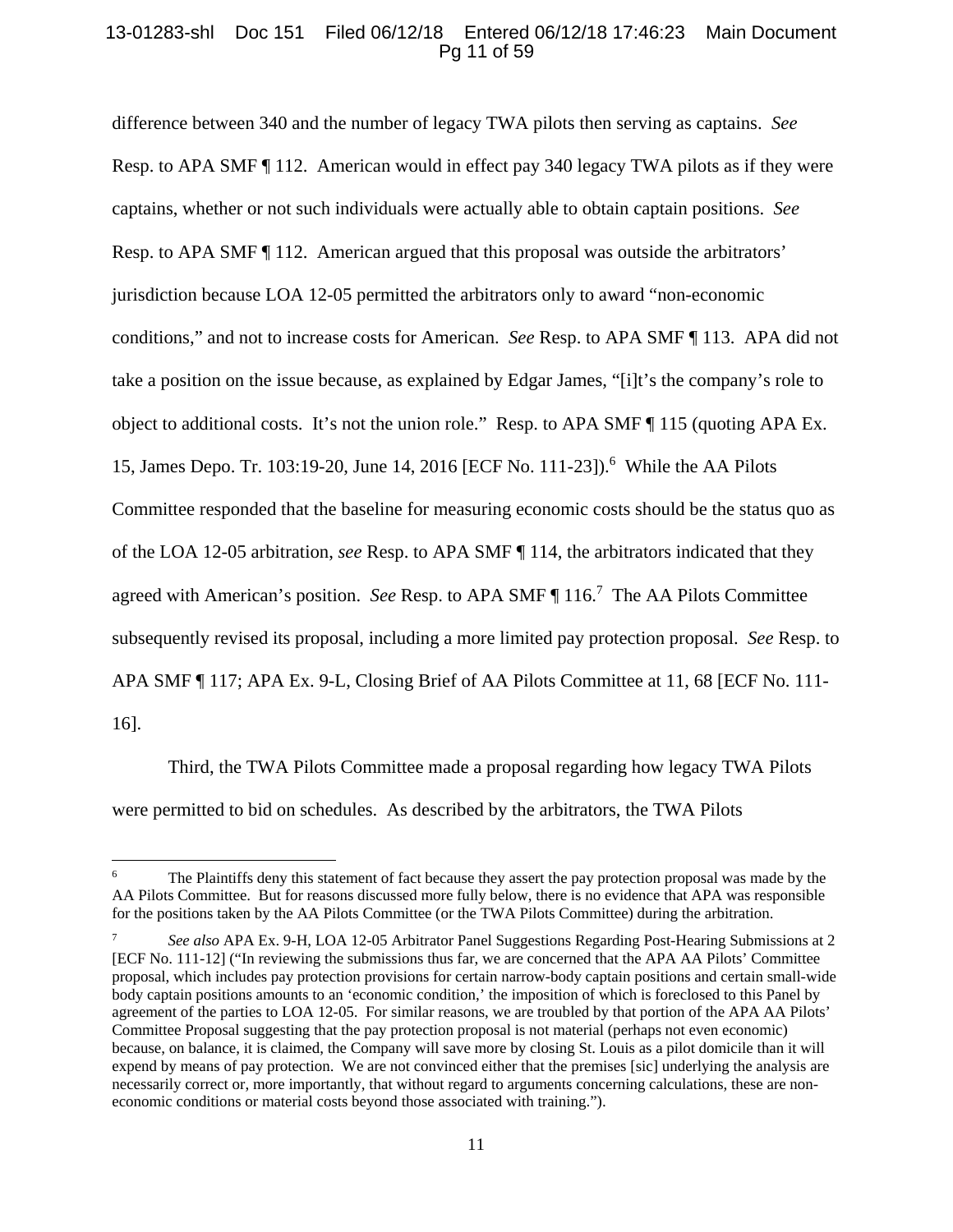difference between 340 and the number of legacy TWA pilots then serving as captains. *See* Resp. to APA SMF ¶ 112. American would in effect pay 340 legacy TWA pilots as if they were captains, whether or not such individuals were actually able to obtain captain positions. *See* Resp. to APA SMF ¶ 112. American argued that this proposal was outside the arbitrators' jurisdiction because LOA 12-05 permitted the arbitrators only to award "non-economic conditions," and not to increase costs for American. *See* Resp. to APA SMF ¶ 113. APA did not take a position on the issue because, as explained by Edgar James, "[i]t's the company's role to object to additional costs. It's not the union role." Resp. to APA SMF ¶ 115 (quoting APA Ex. 15, James Depo. Tr. 103:19-20, June 14, 2016 [ECF No. 111-23]).[6] While the AA Pilots Committee responded that the baseline for measuring economic costs should be the status quo as of the LOA 12-05 arbitration, *see* Resp. to APA SMF ¶ 114, the arbitrators indicated that they agreed with American's position. *See* Resp. to APA SMF ¶ 116.[7] The AA Pilots Committee subsequently revised its proposal, including a more limited pay protection proposal. *See* Resp. to APA SMF ¶ 117; APA Ex. 9-L, Closing Brief of AA Pilots Committee at 11, 68 [ECF No. 111-16].

Third, the TWA Pilots Committee made a proposal regarding how legacy TWA Pilots were permitted to bid on schedules. As described by the arbitrators, the TWA Pilots

---

[6] The Plaintiffs deny this statement of fact because they assert the pay protection proposal was made by the AA Pilots Committee. But for reasons discussed more fully below, there is no evidence that APA was responsible for the positions taken by the AA Pilots Committee (or the TWA Pilots Committee) during the arbitration.

[7] *See also* APA Ex. 9-H, LOA 12-05 Arbitrator Panel Suggestions Regarding Post-Hearing Submissions at 2 [ECF No. 111-12] ("In reviewing the submissions thus far, we are concerned that the APA AA Pilots' Committee proposal, which includes pay protection provisions for certain narrow-body captain positions and certain small-wide body captain positions amounts to an 'economic condition,' the imposition of which is foreclosed to this Panel by agreement of the parties to LOA 12-05. For similar reasons, we are troubled by that portion of the APA AA Pilots' Committee Proposal suggesting that the pay protection proposal is not material (perhaps not even economic) because, on balance, it is claimed, the Company will save more by closing St. Louis as a pilot domicile than it will expend by means of pay protection. We are not convinced either that the premises [sic] underlying the analysis are necessarily correct or, more importantly, that without regard to arguments concerning calculations, these are non-economic conditions or material costs beyond those associated with training.").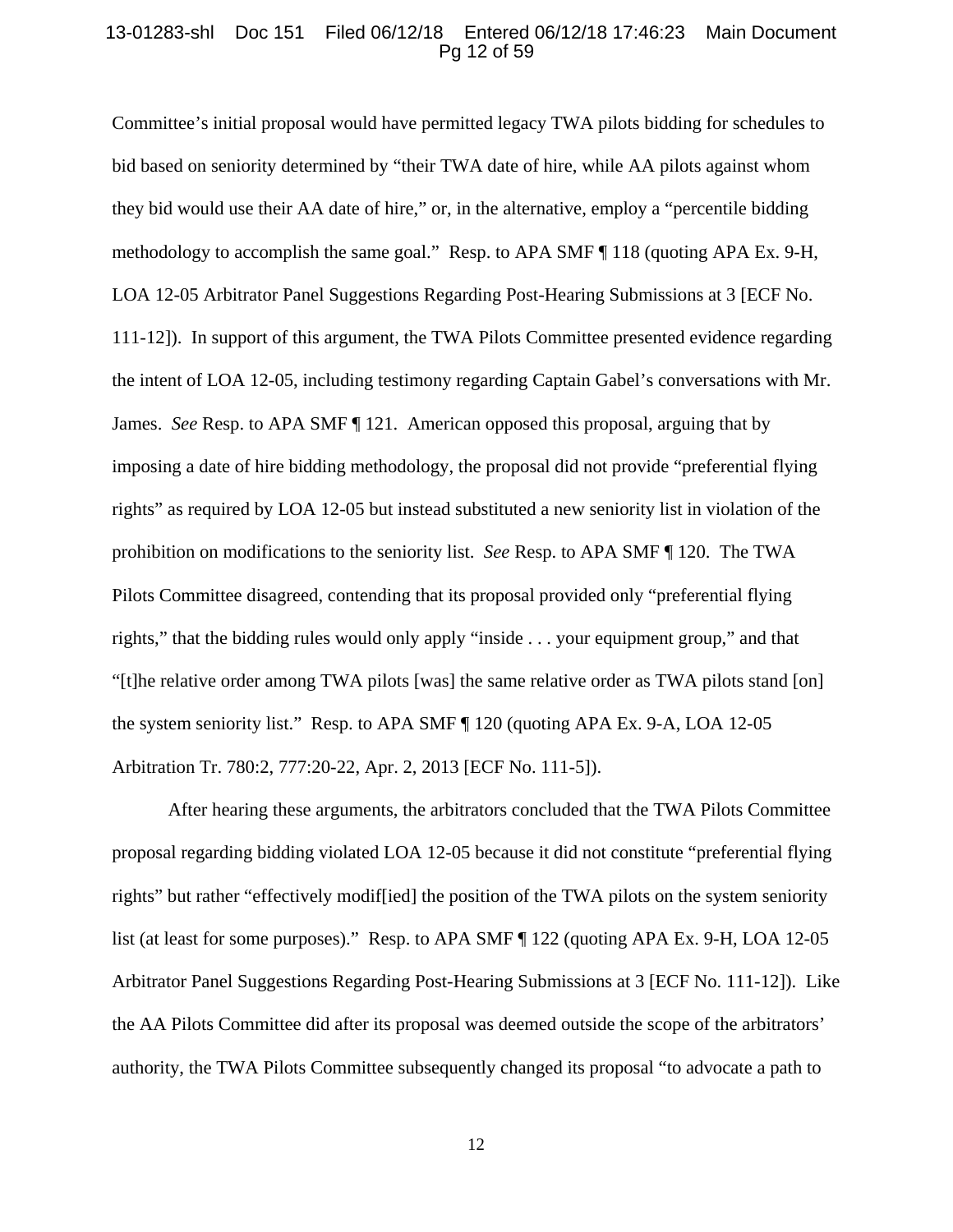Committee's initial proposal would have permitted legacy TWA pilots bidding for schedules to bid based on seniority determined by "their TWA date of hire, while AA pilots against whom they bid would use their AA date of hire," or, in the alternative, employ a "percentile bidding methodology to accomplish the same goal." Resp. to APA SMF ¶ 118 (quoting APA Ex. 9-H, LOA 12-05 Arbitrator Panel Suggestions Regarding Post-Hearing Submissions at 3 [ECF No. 111-12]). In support of this argument, the TWA Pilots Committee presented evidence regarding the intent of LOA 12-05, including testimony regarding Captain Gabel's conversations with Mr. James. *See* Resp. to APA SMF ¶ 121. American opposed this proposal, arguing that by imposing a date of hire bidding methodology, the proposal did not provide "preferential flying rights" as required by LOA 12-05 but instead substituted a new seniority list in violation of the prohibition on modifications to the seniority list. *See* Resp. to APA SMF ¶ 120. The TWA Pilots Committee disagreed, contending that its proposal provided only "preferential flying rights," that the bidding rules would only apply "inside . . . your equipment group," and that "[t]he relative order among TWA pilots [was] the same relative order as TWA pilots stand [on] the system seniority list." Resp. to APA SMF ¶ 120 (quoting APA Ex. 9-A, LOA 12-05 Arbitration Tr. 780:2, 777:20-22, Apr. 2, 2013 [ECF No. 111-5]).

After hearing these arguments, the arbitrators concluded that the TWA Pilots Committee proposal regarding bidding violated LOA 12-05 because it did not constitute "preferential flying rights" but rather "effectively modif[ied] the position of the TWA pilots on the system seniority list (at least for some purposes)." Resp. to APA SMF ¶ 122 (quoting APA Ex. 9-H, LOA 12-05 Arbitrator Panel Suggestions Regarding Post-Hearing Submissions at 3 [ECF No. 111-12]). Like the AA Pilots Committee did after its proposal was deemed outside the scope of the arbitrators' authority, the TWA Pilots Committee subsequently changed its proposal "to advocate a path to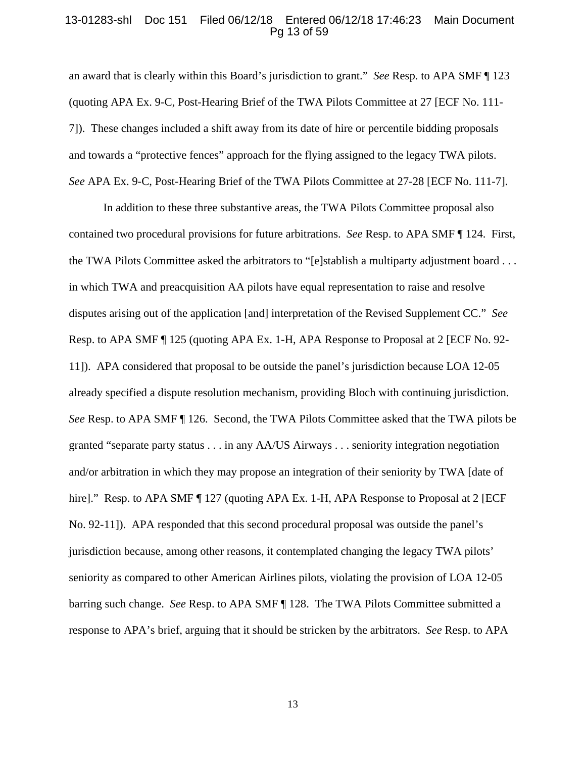an award that is clearly within this Board's jurisdiction to grant." *See* Resp. to APA SMF ¶ 123 (quoting APA Ex. 9-C, Post-Hearing Brief of the TWA Pilots Committee at 27 [ECF No. 111-7]). These changes included a shift away from its date of hire or percentile bidding proposals and towards a "protective fences" approach for the flying assigned to the legacy TWA pilots. *See* APA Ex. 9-C, Post-Hearing Brief of the TWA Pilots Committee at 27-28 [ECF No. 111-7].

In addition to these three substantive areas, the TWA Pilots Committee proposal also contained two procedural provisions for future arbitrations. *See* Resp. to APA SMF ¶ 124. First, the TWA Pilots Committee asked the arbitrators to "[e]stablish a multiparty adjustment board . . . in which TWA and preacquisition AA pilots have equal representation to raise and resolve disputes arising out of the application [and] interpretation of the Revised Supplement CC." *See* Resp. to APA SMF ¶ 125 (quoting APA Ex. 1-H, APA Response to Proposal at 2 [ECF No. 92-11]). APA considered that proposal to be outside the panel's jurisdiction because LOA 12-05 already specified a dispute resolution mechanism, providing Bloch with continuing jurisdiction. *See* Resp. to APA SMF ¶ 126. Second, the TWA Pilots Committee asked that the TWA pilots be granted "separate party status . . . in any AA/US Airways . . . seniority integration negotiation and/or arbitration in which they may propose an integration of their seniority by TWA [date of hire]." Resp. to APA SMF ¶ 127 (quoting APA Ex. 1-H, APA Response to Proposal at 2 [ECF No. 92-11]). APA responded that this second procedural proposal was outside the panel's jurisdiction because, among other reasons, it contemplated changing the legacy TWA pilots' seniority as compared to other American Airlines pilots, violating the provision of LOA 12-05 barring such change. *See* Resp. to APA SMF ¶ 128. The TWA Pilots Committee submitted a response to APA's brief, arguing that it should be stricken by the arbitrators. *See* Resp. to APA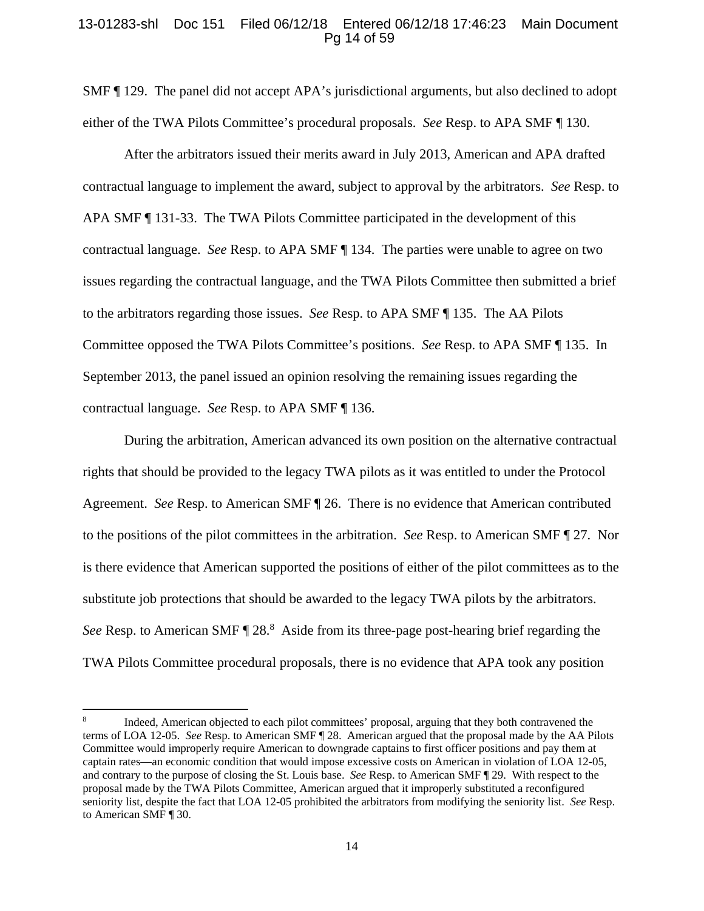SMF ¶ 129. The panel did not accept APA's jurisdictional arguments, but also declined to adopt either of the TWA Pilots Committee's procedural proposals. *See* Resp. to APA SMF ¶ 130.

After the arbitrators issued their merits award in July 2013, American and APA drafted contractual language to implement the award, subject to approval by the arbitrators. *See* Resp. to APA SMF ¶ 131-33. The TWA Pilots Committee participated in the development of this contractual language. *See* Resp. to APA SMF ¶ 134. The parties were unable to agree on two issues regarding the contractual language, and the TWA Pilots Committee then submitted a brief to the arbitrators regarding those issues. *See* Resp. to APA SMF ¶ 135. The AA Pilots Committee opposed the TWA Pilots Committee's positions. *See* Resp. to APA SMF ¶ 135. In September 2013, the panel issued an opinion resolving the remaining issues regarding the contractual language. *See* Resp. to APA SMF ¶ 136.

During the arbitration, American advanced its own position on the alternative contractual rights that should be provided to the legacy TWA pilots as it was entitled to under the Protocol Agreement. *See* Resp. to American SMF ¶ 26. There is no evidence that American contributed to the positions of the pilot committees in the arbitration. *See* Resp. to American SMF ¶ 27. Nor is there evidence that American supported the positions of either of the pilot committees as to the substitute job protections that should be awarded to the legacy TWA pilots by the arbitrators. *See* Resp. to American SMF ¶ 28.[8] Aside from its three-page post-hearing brief regarding the TWA Pilots Committee procedural proposals, there is no evidence that APA took any position

---

[8] Indeed, American objected to each pilot committees' proposal, arguing that they both contravened the terms of LOA 12-05. *See* Resp. to American SMF ¶ 28. American argued that the proposal made by the AA Pilots Committee would improperly require American to downgrade captains to first officer positions and pay them at captain rates—an economic condition that would impose excessive costs on American in violation of LOA 12-05, and contrary to the purpose of closing the St. Louis base. *See* Resp. to American SMF ¶ 29. With respect to the proposal made by the TWA Pilots Committee, American argued that it improperly substituted a reconfigured seniority list, despite the fact that LOA 12-05 prohibited the arbitrators from modifying the seniority list. *See* Resp. to American SMF ¶ 30.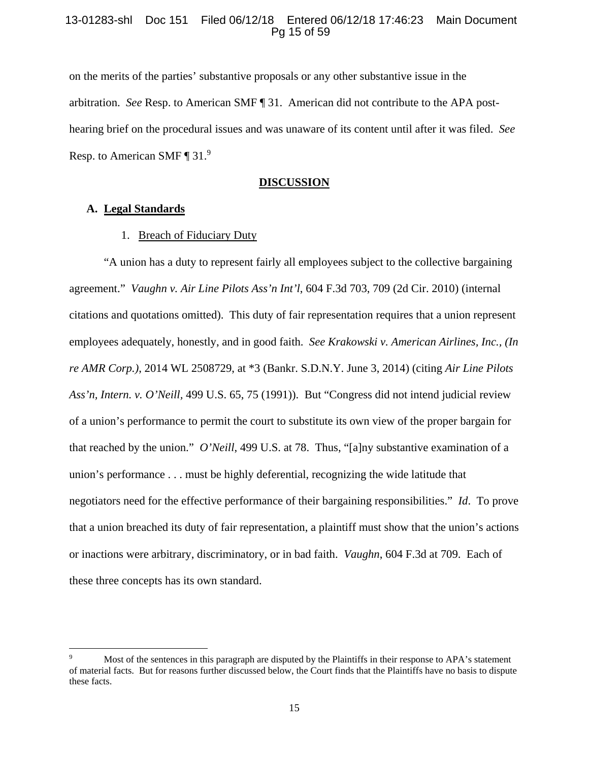on the merits of the parties' substantive proposals or any other substantive issue in the arbitration. *See* Resp. to American SMF ¶ 31. American did not contribute to the APA post-hearing brief on the procedural issues and was unaware of its content until after it was filed. *See* Resp. to American SMF ¶ 31.[9]

## DISCUSSION

### A. Legal Standards

#### 1. Breach of Fiduciary Duty

"A union has a duty to represent fairly all employees subject to the collective bargaining agreement." *Vaughn v. Air Line Pilots Ass'n Int'l*, 604 F.3d 703, 709 (2d Cir. 2010) (internal citations and quotations omitted). This duty of fair representation requires that a union represent employees adequately, honestly, and in good faith. *See Krakowski v. American Airlines, Inc., (In re AMR Corp.)*, 2014 WL 2508729, at *3 (Bankr. S.D.N.Y. June 3, 2014) (citing *Air Line Pilots Ass'n, Intern. v. O'Neill*, 499 U.S. 65, 75 (1991)). But "Congress did not intend judicial review of a union's performance to permit the court to substitute its own view of the proper bargain for that reached by the union." *O'Neill*, 499 U.S. at 78. Thus, "[a]ny substantive examination of a union's performance . . . must be highly deferential, recognizing the wide latitude that negotiators need for the effective performance of their bargaining responsibilities." *Id*. To prove that a union breached its duty of fair representation, a plaintiff must show that the union's actions or inactions were arbitrary, discriminatory, or in bad faith. *Vaughn*, 604 F.3d at 709. Each of these three concepts has its own standard.

---

[9] Most of the sentences in this paragraph are disputed by the Plaintiffs in their response to APA's statement of material facts. But for reasons further discussed below, the Court finds that the Plaintiffs have no basis to dispute these facts.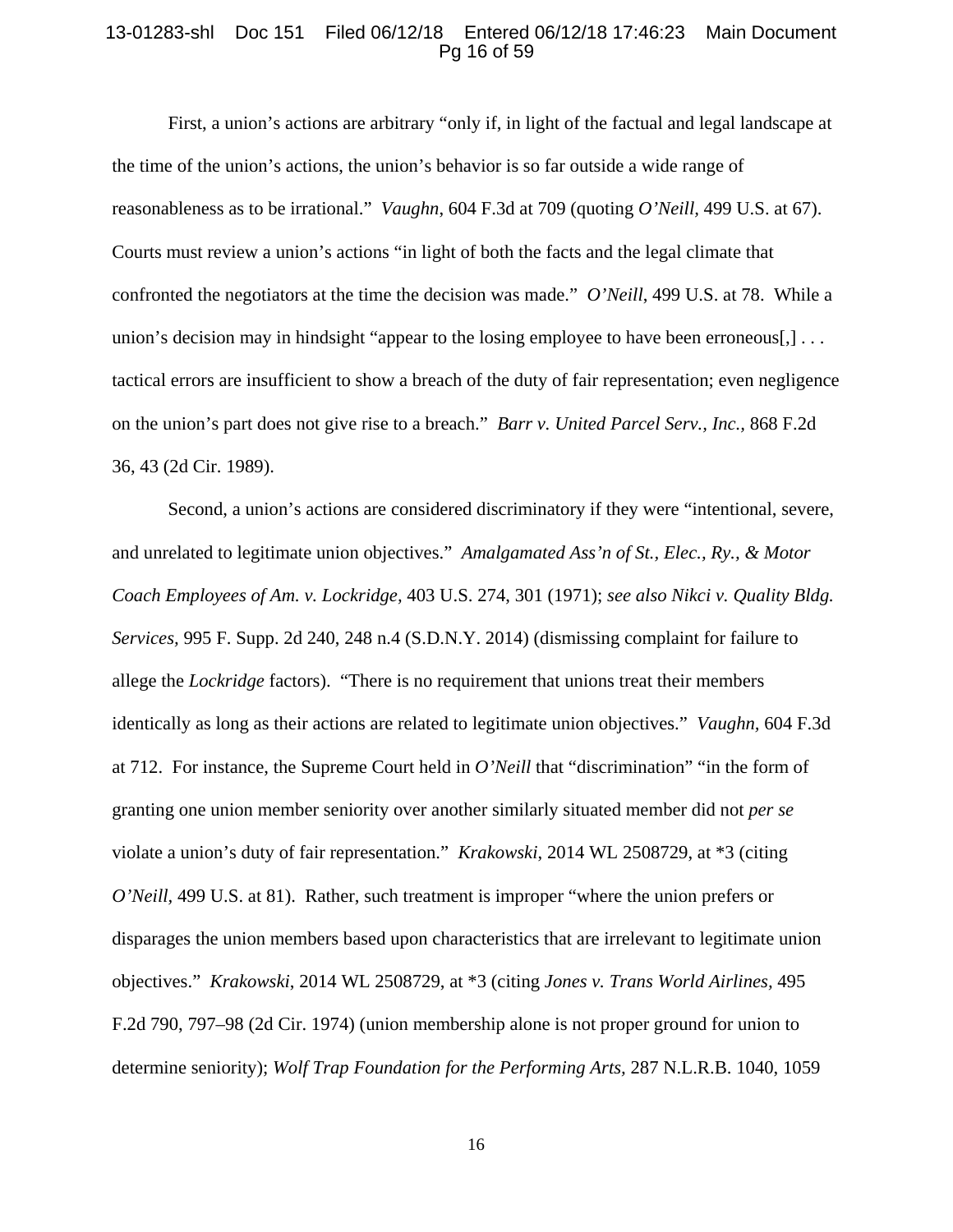First, a union's actions are arbitrary "only if, in light of the factual and legal landscape at the time of the union's actions, the union's behavior is so far outside a wide range of reasonableness as to be irrational." *Vaughn*, 604 F.3d at 709 (quoting *O'Neill*, 499 U.S. at 67). Courts must review a union's actions "in light of both the facts and the legal climate that confronted the negotiators at the time the decision was made." *O'Neill*, 499 U.S. at 78. While a union's decision may in hindsight "appear to the losing employee to have been erroneous[,] . . . tactical errors are insufficient to show a breach of the duty of fair representation; even negligence on the union's part does not give rise to a breach." *Barr v. United Parcel Serv., Inc.,* 868 F.2d 36, 43 (2d Cir. 1989).

Second, a union's actions are considered discriminatory if they were "intentional, severe, and unrelated to legitimate union objectives." *Amalgamated Ass'n of St., Elec., Ry., & Motor Coach Employees of Am. v. Lockridge,* 403 U.S. 274, 301 (1971); *see also Nikci v. Quality Bldg. Services,* 995 F. Supp. 2d 240, 248 n.4 (S.D.N.Y. 2014) (dismissing complaint for failure to allege the *Lockridge* factors). "There is no requirement that unions treat their members identically as long as their actions are related to legitimate union objectives." *Vaughn,* 604 F.3d at 712. For instance, the Supreme Court held in *O'Neill* that "discrimination" "in the form of granting one union member seniority over another similarly situated member did not *per se* violate a union's duty of fair representation." *Krakowski*, 2014 WL 2508729, at *3 (citing *O'Neill*, 499 U.S. at 81). Rather, such treatment is improper "where the union prefers or disparages the union members based upon characteristics that are irrelevant to legitimate union objectives." *Krakowski*, 2014 WL 2508729, at *3 (citing *Jones v. Trans World Airlines,* 495 F.2d 790, 797–98 (2d Cir. 1974) (union membership alone is not proper ground for union to determine seniority); *Wolf Trap Foundation for the Performing Arts,* 287 N.L.R.B. 1040, 1059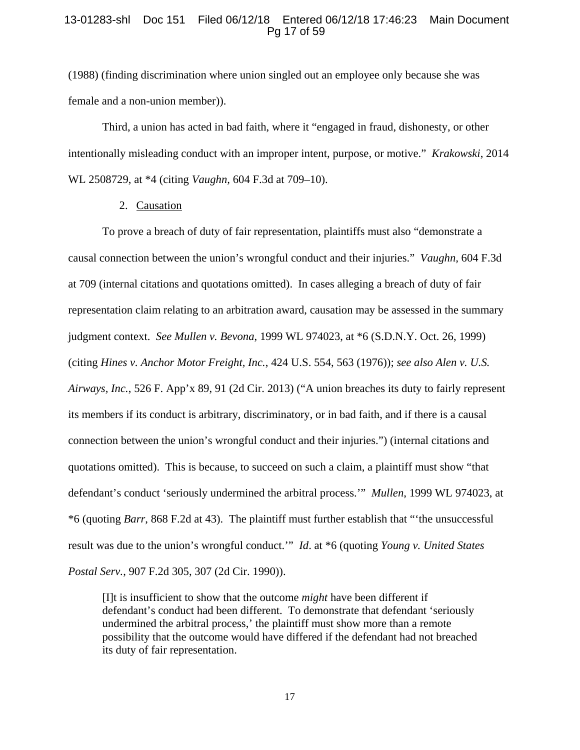(1988) (finding discrimination where union singled out an employee only because she was female and a non-union member)).

Third, a union has acted in bad faith, where it "engaged in fraud, dishonesty, or other intentionally misleading conduct with an improper intent, purpose, or motive." *Krakowski*, 2014 WL 2508729, at *4 (citing *Vaughn,* 604 F.3d at 709–10).

2. Causation

To prove a breach of duty of fair representation, plaintiffs must also "demonstrate a causal connection between the union's wrongful conduct and their injuries." *Vaughn,* 604 F.3d at 709 (internal citations and quotations omitted). In cases alleging a breach of duty of fair representation claim relating to an arbitration award, causation may be assessed in the summary judgment context. *See Mullen v. Bevona*, 1999 WL 974023, at *6 (S.D.N.Y. Oct. 26, 1999) (citing *Hines v. Anchor Motor Freight, Inc.*, 424 U.S. 554, 563 (1976)); *see also Alen v. U.S. Airways, Inc.*, 526 F. App'x 89, 91 (2d Cir. 2013) ("A union breaches its duty to fairly represent its members if its conduct is arbitrary, discriminatory, or in bad faith, and if there is a causal connection between the union's wrongful conduct and their injuries.") (internal citations and quotations omitted). This is because, to succeed on such a claim, a plaintiff must show "that defendant's conduct 'seriously undermined the arbitral process.'" *Mullen*, 1999 WL 974023, at *6 (quoting *Barr*, 868 F.2d at 43). The plaintiff must further establish that "'the unsuccessful result was due to the union's wrongful conduct.'" *Id*. at *6 (quoting *Young v. United States Postal Serv.*, 907 F.2d 305, 307 (2d Cir. 1990)).

> [I]t is insufficient to show that the outcome *might* have been different if defendant's conduct had been different. To demonstrate that defendant 'seriously undermined the arbitral process,' the plaintiff must show more than a remote possibility that the outcome would have differed if the defendant had not breached its duty of fair representation.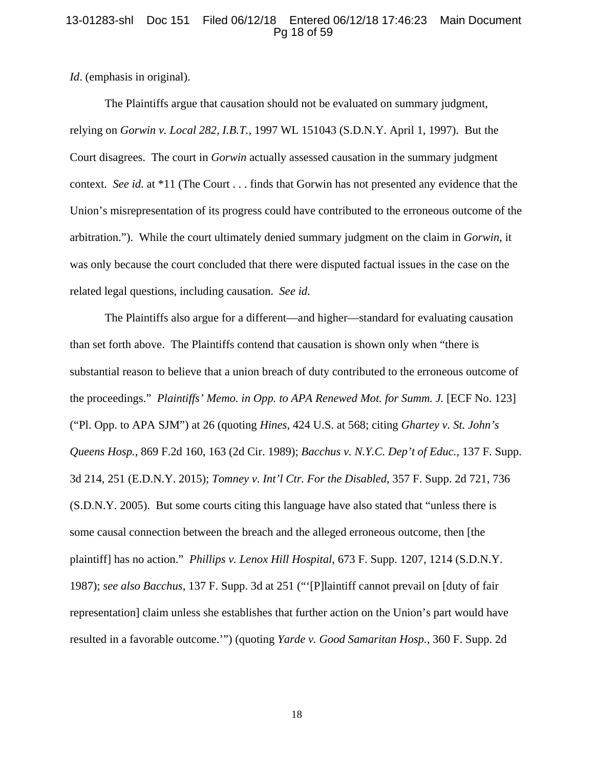*Id*. (emphasis in original).

The Plaintiffs argue that causation should not be evaluated on summary judgment, relying on *Gorwin v. Local 282, I.B.T.*, 1997 WL 151043 (S.D.N.Y. April 1, 1997). But the Court disagrees. The court in *Gorwin* actually assessed causation in the summary judgment context. *See id*. at *11 (The Court . . . finds that Gorwin has not presented any evidence that the Union's misrepresentation of its progress could have contributed to the erroneous outcome of the arbitration."). While the court ultimately denied summary judgment on the claim in *Gorwin*, it was only because the court concluded that there were disputed factual issues in the case on the related legal questions, including causation. *See id*.

The Plaintiffs also argue for a different—and higher—standard for evaluating causation than set forth above. The Plaintiffs contend that causation is shown only when "there is substantial reason to believe that a union breach of duty contributed to the erroneous outcome of the proceedings." *Plaintiffs' Memo. in Opp. to APA Renewed Mot. for Summ. J.* [ECF No. 123] ("Pl. Opp. to APA SJM") at 26 (quoting *Hines*, 424 U.S. at 568; citing *Ghartey v. St. John's Queens Hosp.*, 869 F.2d 160, 163 (2d Cir. 1989); *Bacchus v. N.Y.C. Dep't of Educ.*, 137 F. Supp. 3d 214, 251 (E.D.N.Y. 2015); *Tomney v. Int'l Ctr. For the Disabled*, 357 F. Supp. 2d 721, 736 (S.D.N.Y. 2005). But some courts citing this language have also stated that "unless there is some causal connection between the breach and the alleged erroneous outcome, then [the plaintiff] has no action." *Phillips v. Lenox Hill Hospital*, 673 F. Supp. 1207, 1214 (S.D.N.Y. 1987); *see also Bacchus*, 137 F. Supp. 3d at 251 ("'[P]laintiff cannot prevail on [duty of fair representation] claim unless she establishes that further action on the Union's part would have resulted in a favorable outcome.'") (quoting *Yarde v. Good Samaritan Hosp.*, 360 F. Supp. 2d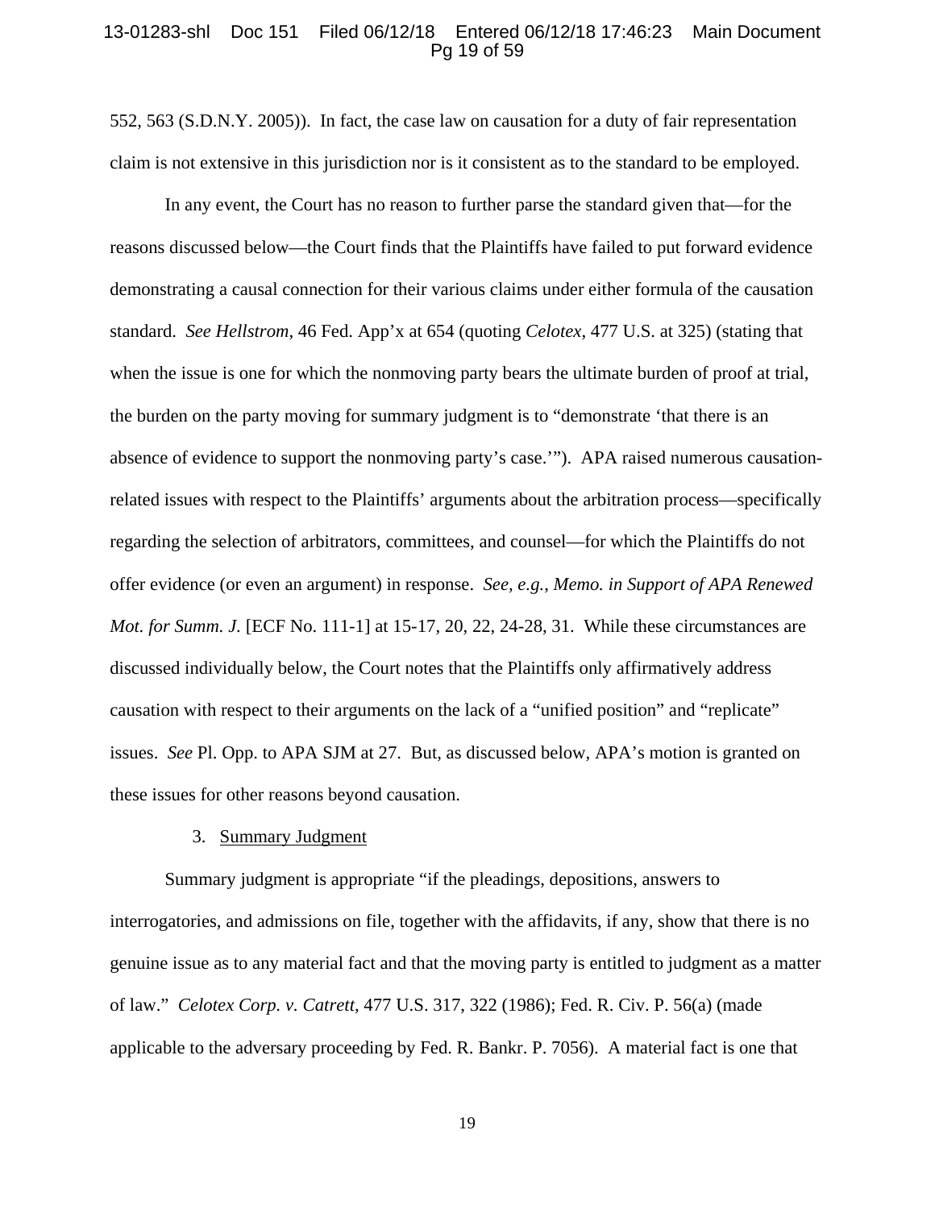552, 563 (S.D.N.Y. 2005)). In fact, the case law on causation for a duty of fair representation claim is not extensive in this jurisdiction nor is it consistent as to the standard to be employed.

In any event, the Court has no reason to further parse the standard given that—for the reasons discussed below—the Court finds that the Plaintiffs have failed to put forward evidence demonstrating a causal connection for their various claims under either formula of the causation standard. *See Hellstrom*, 46 Fed. App'x at 654 (quoting *Celotex*, 477 U.S. at 325) (stating that when the issue is one for which the nonmoving party bears the ultimate burden of proof at trial, the burden on the party moving for summary judgment is to "demonstrate 'that there is an absence of evidence to support the nonmoving party's case.'"). APA raised numerous causation-related issues with respect to the Plaintiffs' arguments about the arbitration process—specifically regarding the selection of arbitrators, committees, and counsel—for which the Plaintiffs do not offer evidence (or even an argument) in response. *See, e.g.*, *Memo. in Support of APA Renewed Mot. for Summ. J.* [ECF No. 111-1] at 15-17, 20, 22, 24-28, 31. While these circumstances are discussed individually below, the Court notes that the Plaintiffs only affirmatively address causation with respect to their arguments on the lack of a "unified position" and "replicate" issues. *See* Pl. Opp. to APA SJM at 27. But, as discussed below, APA's motion is granted on these issues for other reasons beyond causation.

3. <u>Summary Judgment</u>

Summary judgment is appropriate "if the pleadings, depositions, answers to interrogatories, and admissions on file, together with the affidavits, if any, show that there is no genuine issue as to any material fact and that the moving party is entitled to judgment as a matter of law." *Celotex Corp. v. Catrett*, 477 U.S. 317, 322 (1986); Fed. R. Civ. P. 56(a) (made applicable to the adversary proceeding by Fed. R. Bankr. P. 7056). A material fact is one that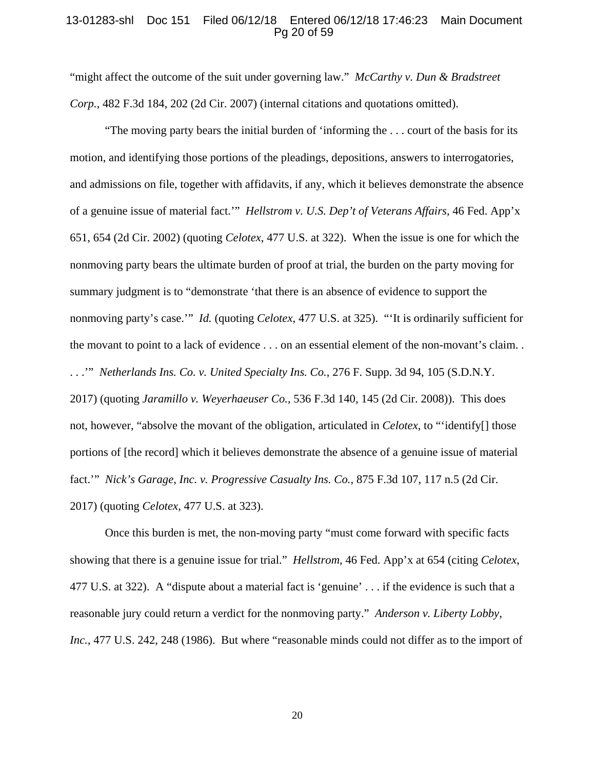"might affect the outcome of the suit under governing law." *McCarthy v. Dun & Bradstreet Corp.*, 482 F.3d 184, 202 (2d Cir. 2007) (internal citations and quotations omitted).

"The moving party bears the initial burden of 'informing the . . . court of the basis for its motion, and identifying those portions of the pleadings, depositions, answers to interrogatories, and admissions on file, together with affidavits, if any, which it believes demonstrate the absence of a genuine issue of material fact.'" *Hellstrom v. U.S. Dep't of Veterans Affairs*, 46 Fed. App'x 651, 654 (2d Cir. 2002) (quoting *Celotex*, 477 U.S. at 322). When the issue is one for which the nonmoving party bears the ultimate burden of proof at trial, the burden on the party moving for summary judgment is to "demonstrate 'that there is an absence of evidence to support the nonmoving party's case.'" *Id.* (quoting *Celotex*, 477 U.S. at 325). "'It is ordinarily sufficient for the movant to point to a lack of evidence . . . on an essential element of the non-movant's claim. . . . .'" *Netherlands Ins. Co. v. United Specialty Ins. Co.*, 276 F. Supp. 3d 94, 105 (S.D.N.Y. 2017) (quoting *Jaramillo v. Weyerhaeuser Co.*, 536 F.3d 140, 145 (2d Cir. 2008)). This does not, however, "absolve the movant of the obligation, articulated in *Celotex*, to "'identify[] those portions of [the record] which it believes demonstrate the absence of a genuine issue of material fact.'" *Nick's Garage, Inc. v. Progressive Casualty Ins. Co.*, 875 F.3d 107, 117 n.5 (2d Cir. 2017) (quoting *Celotex*, 477 U.S. at 323).

Once this burden is met, the non-moving party "must come forward with specific facts showing that there is a genuine issue for trial." *Hellstrom*, 46 Fed. App'x at 654 (citing *Celotex*, 477 U.S. at 322). A "dispute about a material fact is 'genuine' . . . if the evidence is such that a reasonable jury could return a verdict for the nonmoving party." *Anderson v. Liberty Lobby, Inc.*, 477 U.S. 242, 248 (1986). But where "reasonable minds could not differ as to the import of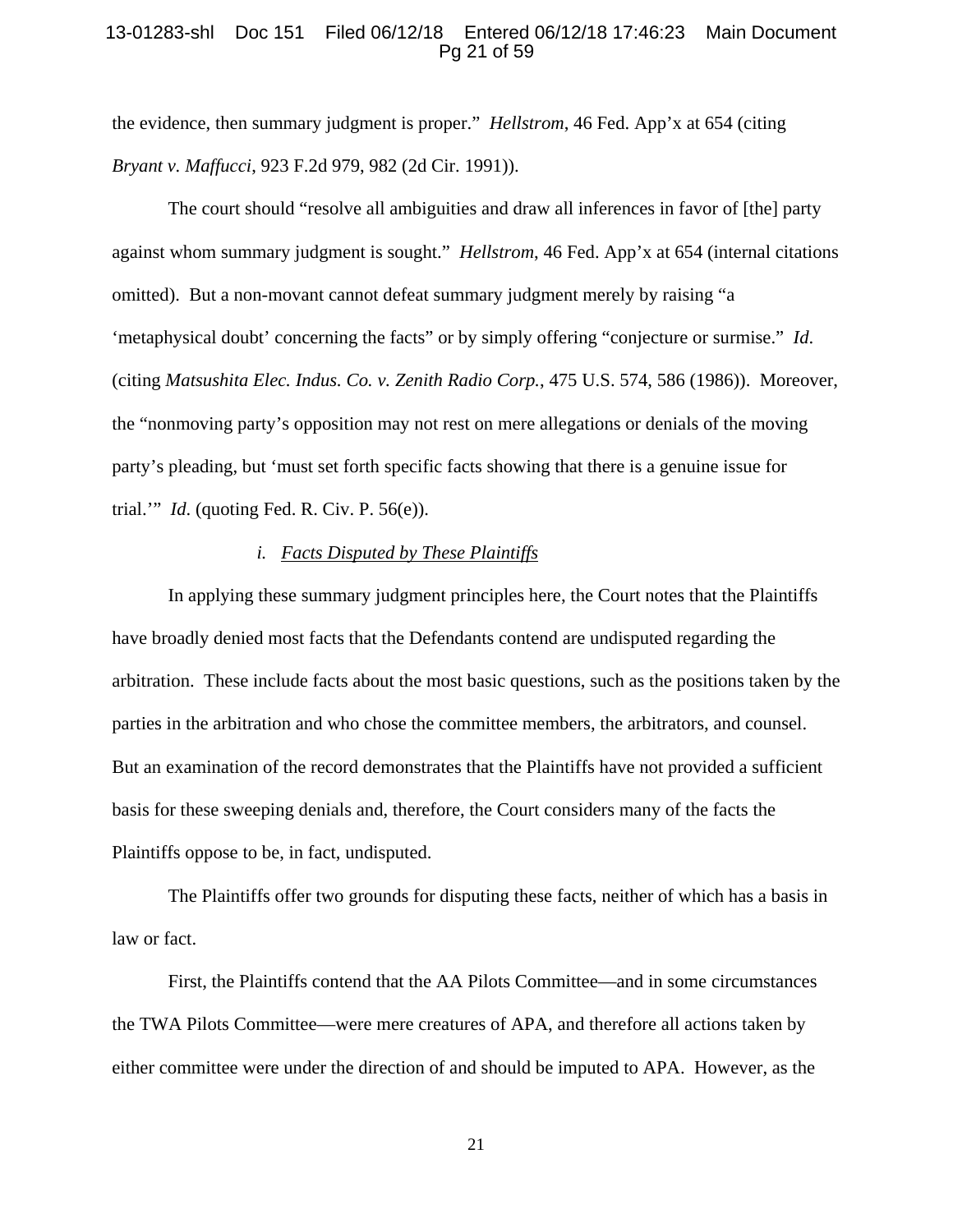the evidence, then summary judgment is proper." *Hellstrom*, 46 Fed. App'x at 654 (citing *Bryant v. Maffucci*, 923 F.2d 979, 982 (2d Cir. 1991)).

The court should "resolve all ambiguities and draw all inferences in favor of [the] party against whom summary judgment is sought." *Hellstrom*, 46 Fed. App'x at 654 (internal citations omitted). But a non-movant cannot defeat summary judgment merely by raising "a 'metaphysical doubt' concerning the facts" or by simply offering "conjecture or surmise." *Id.* (citing *Matsushita Elec. Indus. Co. v. Zenith Radio Corp.*, 475 U.S. 574, 586 (1986)). Moreover, the "nonmoving party's opposition may not rest on mere allegations or denials of the moving party's pleading, but 'must set forth specific facts showing that there is a genuine issue for trial.'" *Id.* (quoting Fed. R. Civ. P. 56(e)).

### *i. Facts Disputed by These Plaintiffs*

In applying these summary judgment principles here, the Court notes that the Plaintiffs have broadly denied most facts that the Defendants contend are undisputed regarding the arbitration. These include facts about the most basic questions, such as the positions taken by the parties in the arbitration and who chose the committee members, the arbitrators, and counsel. But an examination of the record demonstrates that the Plaintiffs have not provided a sufficient basis for these sweeping denials and, therefore, the Court considers many of the facts the Plaintiffs oppose to be, in fact, undisputed.

The Plaintiffs offer two grounds for disputing these facts, neither of which has a basis in law or fact.

First, the Plaintiffs contend that the AA Pilots Committee—and in some circumstances the TWA Pilots Committee—were mere creatures of APA, and therefore all actions taken by either committee were under the direction of and should be imputed to APA. However, as the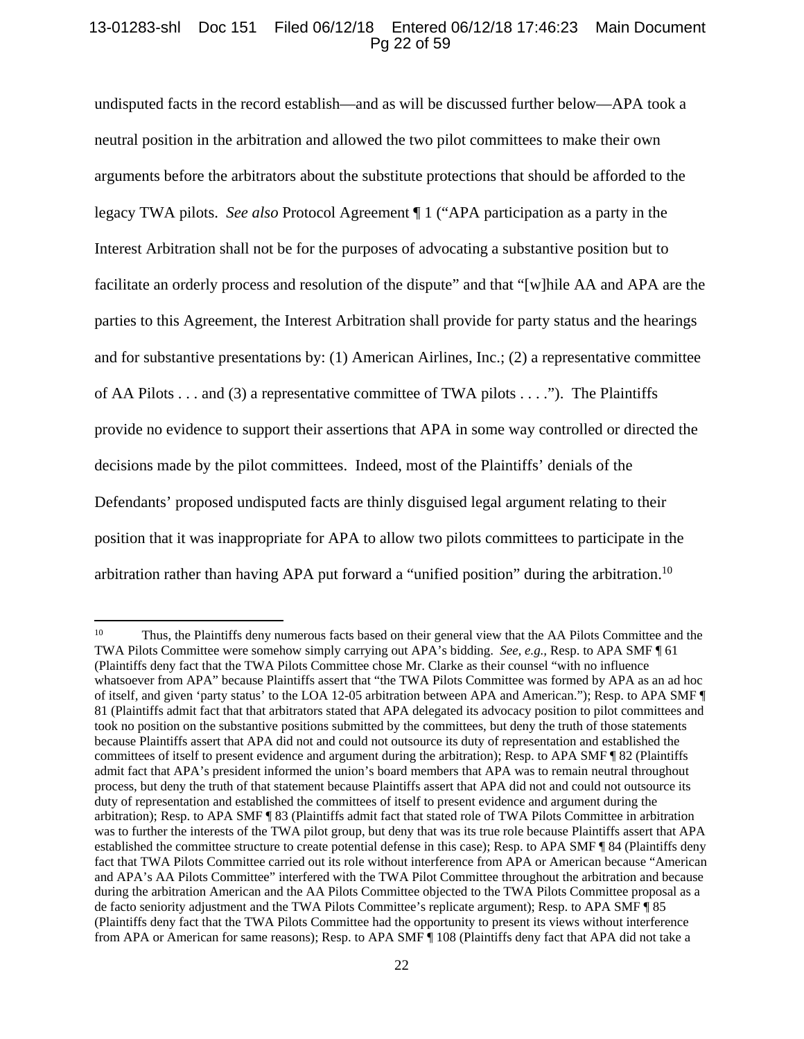undisputed facts in the record establish—and as will be discussed further below—APA took a neutral position in the arbitration and allowed the two pilot committees to make their own arguments before the arbitrators about the substitute protections that should be afforded to the legacy TWA pilots. *See also* Protocol Agreement ¶ 1 ("APA participation as a party in the Interest Arbitration shall not be for the purposes of advocating a substantive position but to facilitate an orderly process and resolution of the dispute" and that "[w]hile AA and APA are the parties to this Agreement, the Interest Arbitration shall provide for party status and the hearings and for substantive presentations by: (1) American Airlines, Inc.; (2) a representative committee of AA Pilots . . . and (3) a representative committee of TWA pilots . . . ."). The Plaintiffs provide no evidence to support their assertions that APA in some way controlled or directed the decisions made by the pilot committees. Indeed, most of the Plaintiffs' denials of the Defendants' proposed undisputed facts are thinly disguised legal argument relating to their position that it was inappropriate for APA to allow two pilots committees to participate in the arbitration rather than having APA put forward a "unified position" during the arbitration.[10]

---

[10] Thus, the Plaintiffs deny numerous facts based on their general view that the AA Pilots Committee and the TWA Pilots Committee were somehow simply carrying out APA's bidding. *See, e.g.*, Resp. to APA SMF ¶ 61 (Plaintiffs deny fact that the TWA Pilots Committee chose Mr. Clarke as their counsel "with no influence whatsoever from APA" because Plaintiffs assert that "the TWA Pilots Committee was formed by APA as an ad hoc of itself, and given 'party status' to the LOA 12-05 arbitration between APA and American."); Resp. to APA SMF ¶ 81 (Plaintiffs admit fact that that arbitrators stated that APA delegated its advocacy position to pilot committees and took no position on the substantive positions submitted by the committees, but deny the truth of those statements because Plaintiffs assert that APA did not and could not outsource its duty of representation and established the committees of itself to present evidence and argument during the arbitration); Resp. to APA SMF ¶ 82 (Plaintiffs admit fact that APA's president informed the union's board members that APA was to remain neutral throughout process, but deny the truth of that statement because Plaintiffs assert that APA did not and could not outsource its duty of representation and established the committees of itself to present evidence and argument during the arbitration); Resp. to APA SMF ¶ 83 (Plaintiffs admit fact that stated role of TWA Pilots Committee in arbitration was to further the interests of the TWA pilot group, but deny that was its true role because Plaintiffs assert that APA established the committee structure to create potential defense in this case); Resp. to APA SMF ¶ 84 (Plaintiffs deny fact that TWA Pilots Committee carried out its role without interference from APA or American because "American and APA's AA Pilots Committee" interfered with the TWA Pilot Committee throughout the arbitration and because during the arbitration American and the AA Pilots Committee objected to the TWA Pilots Committee proposal as a de facto seniority adjustment and the TWA Pilots Committee's replicate argument); Resp. to APA SMF ¶ 85 (Plaintiffs deny fact that the TWA Pilots Committee had the opportunity to present its views without interference from APA or American for same reasons); Resp. to APA SMF ¶ 108 (Plaintiffs deny fact that APA did not take a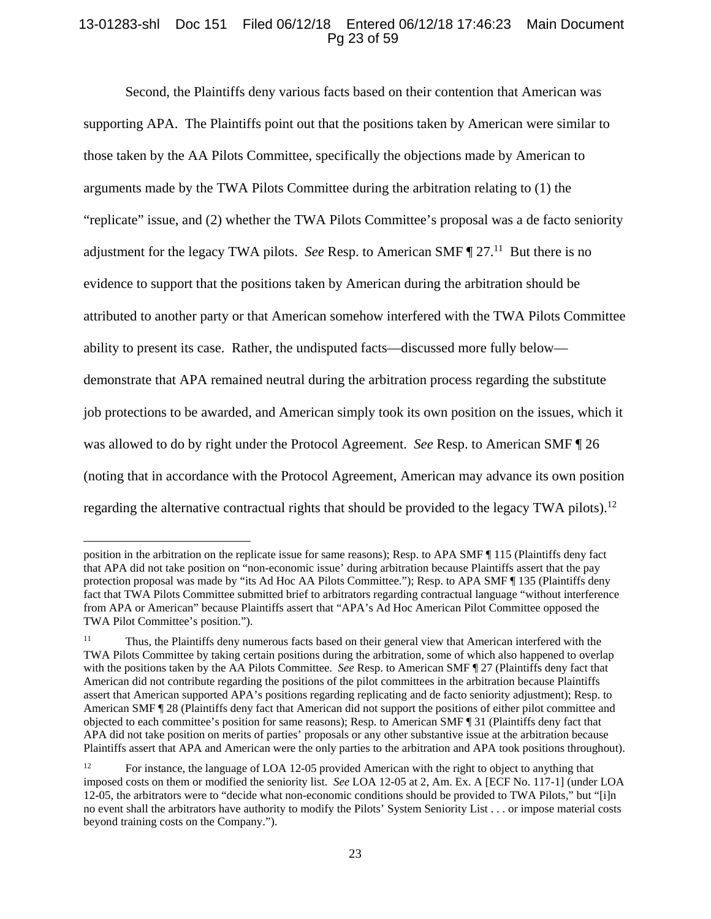Second, the Plaintiffs deny various facts based on their contention that American was supporting APA. The Plaintiffs point out that the positions taken by American were similar to those taken by the AA Pilots Committee, specifically the objections made by American to arguments made by the TWA Pilots Committee during the arbitration relating to (1) the "replicate" issue, and (2) whether the TWA Pilots Committee's proposal was a de facto seniority adjustment for the legacy TWA pilots. *See* Resp. to American SMF ¶ 27.[11] But there is no evidence to support that the positions taken by American during the arbitration should be attributed to another party or that American somehow interfered with the TWA Pilots Committee ability to present its case. Rather, the undisputed facts—discussed more fully below—demonstrate that APA remained neutral during the arbitration process regarding the substitute job protections to be awarded, and American simply took its own position on the issues, which it was allowed to do by right under the Protocol Agreement. *See* Resp. to American SMF ¶ 26 (noting that in accordance with the Protocol Agreement, American may advance its own position regarding the alternative contractual rights that should be provided to the legacy TWA pilots).[12]

---

position in the arbitration on the replicate issue for same reasons); Resp. to APA SMF ¶ 115 (Plaintiffs deny fact that APA did not take position on "non-economic issue' during arbitration because Plaintiffs assert that the pay protection proposal was made by "its Ad Hoc AA Pilots Committee."); Resp. to APA SMF ¶ 135 (Plaintiffs deny fact that TWA Pilots Committee submitted brief to arbitrators regarding contractual language "without interference from APA or American" because Plaintiffs assert that "APA's Ad Hoc American Pilot Committee opposed the TWA Pilot Committee's position.").

[11] Thus, the Plaintiffs deny numerous facts based on their general view that American interfered with the TWA Pilots Committee by taking certain positions during the arbitration, some of which also happened to overlap with the positions taken by the AA Pilots Committee. *See* Resp. to American SMF ¶ 27 (Plaintiffs deny fact that American did not contribute regarding the positions of the pilot committees in the arbitration because Plaintiffs assert that American supported APA's positions regarding replicating and de facto seniority adjustment); Resp. to American SMF ¶ 28 (Plaintiffs deny fact that American did not support the positions of either pilot committee and objected to each committee's position for same reasons); Resp. to American SMF ¶ 31 (Plaintiffs deny fact that APA did not take position on merits of parties' proposals or any other substantive issue at the arbitration because Plaintiffs assert that APA and American were the only parties to the arbitration and APA took positions throughout).

[12] For instance, the language of LOA 12-05 provided American with the right to object to anything that imposed costs on them or modified the seniority list. *See* LOA 12-05 at 2, Am. Ex. A [ECF No. 117-1] (under LOA 12-05, the arbitrators were to "decide what non-economic conditions should be provided to TWA Pilots," but "[i]n no event shall the arbitrators have authority to modify the Pilots' System Seniority List . . . or impose material costs beyond training costs on the Company.").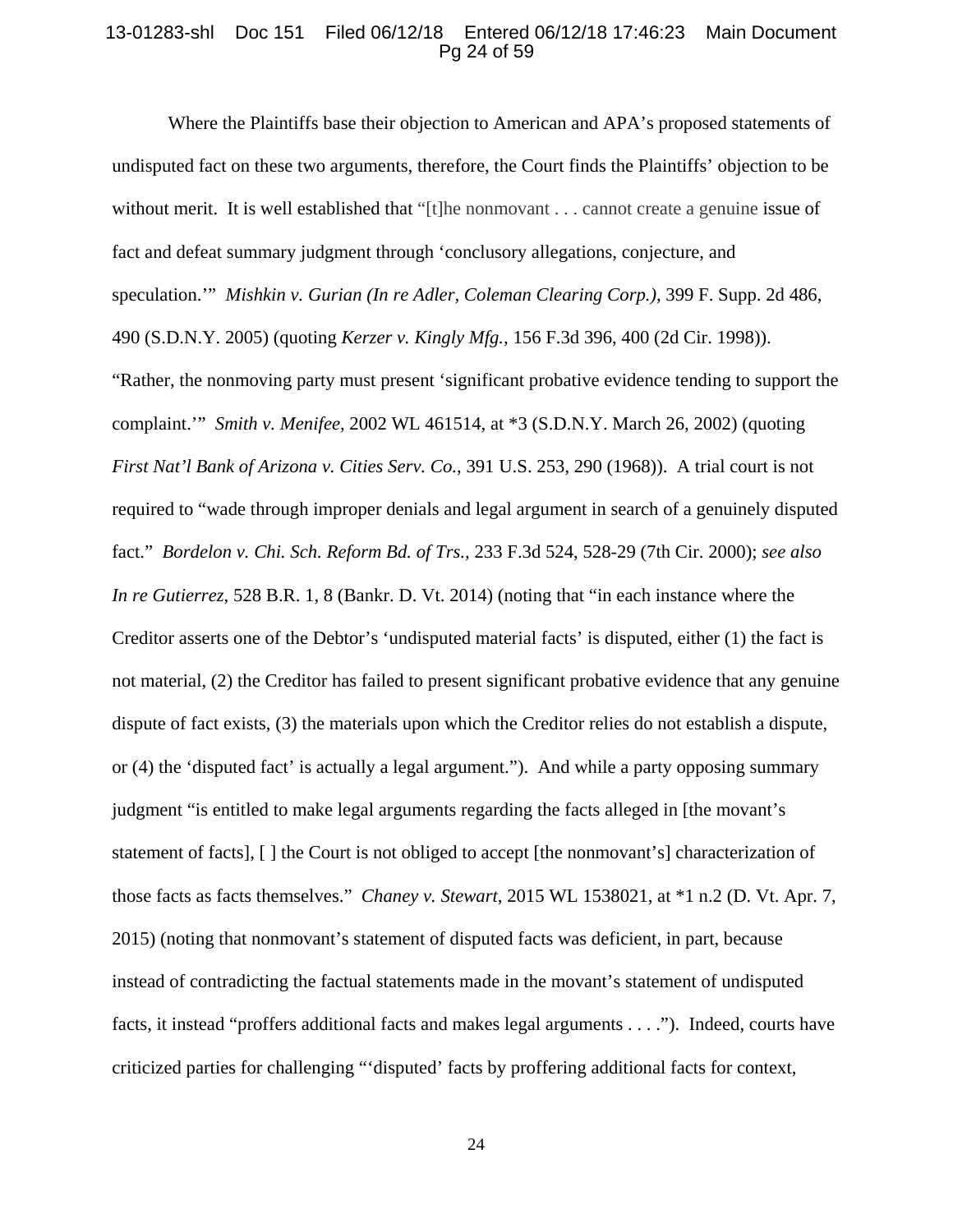Where the Plaintiffs base their objection to American and APA's proposed statements of undisputed fact on these two arguments, therefore, the Court finds the Plaintiffs' objection to be without merit. It is well established that "[t]he nonmovant . . . cannot create a genuine issue of fact and defeat summary judgment through 'conclusory allegations, conjecture, and speculation.'" *Mishkin v. Gurian (In re Adler, Coleman Clearing Corp.)*, 399 F. Supp. 2d 486, 490 (S.D.N.Y. 2005) (quoting *Kerzer v. Kingly Mfg.*, 156 F.3d 396, 400 (2d Cir. 1998)). "Rather, the nonmoving party must present 'significant probative evidence tending to support the complaint.'" *Smith v. Menifee*, 2002 WL 461514, at *3 (S.D.N.Y. March 26, 2002) (quoting *First Nat'l Bank of Arizona v. Cities Serv. Co.*, 391 U.S. 253, 290 (1968)). A trial court is not required to "wade through improper denials and legal argument in search of a genuinely disputed fact." *Bordelon v. Chi. Sch. Reform Bd. of Trs.*, 233 F.3d 524, 528-29 (7th Cir. 2000); *see also In re Gutierrez*, 528 B.R. 1, 8 (Bankr. D. Vt. 2014) (noting that "in each instance where the Creditor asserts one of the Debtor's 'undisputed material facts' is disputed, either (1) the fact is not material, (2) the Creditor has failed to present significant probative evidence that any genuine dispute of fact exists, (3) the materials upon which the Creditor relies do not establish a dispute, or (4) the 'disputed fact' is actually a legal argument."). And while a party opposing summary judgment "is entitled to make legal arguments regarding the facts alleged in [the movant's statement of facts], [ ] the Court is not obliged to accept [the nonmovant's] characterization of those facts as facts themselves." *Chaney v. Stewart*, 2015 WL 1538021, at *1 n.2 (D. Vt. Apr. 7, 2015) (noting that nonmovant's statement of disputed facts was deficient, in part, because instead of contradicting the factual statements made in the movant's statement of undisputed facts, it instead "proffers additional facts and makes legal arguments . . . ."). Indeed, courts have criticized parties for challenging "'disputed' facts by proffering additional facts for context,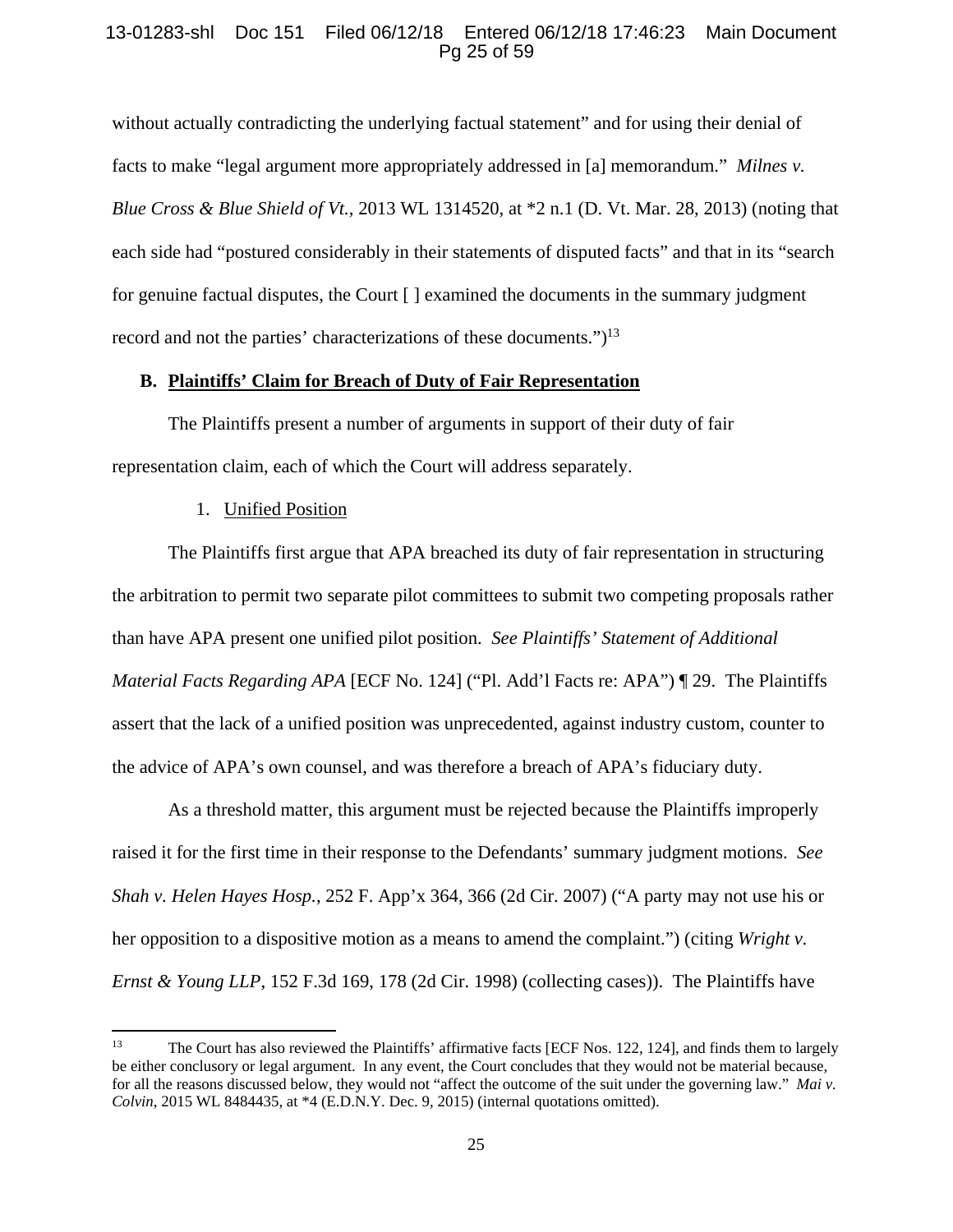without actually contradicting the underlying factual statement" and for using their denial of facts to make "legal argument more appropriately addressed in [a] memorandum." *Milnes v. Blue Cross & Blue Shield of Vt.*, 2013 WL 1314520, at *2 n.1 (D. Vt. Mar. 28, 2013) (noting that each side had "postured considerably in their statements of disputed facts" and that in its "search for genuine factual disputes, the Court [ ] examined the documents in the summary judgment record and not the parties' characterizations of these documents.")[13]

**B. Plaintiffs' Claim for Breach of Duty of Fair Representation**

The Plaintiffs present a number of arguments in support of their duty of fair representation claim, each of which the Court will address separately.

1. Unified Position

The Plaintiffs first argue that APA breached its duty of fair representation in structuring the arbitration to permit two separate pilot committees to submit two competing proposals rather than have APA present one unified pilot position. *See Plaintiffs' Statement of Additional Material Facts Regarding APA* [ECF No. 124] ("Pl. Add'l Facts re: APA") ¶ 29. The Plaintiffs assert that the lack of a unified position was unprecedented, against industry custom, counter to the advice of APA's own counsel, and was therefore a breach of APA's fiduciary duty.

As a threshold matter, this argument must be rejected because the Plaintiffs improperly raised it for the first time in their response to the Defendants' summary judgment motions. *See Shah v. Helen Hayes Hosp.*, 252 F. App'x 364, 366 (2d Cir. 2007) ("A party may not use his or her opposition to a dispositive motion as a means to amend the complaint.") (citing *Wright v. Ernst & Young LLP*, 152 F.3d 169, 178 (2d Cir. 1998) (collecting cases)). The Plaintiffs have

---

[13] The Court has also reviewed the Plaintiffs' affirmative facts [ECF Nos. 122, 124], and finds them to largely be either conclusory or legal argument. In any event, the Court concludes that they would not be material because, for all the reasons discussed below, they would not "affect the outcome of the suit under the governing law." *Mai v. Colvin*, 2015 WL 8484435, at *4 (E.D.N.Y. Dec. 9, 2015) (internal quotations omitted).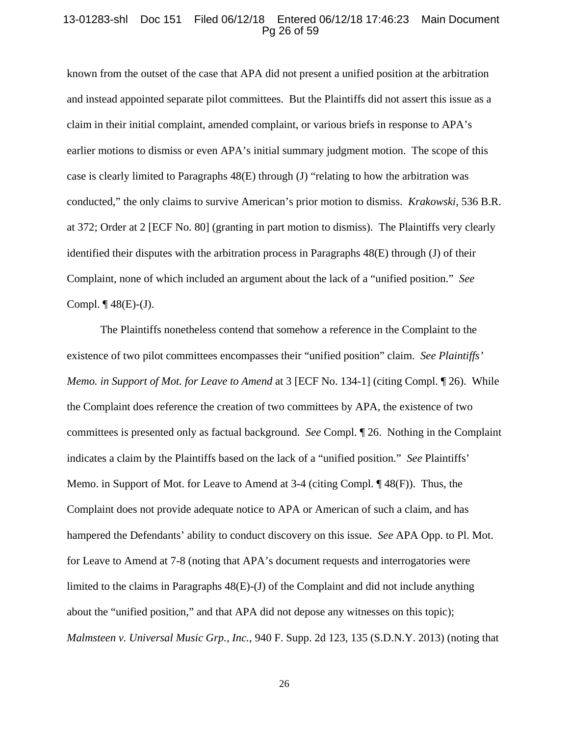known from the outset of the case that APA did not present a unified position at the arbitration and instead appointed separate pilot committees. But the Plaintiffs did not assert this issue as a claim in their initial complaint, amended complaint, or various briefs in response to APA's earlier motions to dismiss or even APA's initial summary judgment motion. The scope of this case is clearly limited to Paragraphs 48(E) through (J) "relating to how the arbitration was conducted," the only claims to survive American's prior motion to dismiss. *Krakowski*, 536 B.R. at 372; Order at 2 [ECF No. 80] (granting in part motion to dismiss). The Plaintiffs very clearly identified their disputes with the arbitration process in Paragraphs 48(E) through (J) of their Complaint, none of which included an argument about the lack of a "unified position." *See* Compl. ¶ 48(E)-(J).

The Plaintiffs nonetheless contend that somehow a reference in the Complaint to the existence of two pilot committees encompasses their "unified position" claim. *See Plaintiffs' Memo. in Support of Mot. for Leave to Amend* at 3 [ECF No. 134-1] (citing Compl. ¶ 26). While the Complaint does reference the creation of two committees by APA, the existence of two committees is presented only as factual background. *See* Compl. ¶ 26. Nothing in the Complaint indicates a claim by the Plaintiffs based on the lack of a "unified position." *See* Plaintiffs' Memo. in Support of Mot. for Leave to Amend at 3-4 (citing Compl. ¶ 48(F)). Thus, the Complaint does not provide adequate notice to APA or American of such a claim, and has hampered the Defendants' ability to conduct discovery on this issue. *See* APA Opp. to Pl. Mot. for Leave to Amend at 7-8 (noting that APA's document requests and interrogatories were limited to the claims in Paragraphs 48(E)-(J) of the Complaint and did not include anything about the "unified position," and that APA did not depose any witnesses on this topic); *Malmsteen v. Universal Music Grp., Inc.*, 940 F. Supp. 2d 123, 135 (S.D.N.Y. 2013) (noting that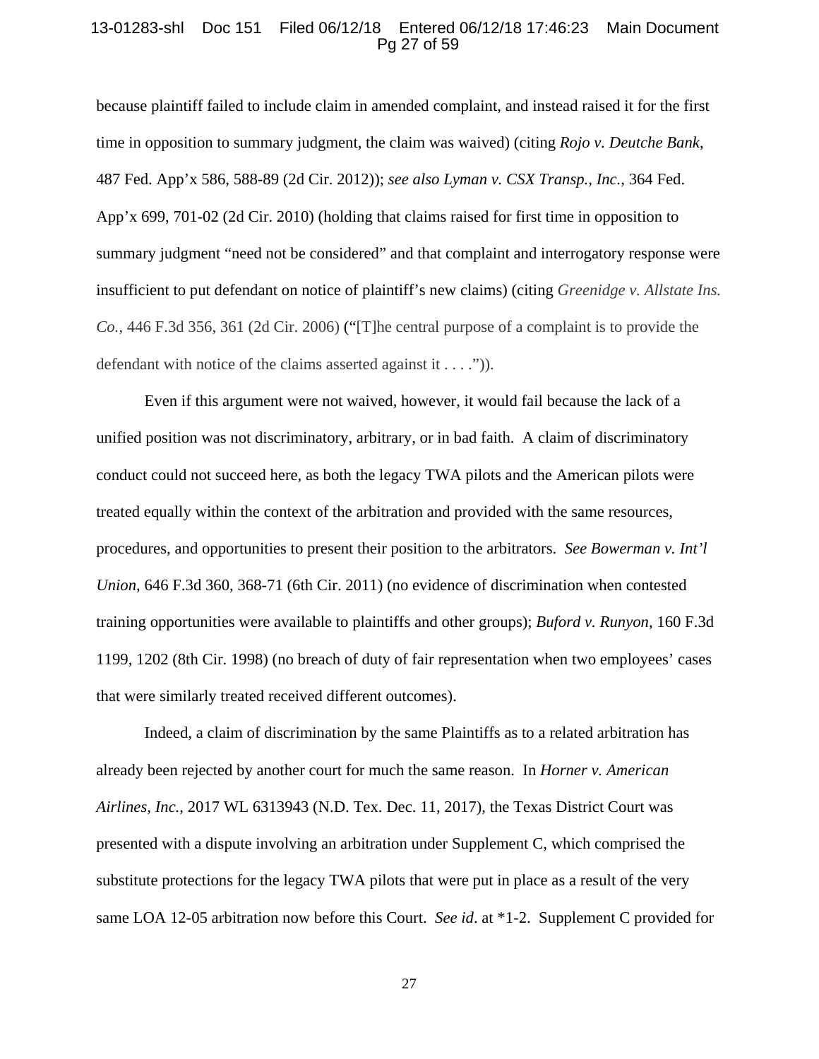because plaintiff failed to include claim in amended complaint, and instead raised it for the first time in opposition to summary judgment, the claim was waived) (citing *Rojo v. Deutche Bank*, 487 Fed. App'x 586, 588-89 (2d Cir. 2012)); *see also Lyman v. CSX Transp., Inc.*, 364 Fed. App'x 699, 701-02 (2d Cir. 2010) (holding that claims raised for first time in opposition to summary judgment "need not be considered" and that complaint and interrogatory response were insufficient to put defendant on notice of plaintiff's new claims) (citing *Greenidge v. Allstate Ins. Co.*, 446 F.3d 356, 361 (2d Cir. 2006) ("[T]he central purpose of a complaint is to provide the defendant with notice of the claims asserted against it . . . .")).

Even if this argument were not waived, however, it would fail because the lack of a unified position was not discriminatory, arbitrary, or in bad faith. A claim of discriminatory conduct could not succeed here, as both the legacy TWA pilots and the American pilots were treated equally within the context of the arbitration and provided with the same resources, procedures, and opportunities to present their position to the arbitrators. *See Bowerman v. Int'l Union*, 646 F.3d 360, 368-71 (6th Cir. 2011) (no evidence of discrimination when contested training opportunities were available to plaintiffs and other groups); *Buford v. Runyon*, 160 F.3d 1199, 1202 (8th Cir. 1998) (no breach of duty of fair representation when two employees' cases that were similarly treated received different outcomes).

Indeed, a claim of discrimination by the same Plaintiffs as to a related arbitration has already been rejected by another court for much the same reason. In *Horner v. American Airlines, Inc.*, 2017 WL 6313943 (N.D. Tex. Dec. 11, 2017), the Texas District Court was presented with a dispute involving an arbitration under Supplement C, which comprised the substitute protections for the legacy TWA pilots that were put in place as a result of the very same LOA 12-05 arbitration now before this Court. *See id*. at *1-2. Supplement C provided for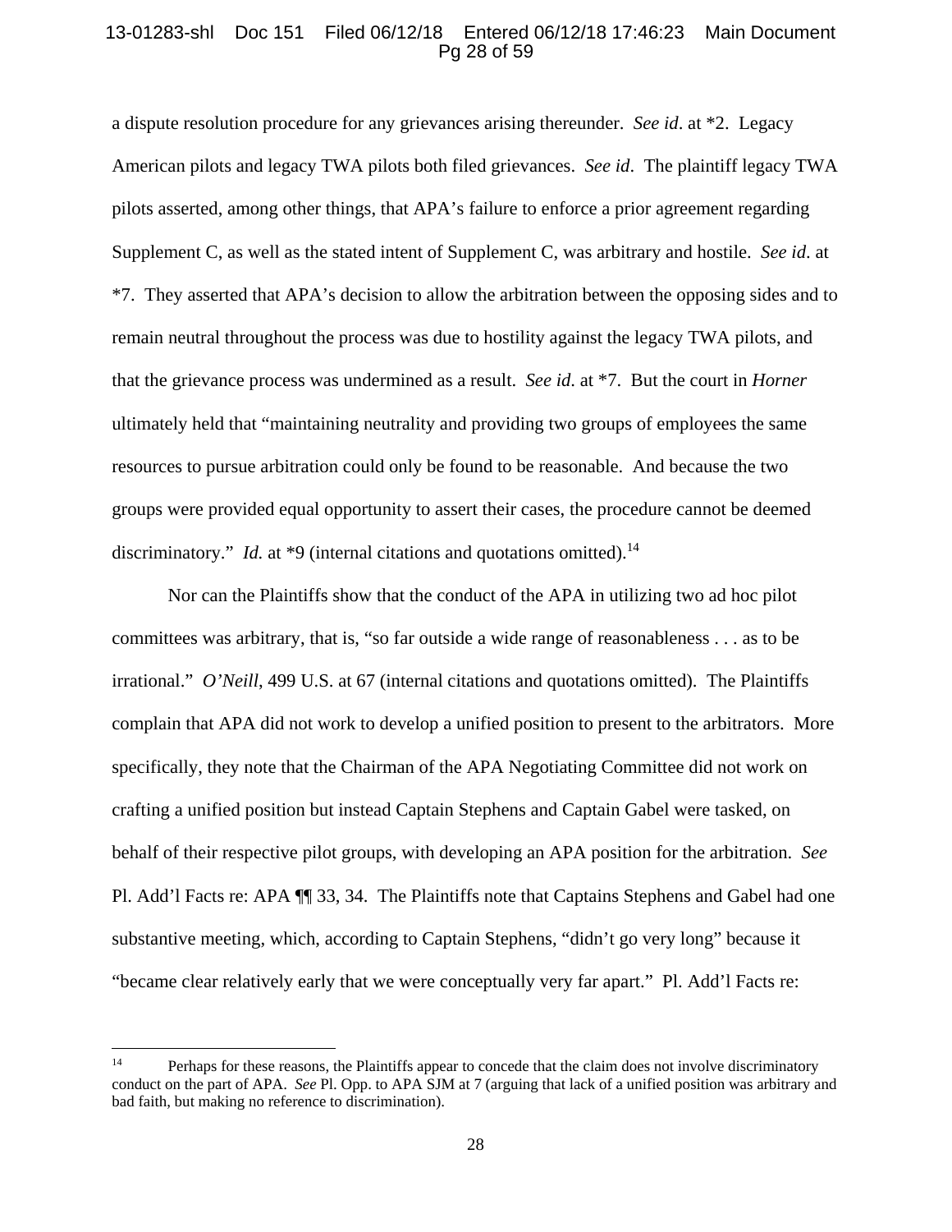a dispute resolution procedure for any grievances arising thereunder. *See id*. at *2. Legacy American pilots and legacy TWA pilots both filed grievances. *See id*. The plaintiff legacy TWA pilots asserted, among other things, that APA's failure to enforce a prior agreement regarding Supplement C, as well as the stated intent of Supplement C, was arbitrary and hostile. *See id*. at *7. They asserted that APA's decision to allow the arbitration between the opposing sides and to remain neutral throughout the process was due to hostility against the legacy TWA pilots, and that the grievance process was undermined as a result. *See id*. at *7. But the court in *Horner* ultimately held that "maintaining neutrality and providing two groups of employees the same resources to pursue arbitration could only be found to be reasonable. And because the two groups were provided equal opportunity to assert their cases, the procedure cannot be deemed discriminatory." *Id.* at *9 (internal citations and quotations omitted).[14]

Nor can the Plaintiffs show that the conduct of the APA in utilizing two ad hoc pilot committees was arbitrary, that is, "so far outside a wide range of reasonableness . . . as to be irrational." *O'Neill*, 499 U.S. at 67 (internal citations and quotations omitted). The Plaintiffs complain that APA did not work to develop a unified position to present to the arbitrators. More specifically, they note that the Chairman of the APA Negotiating Committee did not work on crafting a unified position but instead Captain Stephens and Captain Gabel were tasked, on behalf of their respective pilot groups, with developing an APA position for the arbitration. *See* Pl. Add'l Facts re: APA ¶¶ 33, 34. The Plaintiffs note that Captains Stephens and Gabel had one substantive meeting, which, according to Captain Stephens, "didn't go very long" because it "became clear relatively early that we were conceptually very far apart." Pl. Add'l Facts re:

[14] Perhaps for these reasons, the Plaintiffs appear to concede that the claim does not involve discriminatory conduct on the part of APA. *See* Pl. Opp. to APA SJM at 7 (arguing that lack of a unified position was arbitrary and bad faith, but making no reference to discrimination).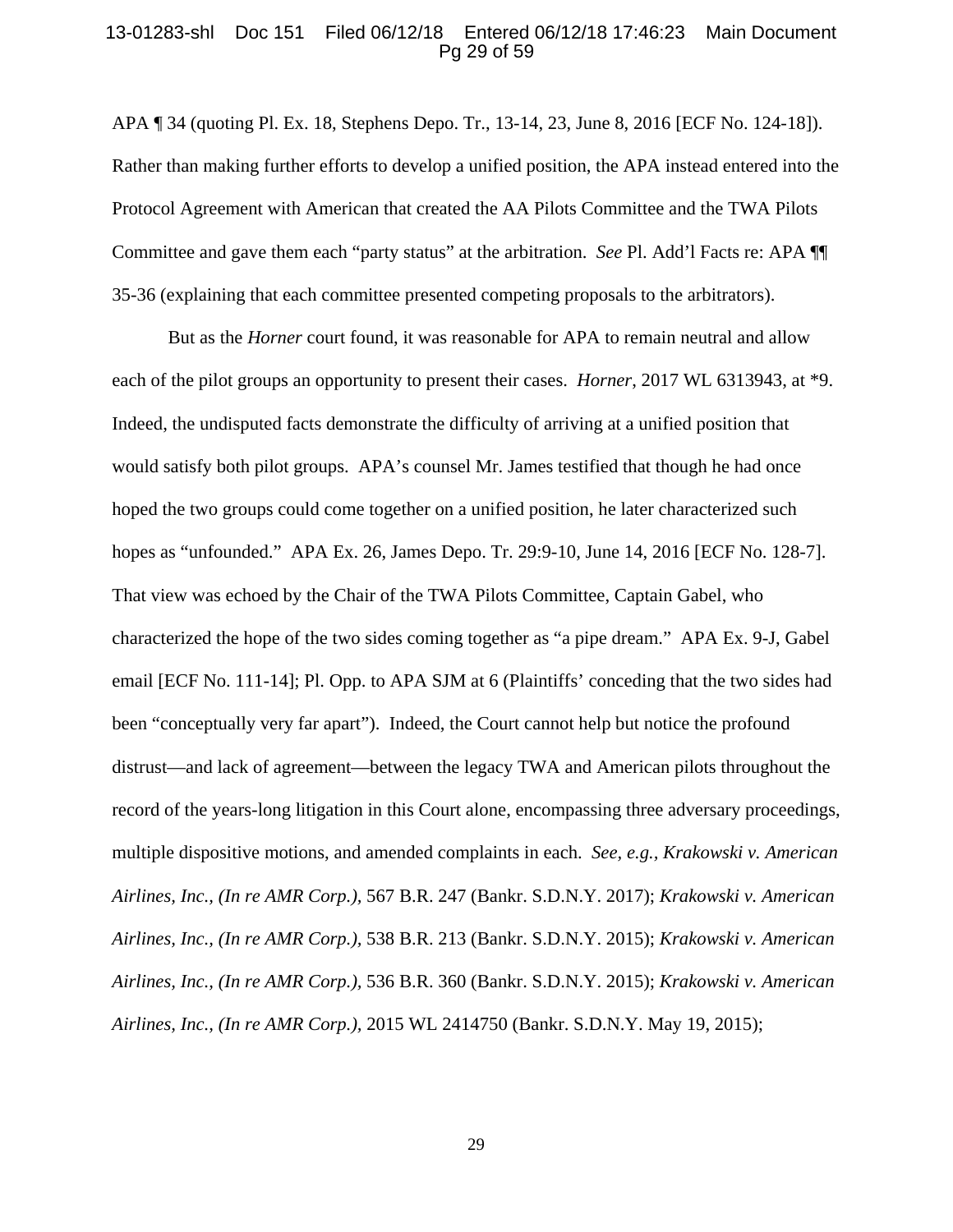APA ¶ 34 (quoting Pl. Ex. 18, Stephens Depo. Tr., 13-14, 23, June 8, 2016 [ECF No. 124-18]). Rather than making further efforts to develop a unified position, the APA instead entered into the Protocol Agreement with American that created the AA Pilots Committee and the TWA Pilots Committee and gave them each "party status" at the arbitration. *See* Pl. Add'l Facts re: APA ¶¶ 35-36 (explaining that each committee presented competing proposals to the arbitrators).

But as the *Horner* court found, it was reasonable for APA to remain neutral and allow each of the pilot groups an opportunity to present their cases. *Horner*, 2017 WL 6313943, at *9. Indeed, the undisputed facts demonstrate the difficulty of arriving at a unified position that would satisfy both pilot groups. APA's counsel Mr. James testified that though he had once hoped the two groups could come together on a unified position, he later characterized such hopes as "unfounded." APA Ex. 26, James Depo. Tr. 29:9-10, June 14, 2016 [ECF No. 128-7]. That view was echoed by the Chair of the TWA Pilots Committee, Captain Gabel, who characterized the hope of the two sides coming together as "a pipe dream." APA Ex. 9-J, Gabel email [ECF No. 111-14]; Pl. Opp. to APA SJM at 6 (Plaintiffs' conceding that the two sides had been "conceptually very far apart"). Indeed, the Court cannot help but notice the profound distrust—and lack of agreement—between the legacy TWA and American pilots throughout the record of the years-long litigation in this Court alone, encompassing three adversary proceedings, multiple dispositive motions, and amended complaints in each. *See, e.g., Krakowski v. American Airlines, Inc., (In re AMR Corp.),* 567 B.R. 247 (Bankr. S.D.N.Y. 2017); *Krakowski v. American Airlines, Inc., (In re AMR Corp.),* 538 B.R. 213 (Bankr. S.D.N.Y. 2015); *Krakowski v. American Airlines, Inc., (In re AMR Corp.),* 536 B.R. 360 (Bankr. S.D.N.Y. 2015); *Krakowski v. American Airlines, Inc., (In re AMR Corp.),* 2015 WL 2414750 (Bankr. S.D.N.Y. May 19, 2015);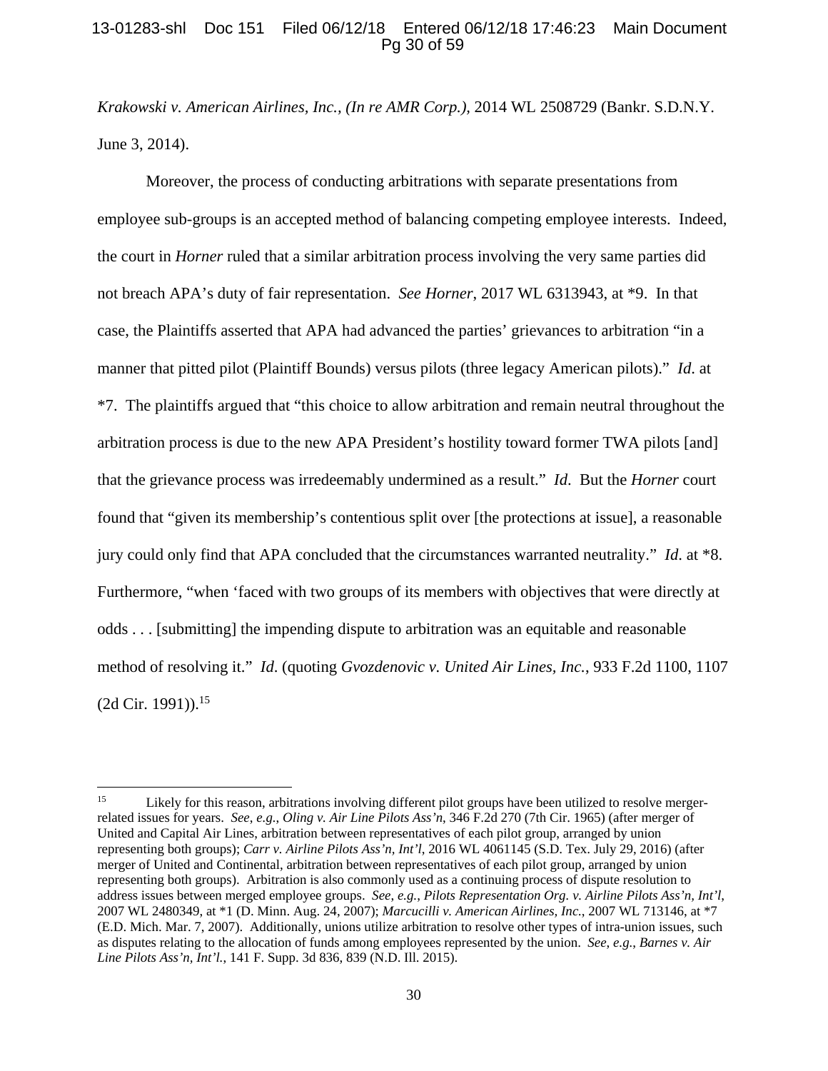*Krakowski v. American Airlines, Inc., (In re AMR Corp.)*, 2014 WL 2508729 (Bankr. S.D.N.Y. June 3, 2014).

Moreover, the process of conducting arbitrations with separate presentations from employee sub-groups is an accepted method of balancing competing employee interests. Indeed, the court in *Horner* ruled that a similar arbitration process involving the very same parties did not breach APA's duty of fair representation. *See Horner*, 2017 WL 6313943, at *9. In that case, the Plaintiffs asserted that APA had advanced the parties' grievances to arbitration "in a manner that pitted pilot (Plaintiff Bounds) versus pilots (three legacy American pilots)." *Id.* at *7. The plaintiffs argued that "this choice to allow arbitration and remain neutral throughout the arbitration process is due to the new APA President's hostility toward former TWA pilots [and] that the grievance process was irredeemably undermined as a result." *Id.* But the *Horner* court found that "given its membership's contentious split over [the protections at issue], a reasonable jury could only find that APA concluded that the circumstances warranted neutrality." *Id.* at *8. Furthermore, "when 'faced with two groups of its members with objectives that were directly at odds . . . [submitting] the impending dispute to arbitration was an equitable and reasonable method of resolving it." *Id.* (quoting *Gvozdenovic v. United Air Lines, Inc.*, 933 F.2d 1100, 1107 (2d Cir. 1991)).[15]

---

[15] Likely for this reason, arbitrations involving different pilot groups have been utilized to resolve merger-related issues for years. *See, e.g.*, *Oling v. Air Line Pilots Ass'n*, 346 F.2d 270 (7th Cir. 1965) (after merger of United and Capital Air Lines, arbitration between representatives of each pilot group, arranged by union representing both groups); *Carr v. Airline Pilots Ass'n, Int'l*, 2016 WL 4061145 (S.D. Tex. July 29, 2016) (after merger of United and Continental, arbitration between representatives of each pilot group, arranged by union representing both groups). Arbitration is also commonly used as a continuing process of dispute resolution to address issues between merged employee groups. *See, e.g., Pilots Representation Org. v. Airline Pilots Ass'n, Int'l*, 2007 WL 2480349, at *1 (D. Minn. Aug. 24, 2007); *Marcucilli v. American Airlines, Inc.*, 2007 WL 713146, at *7 (E.D. Mich. Mar. 7, 2007). Additionally, unions utilize arbitration to resolve other types of intra-union issues, such as disputes relating to the allocation of funds among employees represented by the union. *See, e.g.*, *Barnes v. Air Line Pilots Ass'n, Int'l.*, 141 F. Supp. 3d 836, 839 (N.D. Ill. 2015).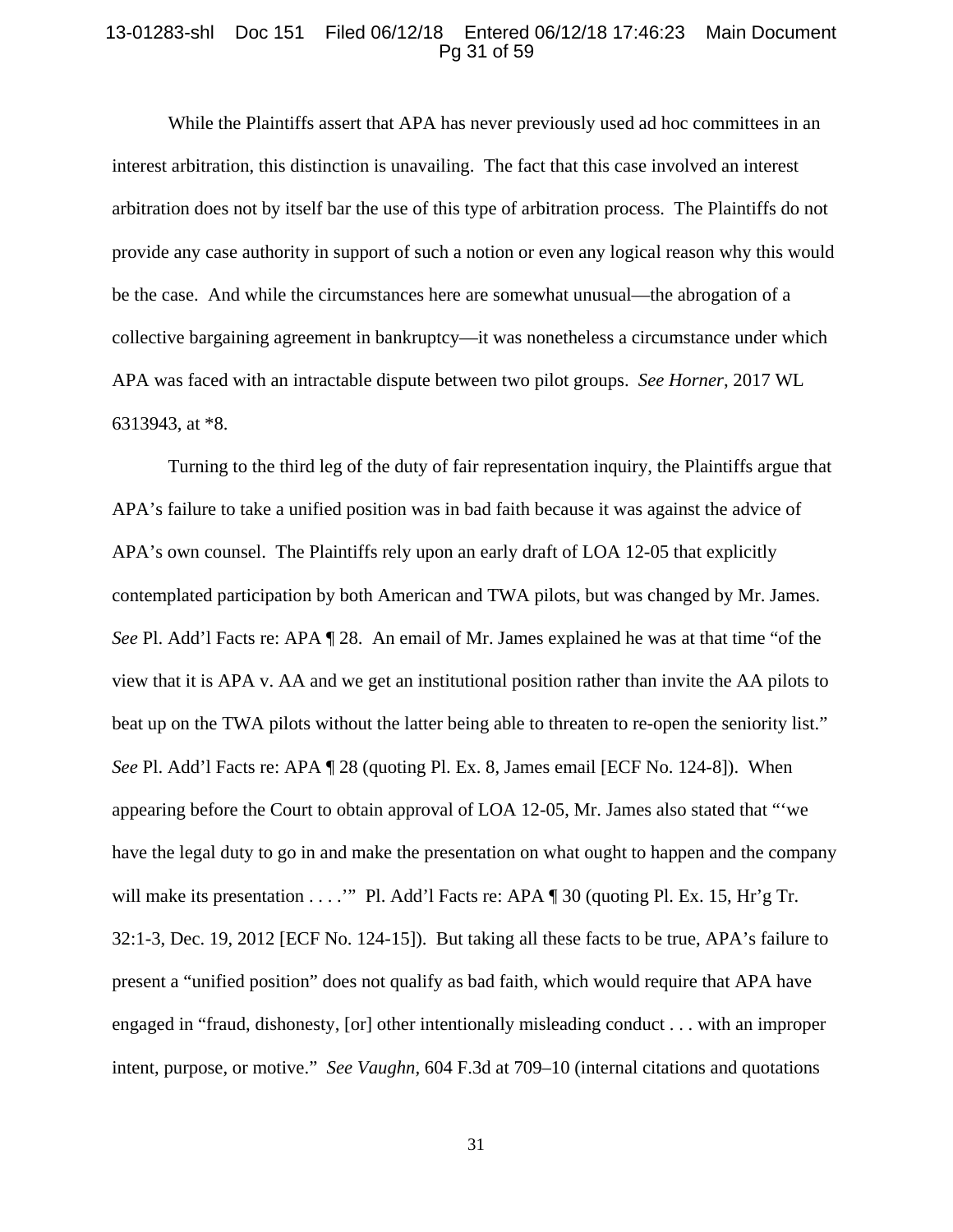While the Plaintiffs assert that APA has never previously used ad hoc committees in an interest arbitration, this distinction is unavailing. The fact that this case involved an interest arbitration does not by itself bar the use of this type of arbitration process. The Plaintiffs do not provide any case authority in support of such a notion or even any logical reason why this would be the case. And while the circumstances here are somewhat unusual—the abrogation of a collective bargaining agreement in bankruptcy—it was nonetheless a circumstance under which APA was faced with an intractable dispute between two pilot groups. *See Horner*, 2017 WL 6313943, at *8.

Turning to the third leg of the duty of fair representation inquiry, the Plaintiffs argue that APA's failure to take a unified position was in bad faith because it was against the advice of APA's own counsel. The Plaintiffs rely upon an early draft of LOA 12-05 that explicitly contemplated participation by both American and TWA pilots, but was changed by Mr. James. *See* Pl. Add'l Facts re: APA ¶ 28. An email of Mr. James explained he was at that time "of the view that it is APA v. AA and we get an institutional position rather than invite the AA pilots to beat up on the TWA pilots without the latter being able to threaten to re-open the seniority list." *See* Pl. Add'l Facts re: APA ¶ 28 (quoting Pl. Ex. 8, James email [ECF No. 124-8]). When appearing before the Court to obtain approval of LOA 12-05, Mr. James also stated that "'we have the legal duty to go in and make the presentation on what ought to happen and the company will make its presentation . . . .'" Pl. Add'l Facts re: APA ¶ 30 (quoting Pl. Ex. 15, Hr'g Tr. 32:1-3, Dec. 19, 2012 [ECF No. 124-15]). But taking all these facts to be true, APA's failure to present a "unified position" does not qualify as bad faith, which would require that APA have engaged in "fraud, dishonesty, [or] other intentionally misleading conduct . . . with an improper intent, purpose, or motive." *See Vaughn*, 604 F.3d at 709–10 (internal citations and quotations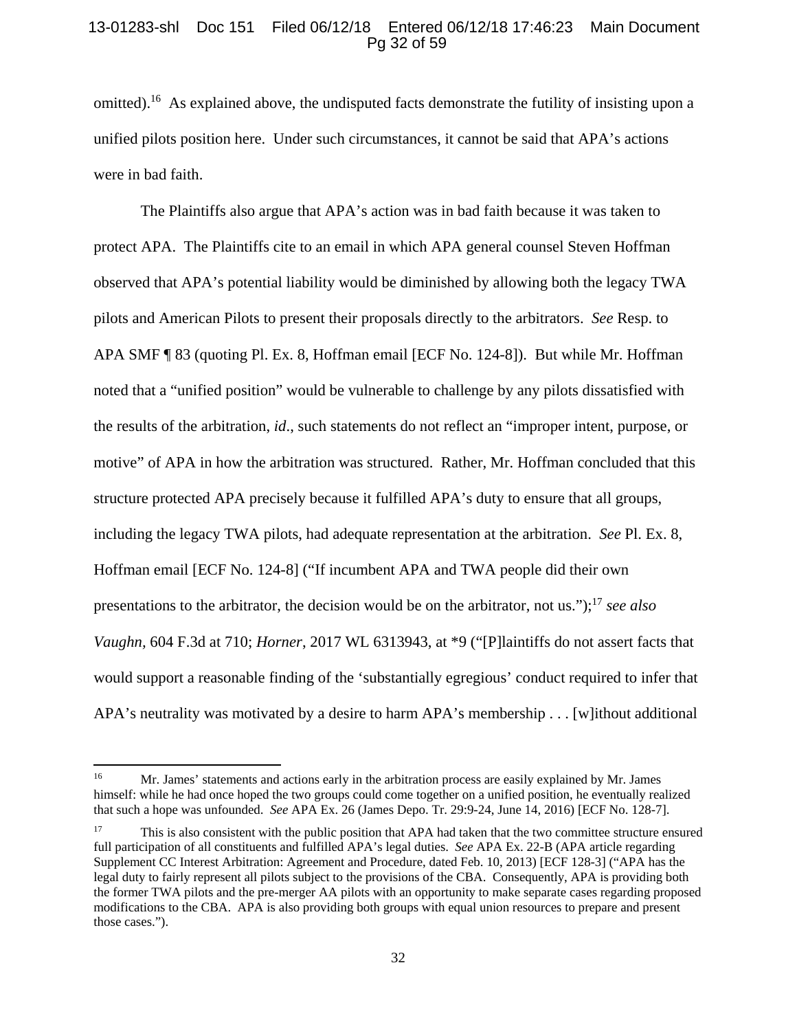omitted).[16] As explained above, the undisputed facts demonstrate the futility of insisting upon a unified pilots position here. Under such circumstances, it cannot be said that APA's actions were in bad faith.

The Plaintiffs also argue that APA's action was in bad faith because it was taken to protect APA. The Plaintiffs cite to an email in which APA general counsel Steven Hoffman observed that APA's potential liability would be diminished by allowing both the legacy TWA pilots and American Pilots to present their proposals directly to the arbitrators. *See* Resp. to APA SMF ¶ 83 (quoting Pl. Ex. 8, Hoffman email [ECF No. 124-8]). But while Mr. Hoffman noted that a "unified position" would be vulnerable to challenge by any pilots dissatisfied with the results of the arbitration, *id*., such statements do not reflect an "improper intent, purpose, or motive" of APA in how the arbitration was structured. Rather, Mr. Hoffman concluded that this structure protected APA precisely because it fulfilled APA's duty to ensure that all groups, including the legacy TWA pilots, had adequate representation at the arbitration. *See* Pl. Ex. 8, Hoffman email [ECF No. 124-8] ("If incumbent APA and TWA people did their own presentations to the arbitrator, the decision would be on the arbitrator, not us.");[17] *see also Vaughn*, 604 F.3d at 710; *Horner*, 2017 WL 6313943, at *9 ("[P]laintiffs do not assert facts that would support a reasonable finding of the 'substantially egregious' conduct required to infer that APA's neutrality was motivated by a desire to harm APA's membership . . . [w]ithout additional

---

[16] Mr. James' statements and actions early in the arbitration process are easily explained by Mr. James himself: while he had once hoped the two groups could come together on a unified position, he eventually realized that such a hope was unfounded. *See* APA Ex. 26 (James Depo. Tr. 29:9-24, June 14, 2016) [ECF No. 128-7].

[17] This is also consistent with the public position that APA had taken that the two committee structure ensured full participation of all constituents and fulfilled APA's legal duties. *See* APA Ex. 22-B (APA article regarding Supplement CC Interest Arbitration: Agreement and Procedure, dated Feb. 10, 2013) [ECF 128-3] ("APA has the legal duty to fairly represent all pilots subject to the provisions of the CBA. Consequently, APA is providing both the former TWA pilots and the pre-merger AA pilots with an opportunity to make separate cases regarding proposed modifications to the CBA. APA is also providing both groups with equal union resources to prepare and present those cases.").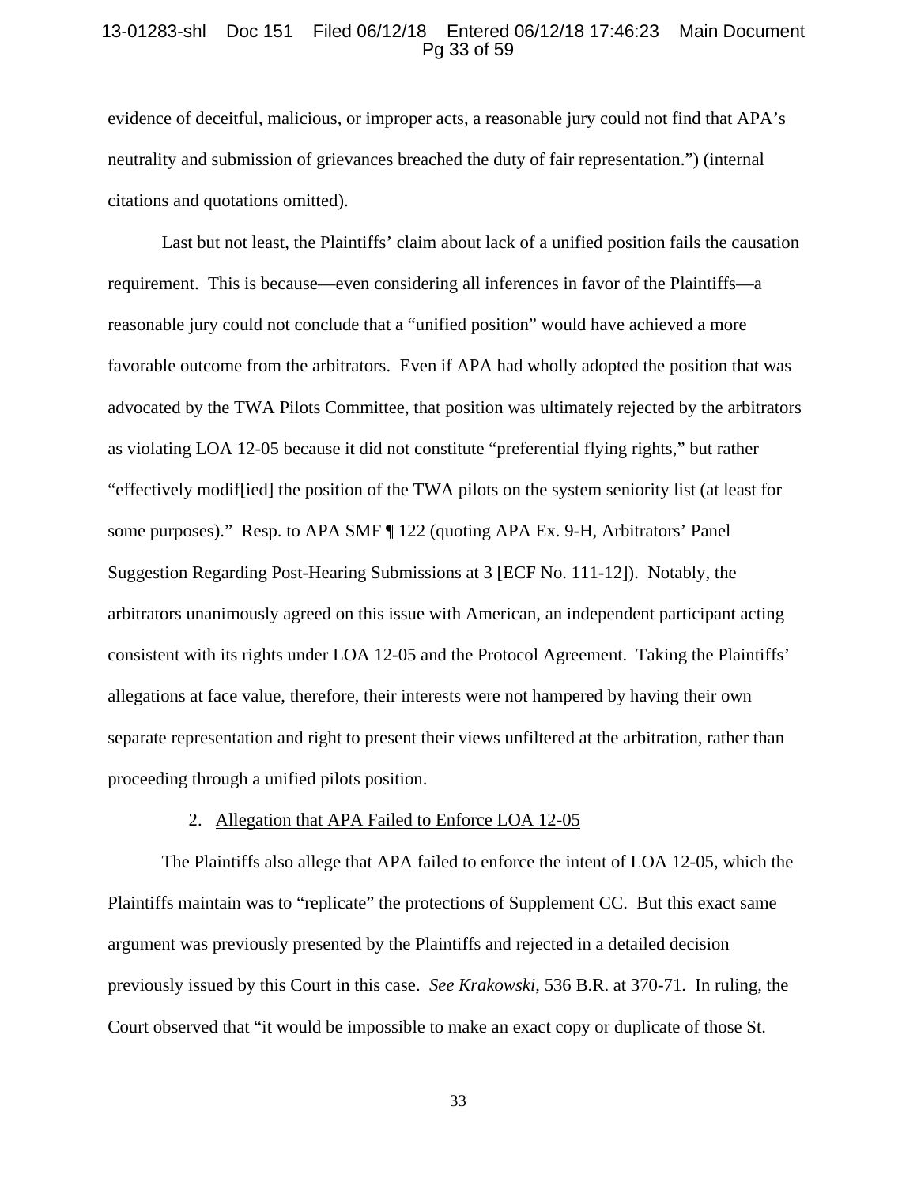evidence of deceitful, malicious, or improper acts, a reasonable jury could not find that APA's neutrality and submission of grievances breached the duty of fair representation.") (internal citations and quotations omitted).

Last but not least, the Plaintiffs' claim about lack of a unified position fails the causation requirement. This is because—even considering all inferences in favor of the Plaintiffs—a reasonable jury could not conclude that a "unified position" would have achieved a more favorable outcome from the arbitrators. Even if APA had wholly adopted the position that was advocated by the TWA Pilots Committee, that position was ultimately rejected by the arbitrators as violating LOA 12-05 because it did not constitute "preferential flying rights," but rather "effectively modif[ied] the position of the TWA pilots on the system seniority list (at least for some purposes)." Resp. to APA SMF ¶ 122 (quoting APA Ex. 9-H, Arbitrators' Panel Suggestion Regarding Post-Hearing Submissions at 3 [ECF No. 111-12]). Notably, the arbitrators unanimously agreed on this issue with American, an independent participant acting consistent with its rights under LOA 12-05 and the Protocol Agreement. Taking the Plaintiffs' allegations at face value, therefore, their interests were not hampered by having their own separate representation and right to present their views unfiltered at the arbitration, rather than proceeding through a unified pilots position.

2. <u>Allegation that APA Failed to Enforce LOA 12-05</u>

The Plaintiffs also allege that APA failed to enforce the intent of LOA 12-05, which the Plaintiffs maintain was to "replicate" the protections of Supplement CC. But this exact same argument was previously presented by the Plaintiffs and rejected in a detailed decision previously issued by this Court in this case. *See Krakowski*, 536 B.R. at 370-71. In ruling, the Court observed that "it would be impossible to make an exact copy or duplicate of those St.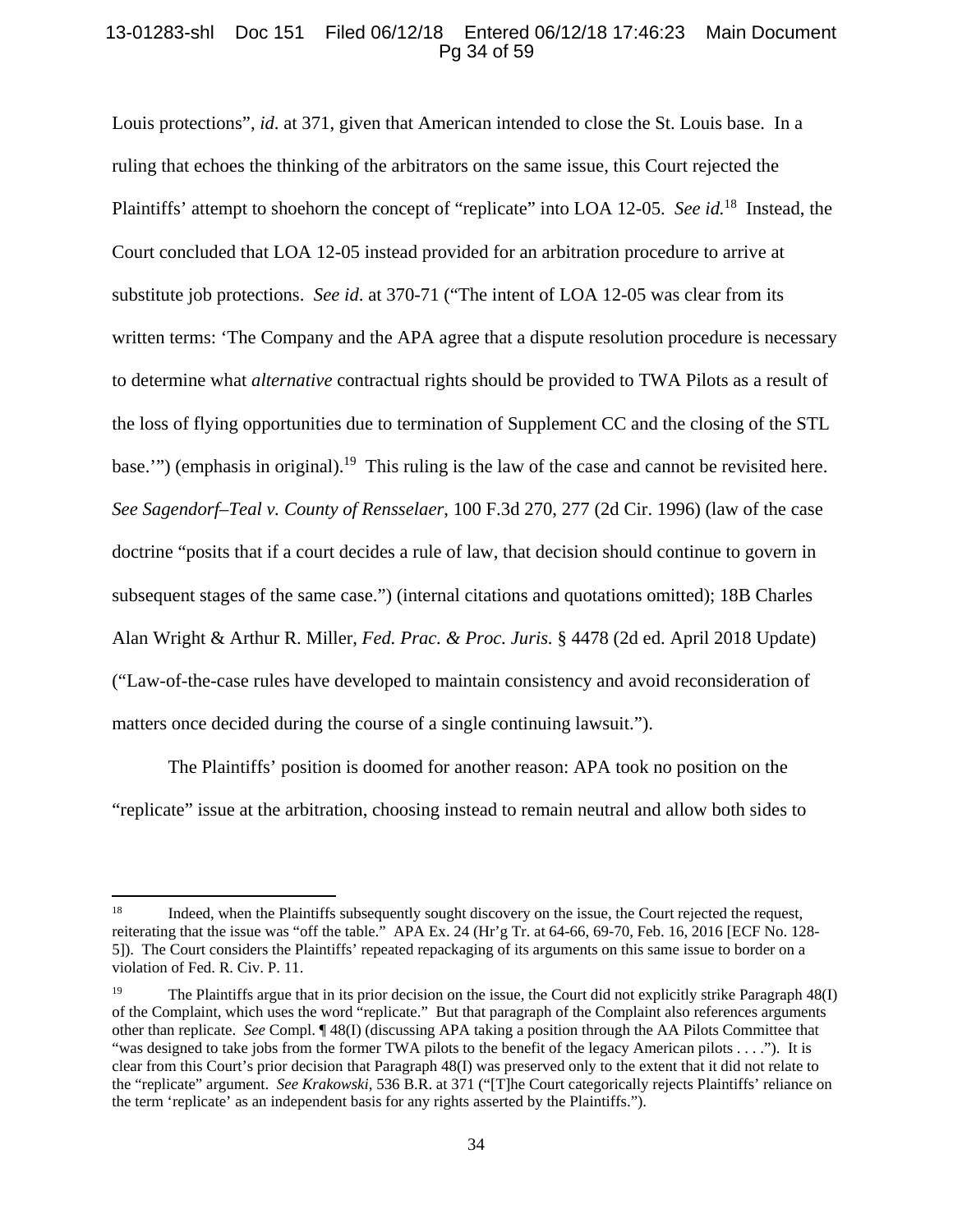Louis protections", *id*. at 371, given that American intended to close the St. Louis base. In a ruling that echoes the thinking of the arbitrators on the same issue, this Court rejected the Plaintiffs' attempt to shoehorn the concept of "replicate" into LOA 12-05. *See id.*[18] Instead, the Court concluded that LOA 12-05 instead provided for an arbitration procedure to arrive at substitute job protections. *See id*. at 370-71 ("The intent of LOA 12-05 was clear from its written terms: 'The Company and the APA agree that a dispute resolution procedure is necessary to determine what *alternative* contractual rights should be provided to TWA Pilots as a result of the loss of flying opportunities due to termination of Supplement CC and the closing of the STL base.'") (emphasis in original).[19] This ruling is the law of the case and cannot be revisited here. *See Sagendorf–Teal v. County of Rensselaer*, 100 F.3d 270, 277 (2d Cir. 1996) (law of the case doctrine "posits that if a court decides a rule of law, that decision should continue to govern in subsequent stages of the same case.") (internal citations and quotations omitted); 18B Charles Alan Wright & Arthur R. Miller, *Fed. Prac. & Proc. Juris.* § 4478 (2d ed. April 2018 Update) ("Law-of-the-case rules have developed to maintain consistency and avoid reconsideration of matters once decided during the course of a single continuing lawsuit.").

The Plaintiffs' position is doomed for another reason: APA took no position on the "replicate" issue at the arbitration, choosing instead to remain neutral and allow both sides to

---

[18] Indeed, when the Plaintiffs subsequently sought discovery on the issue, the Court rejected the request, reiterating that the issue was "off the table." APA Ex. 24 (Hr'g Tr. at 64-66, 69-70, Feb. 16, 2016 [ECF No. 128-5]). The Court considers the Plaintiffs' repeated repackaging of its arguments on this same issue to border on a violation of Fed. R. Civ. P. 11.

[19] The Plaintiffs argue that in its prior decision on the issue, the Court did not explicitly strike Paragraph 48(I) of the Complaint, which uses the word "replicate." But that paragraph of the Complaint also references arguments other than replicate. *See* Compl. ¶ 48(I) (discussing APA taking a position through the AA Pilots Committee that "was designed to take jobs from the former TWA pilots to the benefit of the legacy American pilots . . . ."). It is clear from this Court's prior decision that Paragraph 48(I) was preserved only to the extent that it did not relate to the "replicate" argument. *See Krakowski*, 536 B.R. at 371 ("[T]he Court categorically rejects Plaintiffs' reliance on the term 'replicate' as an independent basis for any rights asserted by the Plaintiffs.").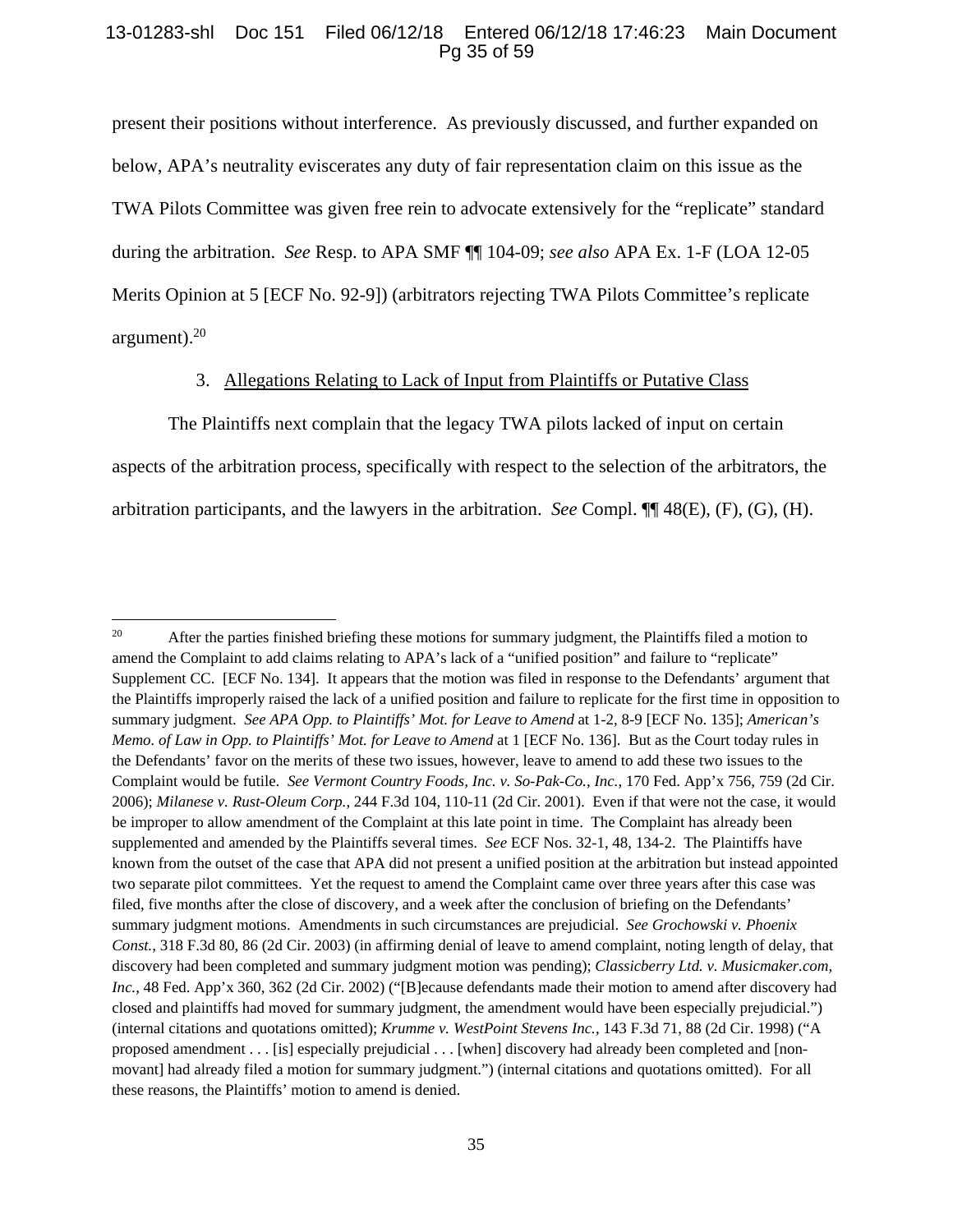present their positions without interference. As previously discussed, and further expanded on below, APA's neutrality eviscerates any duty of fair representation claim on this issue as the TWA Pilots Committee was given free rein to advocate extensively for the "replicate" standard during the arbitration. *See* Resp. to APA SMF ¶¶ 104-09; *see also* APA Ex. 1-F (LOA 12-05 Merits Opinion at 5 [ECF No. 92-9]) (arbitrators rejecting TWA Pilots Committee's replicate argument).[20]

3. Allegations Relating to Lack of Input from Plaintiffs or Putative Class

The Plaintiffs next complain that the legacy TWA pilots lacked of input on certain aspects of the arbitration process, specifically with respect to the selection of the arbitrators, the arbitration participants, and the lawyers in the arbitration. *See* Compl. ¶¶ 48(E), (F), (G), (H).

---

[20] After the parties finished briefing these motions for summary judgment, the Plaintiffs filed a motion to amend the Complaint to add claims relating to APA's lack of a "unified position" and failure to "replicate" Supplement CC. [ECF No. 134]. It appears that the motion was filed in response to the Defendants' argument that the Plaintiffs improperly raised the lack of a unified position and failure to replicate for the first time in opposition to summary judgment. *See APA Opp. to Plaintiffs' Mot. for Leave to Amend* at 1-2, 8-9 [ECF No. 135]; *American's Memo. of Law in Opp. to Plaintiffs' Mot. for Leave to Amend* at 1 [ECF No. 136]. But as the Court today rules in the Defendants' favor on the merits of these two issues, however, leave to amend to add these two issues to the Complaint would be futile. *See Vermont Country Foods, Inc. v. So-Pak-Co., Inc.*, 170 Fed. App'x 756, 759 (2d Cir. 2006); *Milanese v. Rust-Oleum Corp.*, 244 F.3d 104, 110-11 (2d Cir. 2001). Even if that were not the case, it would be improper to allow amendment of the Complaint at this late point in time. The Complaint has already been supplemented and amended by the Plaintiffs several times. *See* ECF Nos. 32-1, 48, 134-2. The Plaintiffs have known from the outset of the case that APA did not present a unified position at the arbitration but instead appointed two separate pilot committees. Yet the request to amend the Complaint came over three years after this case was filed, five months after the close of discovery, and a week after the conclusion of briefing on the Defendants' summary judgment motions. Amendments in such circumstances are prejudicial. *See Grochowski v. Phoenix Const.*, 318 F.3d 80, 86 (2d Cir. 2003) (in affirming denial of leave to amend complaint, noting length of delay, that discovery had been completed and summary judgment motion was pending); *Classicberry Ltd. v. Musicmaker.com, Inc.*, 48 Fed. App'x 360, 362 (2d Cir. 2002) ("[B]ecause defendants made their motion to amend after discovery had closed and plaintiffs had moved for summary judgment, the amendment would have been especially prejudicial.") (internal citations and quotations omitted); *Krumme v. WestPoint Stevens Inc.*, 143 F.3d 71, 88 (2d Cir. 1998) ("A proposed amendment . . . [is] especially prejudicial . . . [when] discovery had already been completed and [non-movant] had already filed a motion for summary judgment.") (internal citations and quotations omitted). For all these reasons, the Plaintiffs' motion to amend is denied.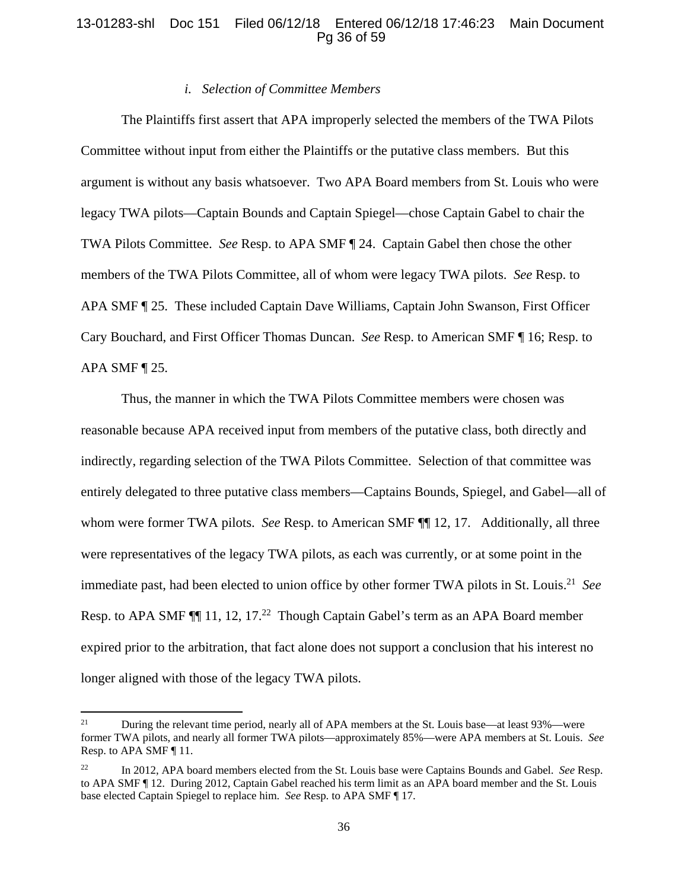*i. Selection of Committee Members*

The Plaintiffs first assert that APA improperly selected the members of the TWA Pilots Committee without input from either the Plaintiffs or the putative class members. But this argument is without any basis whatsoever. Two APA Board members from St. Louis who were legacy TWA pilots—Captain Bounds and Captain Spiegel—chose Captain Gabel to chair the TWA Pilots Committee. *See* Resp. to APA SMF ¶ 24. Captain Gabel then chose the other members of the TWA Pilots Committee, all of whom were legacy TWA pilots. *See* Resp. to APA SMF ¶ 25. These included Captain Dave Williams, Captain John Swanson, First Officer Cary Bouchard, and First Officer Thomas Duncan. *See* Resp. to American SMF ¶ 16; Resp. to APA SMF ¶ 25.

Thus, the manner in which the TWA Pilots Committee members were chosen was reasonable because APA received input from members of the putative class, both directly and indirectly, regarding selection of the TWA Pilots Committee. Selection of that committee was entirely delegated to three putative class members—Captains Bounds, Spiegel, and Gabel—all of whom were former TWA pilots. *See* Resp. to American SMF ¶¶ 12, 17. Additionally, all three were representatives of the legacy TWA pilots, as each was currently, or at some point in the immediate past, had been elected to union office by other former TWA pilots in St. Louis.[21] *See* Resp. to APA SMF ¶¶ 11, 12, 17.[22] Though Captain Gabel's term as an APA Board member expired prior to the arbitration, that fact alone does not support a conclusion that his interest no longer aligned with those of the legacy TWA pilots.

---

[21] During the relevant time period, nearly all of APA members at the St. Louis base—at least 93%—were former TWA pilots, and nearly all former TWA pilots—approximately 85%—were APA members at St. Louis. *See* Resp. to APA SMF ¶ 11.

[22] In 2012, APA board members elected from the St. Louis base were Captains Bounds and Gabel. *See* Resp. to APA SMF ¶ 12. During 2012, Captain Gabel reached his term limit as an APA board member and the St. Louis base elected Captain Spiegel to replace him. *See* Resp. to APA SMF ¶ 17.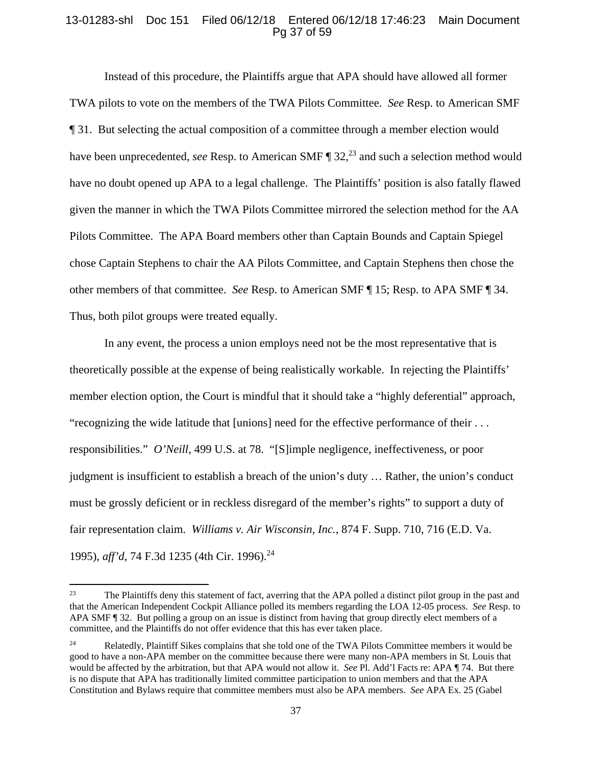Instead of this procedure, the Plaintiffs argue that APA should have allowed all former TWA pilots to vote on the members of the TWA Pilots Committee. *See* Resp. to American SMF ¶ 31. But selecting the actual composition of a committee through a member election would have been unprecedented, *see* Resp. to American SMF ¶ 32,[23] and such a selection method would have no doubt opened up APA to a legal challenge. The Plaintiffs' position is also fatally flawed given the manner in which the TWA Pilots Committee mirrored the selection method for the AA Pilots Committee. The APA Board members other than Captain Bounds and Captain Spiegel chose Captain Stephens to chair the AA Pilots Committee, and Captain Stephens then chose the other members of that committee. *See* Resp. to American SMF ¶ 15; Resp. to APA SMF ¶ 34. Thus, both pilot groups were treated equally.

In any event, the process a union employs need not be the most representative that is theoretically possible at the expense of being realistically workable. In rejecting the Plaintiffs' member election option, the Court is mindful that it should take a "highly deferential" approach, "recognizing the wide latitude that [unions] need for the effective performance of their . . . responsibilities." *O'Neill*, 499 U.S. at 78. "[S]imple negligence, ineffectiveness, or poor judgment is insufficient to establish a breach of the union's duty … Rather, the union's conduct must be grossly deficient or in reckless disregard of the member's rights" to support a duty of fair representation claim. *Williams v. Air Wisconsin, Inc.*, 874 F. Supp. 710, 716 (E.D. Va. 1995), *aff'd*, 74 F.3d 1235 (4th Cir. 1996).[24]

---

[23] The Plaintiffs deny this statement of fact, averring that the APA polled a distinct pilot group in the past and that the American Independent Cockpit Alliance polled its members regarding the LOA 12-05 process. *See* Resp. to APA SMF ¶ 32. But polling a group on an issue is distinct from having that group directly elect members of a committee, and the Plaintiffs do not offer evidence that this has ever taken place.

[24] Relatedly, Plaintiff Sikes complains that she told one of the TWA Pilots Committee members it would be good to have a non-APA member on the committee because there were many non-APA members in St. Louis that would be affected by the arbitration, but that APA would not allow it. *See* Pl. Add'l Facts re: APA ¶ 74. But there is no dispute that APA has traditionally limited committee participation to union members and that the APA Constitution and Bylaws require that committee members must also be APA members. *See* APA Ex. 25 (Gabel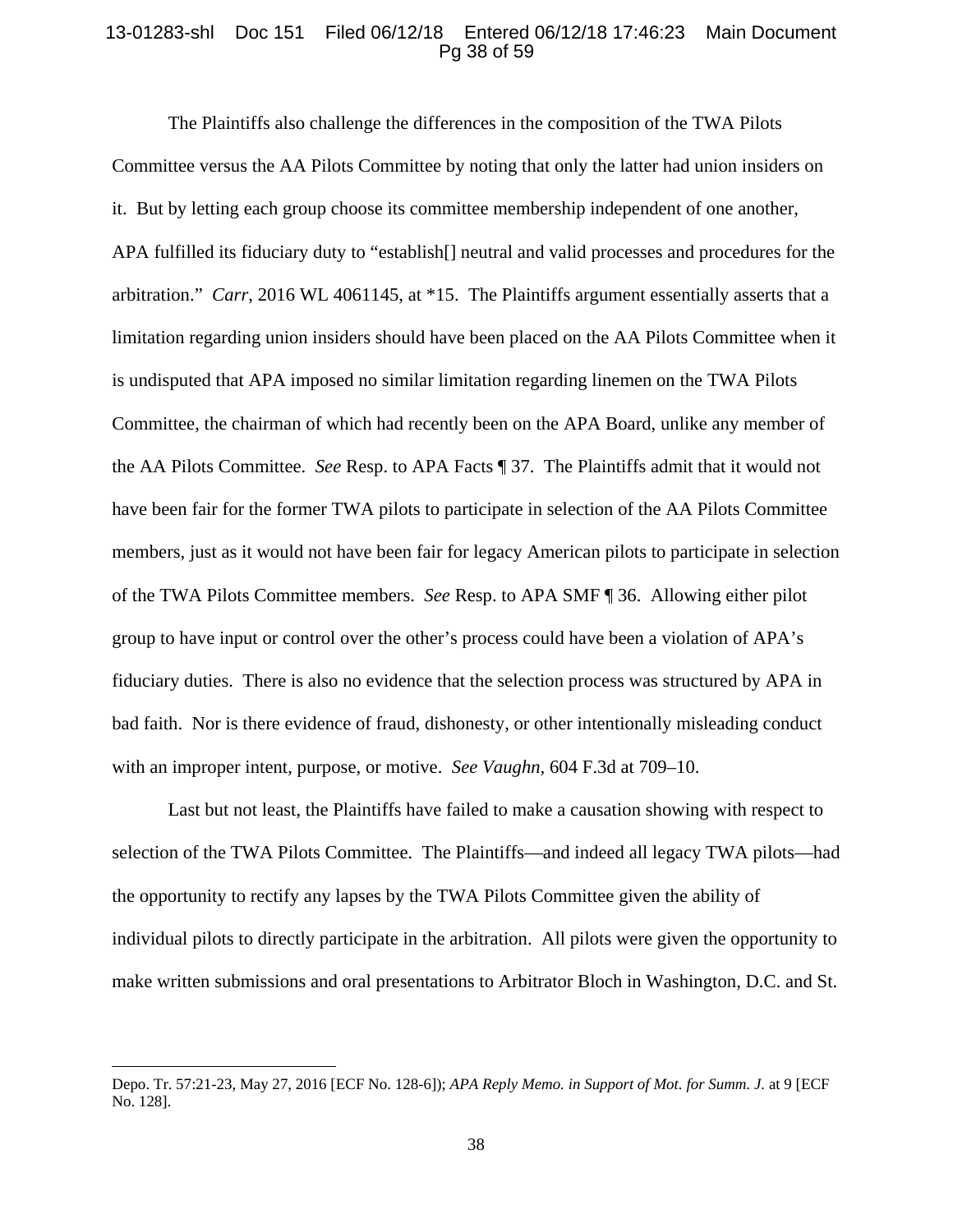The Plaintiffs also challenge the differences in the composition of the TWA Pilots Committee versus the AA Pilots Committee by noting that only the latter had union insiders on it. But by letting each group choose its committee membership independent of one another, APA fulfilled its fiduciary duty to "establish[] neutral and valid processes and procedures for the arbitration." *Carr*, 2016 WL 4061145, at *15. The Plaintiffs argument essentially asserts that a limitation regarding union insiders should have been placed on the AA Pilots Committee when it is undisputed that APA imposed no similar limitation regarding linemen on the TWA Pilots Committee, the chairman of which had recently been on the APA Board, unlike any member of the AA Pilots Committee. *See* Resp. to APA Facts ¶ 37. The Plaintiffs admit that it would not have been fair for the former TWA pilots to participate in selection of the AA Pilots Committee members, just as it would not have been fair for legacy American pilots to participate in selection of the TWA Pilots Committee members. *See* Resp. to APA SMF ¶ 36. Allowing either pilot group to have input or control over the other's process could have been a violation of APA's fiduciary duties. There is also no evidence that the selection process was structured by APA in bad faith. Nor is there evidence of fraud, dishonesty, or other intentionally misleading conduct with an improper intent, purpose, or motive. *See Vaughn,* 604 F.3d at 709–10.

Last but not least, the Plaintiffs have failed to make a causation showing with respect to selection of the TWA Pilots Committee. The Plaintiffs—and indeed all legacy TWA pilots—had the opportunity to rectify any lapses by the TWA Pilots Committee given the ability of individual pilots to directly participate in the arbitration. All pilots were given the opportunity to make written submissions and oral presentations to Arbitrator Bloch in Washington, D.C. and St.

---

Depo. Tr. 57:21-23, May 27, 2016 [ECF No. 128-6]); *APA Reply Memo. in Support of Mot. for Summ. J.* at 9 [ECF No. 128].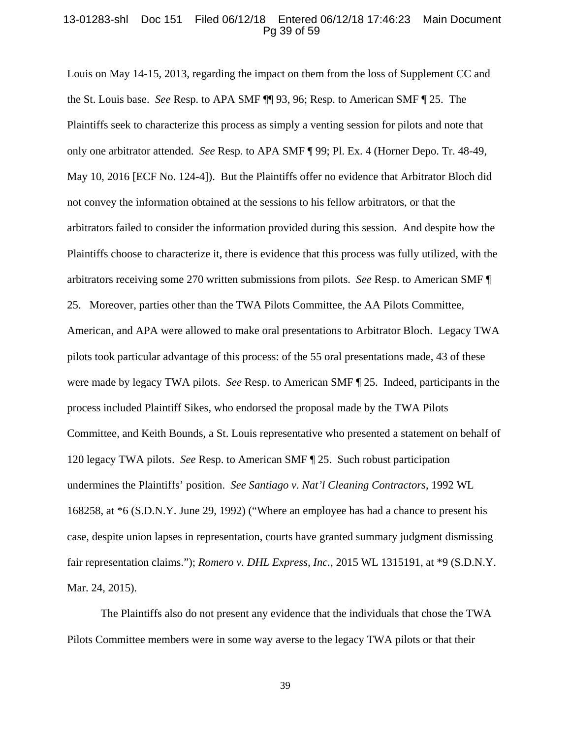Louis on May 14-15, 2013, regarding the impact on them from the loss of Supplement CC and the St. Louis base. *See* Resp. to APA SMF ¶¶ 93, 96; Resp. to American SMF ¶ 25. The Plaintiffs seek to characterize this process as simply a venting session for pilots and note that only one arbitrator attended. *See* Resp. to APA SMF ¶ 99; Pl. Ex. 4 (Horner Depo. Tr. 48-49, May 10, 2016 [ECF No. 124-4]). But the Plaintiffs offer no evidence that Arbitrator Bloch did not convey the information obtained at the sessions to his fellow arbitrators, or that the arbitrators failed to consider the information provided during this session. And despite how the Plaintiffs choose to characterize it, there is evidence that this process was fully utilized, with the arbitrators receiving some 270 written submissions from pilots. *See* Resp. to American SMF ¶ 25. Moreover, parties other than the TWA Pilots Committee, the AA Pilots Committee, American, and APA were allowed to make oral presentations to Arbitrator Bloch. Legacy TWA pilots took particular advantage of this process: of the 55 oral presentations made, 43 of these were made by legacy TWA pilots. *See* Resp. to American SMF ¶ 25. Indeed, participants in the process included Plaintiff Sikes, who endorsed the proposal made by the TWA Pilots Committee, and Keith Bounds, a St. Louis representative who presented a statement on behalf of 120 legacy TWA pilots. *See* Resp. to American SMF ¶ 25. Such robust participation undermines the Plaintiffs' position. *See Santiago v. Nat'l Cleaning Contractors*, 1992 WL 168258, at *6 (S.D.N.Y. June 29, 1992) ("Where an employee has had a chance to present his case, despite union lapses in representation, courts have granted summary judgment dismissing fair representation claims."); *Romero v. DHL Express, Inc.*, 2015 WL 1315191, at *9 (S.D.N.Y. Mar. 24, 2015).

The Plaintiffs also do not present any evidence that the individuals that chose the TWA Pilots Committee members were in some way averse to the legacy TWA pilots or that their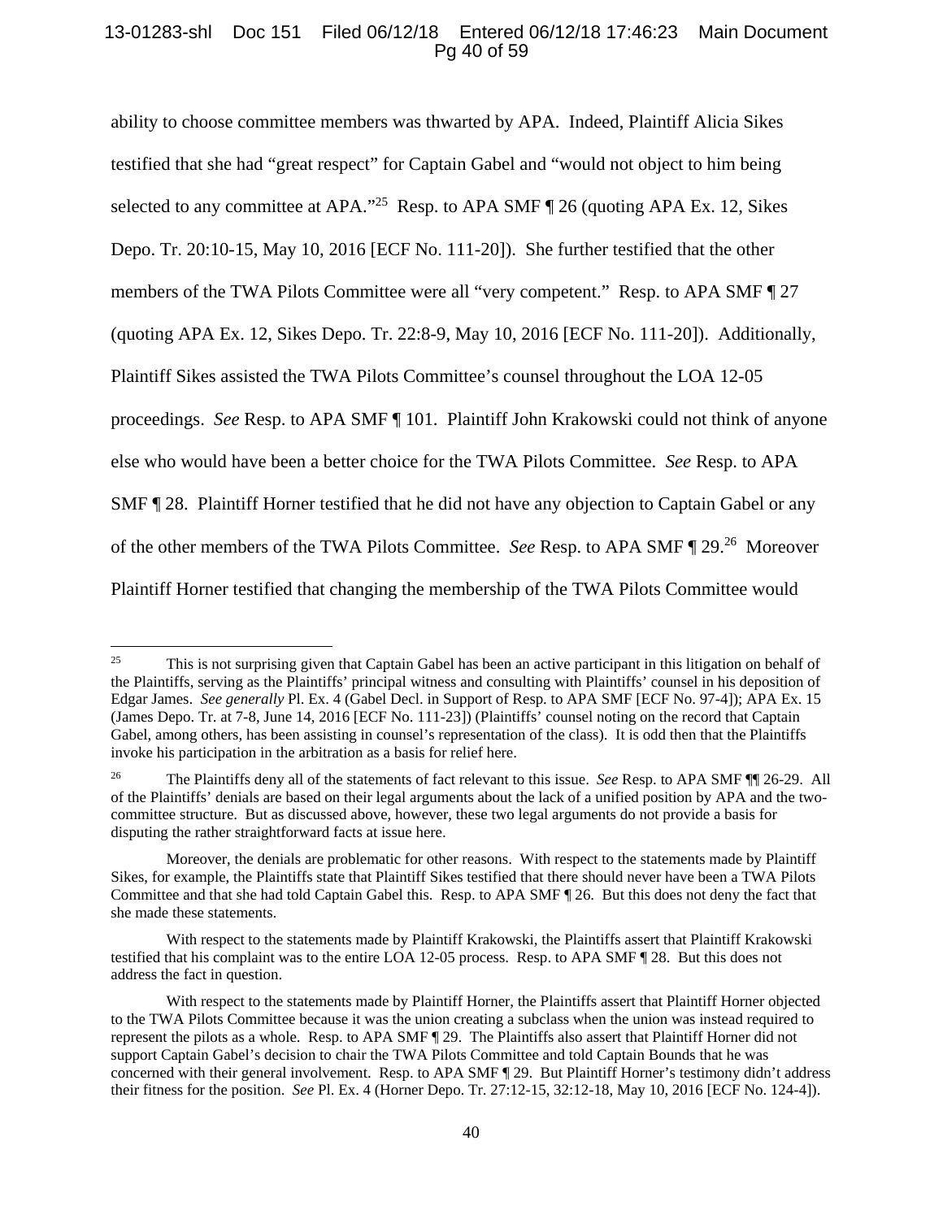ability to choose committee members was thwarted by APA. Indeed, Plaintiff Alicia Sikes testified that she had "great respect" for Captain Gabel and "would not object to him being selected to any committee at APA."[25] Resp. to APA SMF ¶ 26 (quoting APA Ex. 12, Sikes Depo. Tr. 20:10-15, May 10, 2016 [ECF No. 111-20]). She further testified that the other members of the TWA Pilots Committee were all "very competent." Resp. to APA SMF ¶ 27 (quoting APA Ex. 12, Sikes Depo. Tr. 22:8-9, May 10, 2016 [ECF No. 111-20]). Additionally, Plaintiff Sikes assisted the TWA Pilots Committee's counsel throughout the LOA 12-05 proceedings. *See* Resp. to APA SMF ¶ 101. Plaintiff John Krakowski could not think of anyone else who would have been a better choice for the TWA Pilots Committee. *See* Resp. to APA SMF ¶ 28. Plaintiff Horner testified that he did not have any objection to Captain Gabel or any of the other members of the TWA Pilots Committee. *See* Resp. to APA SMF ¶ 29.[26] Moreover Plaintiff Horner testified that changing the membership of the TWA Pilots Committee would

---

[25] This is not surprising given that Captain Gabel has been an active participant in this litigation on behalf of the Plaintiffs, serving as the Plaintiffs' principal witness and consulting with Plaintiffs' counsel in his deposition of Edgar James. *See generally* Pl. Ex. 4 (Gabel Decl. in Support of Resp. to APA SMF [ECF No. 97-4]); APA Ex. 15 (James Depo. Tr. at 7-8, June 14, 2016 [ECF No. 111-23]) (Plaintiffs' counsel noting on the record that Captain Gabel, among others, has been assisting in counsel's representation of the class). It is odd then that the Plaintiffs invoke his participation in the arbitration as a basis for relief here.

[26] The Plaintiffs deny all of the statements of fact relevant to this issue. *See* Resp. to APA SMF ¶¶ 26-29. All of the Plaintiffs' denials are based on their legal arguments about the lack of a unified position by APA and the two-committee structure. But as discussed above, however, these two legal arguments do not provide a basis for disputing the rather straightforward facts at issue here.

Moreover, the denials are problematic for other reasons. With respect to the statements made by Plaintiff Sikes, for example, the Plaintiffs state that Plaintiff Sikes testified that there should never have been a TWA Pilots Committee and that she had told Captain Gabel this. Resp. to APA SMF ¶ 26. But this does not deny the fact that she made these statements.

With respect to the statements made by Plaintiff Krakowski, the Plaintiffs assert that Plaintiff Krakowski testified that his complaint was to the entire LOA 12-05 process. Resp. to APA SMF ¶ 28. But this does not address the fact in question.

With respect to the statements made by Plaintiff Horner, the Plaintiffs assert that Plaintiff Horner objected to the TWA Pilots Committee because it was the union creating a subclass when the union was instead required to represent the pilots as a whole. Resp. to APA SMF ¶ 29. The Plaintiffs also assert that Plaintiff Horner did not support Captain Gabel's decision to chair the TWA Pilots Committee and told Captain Bounds that he was concerned with their general involvement. Resp. to APA SMF ¶ 29. But Plaintiff Horner's testimony didn't address their fitness for the position. *See* Pl. Ex. 4 (Horner Depo. Tr. 27:12-15, 32:12-18, May 10, 2016 [ECF No. 124-4]).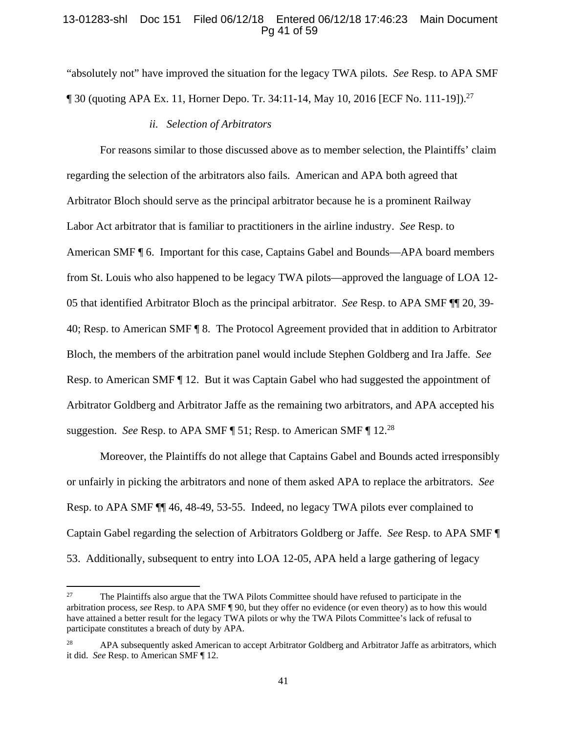"absolutely not" have improved the situation for the legacy TWA pilots. *See* Resp. to APA SMF ¶ 30 (quoting APA Ex. 11, Horner Depo. Tr. 34:11-14, May 10, 2016 [ECF No. 111-19]).[27]

#### *ii. Selection of Arbitrators*

For reasons similar to those discussed above as to member selection, the Plaintiffs' claim regarding the selection of the arbitrators also fails. American and APA both agreed that Arbitrator Bloch should serve as the principal arbitrator because he is a prominent Railway Labor Act arbitrator that is familiar to practitioners in the airline industry. *See* Resp. to American SMF ¶ 6. Important for this case, Captains Gabel and Bounds—APA board members from St. Louis who also happened to be legacy TWA pilots—approved the language of LOA 12-05 that identified Arbitrator Bloch as the principal arbitrator. *See* Resp. to APA SMF ¶¶ 20, 39-40; Resp. to American SMF ¶ 8. The Protocol Agreement provided that in addition to Arbitrator Bloch, the members of the arbitration panel would include Stephen Goldberg and Ira Jaffe. *See* Resp. to American SMF ¶ 12. But it was Captain Gabel who had suggested the appointment of Arbitrator Goldberg and Arbitrator Jaffe as the remaining two arbitrators, and APA accepted his suggestion. *See* Resp. to APA SMF ¶ 51; Resp. to American SMF ¶ 12.[28]

Moreover, the Plaintiffs do not allege that Captains Gabel and Bounds acted irresponsibly or unfairly in picking the arbitrators and none of them asked APA to replace the arbitrators. *See* Resp. to APA SMF ¶¶ 46, 48-49, 53-55. Indeed, no legacy TWA pilots ever complained to Captain Gabel regarding the selection of Arbitrators Goldberg or Jaffe. *See* Resp. to APA SMF ¶ 53. Additionally, subsequent to entry into LOA 12-05, APA held a large gathering of legacy

---

[27] The Plaintiffs also argue that the TWA Pilots Committee should have refused to participate in the arbitration process, *see* Resp. to APA SMF ¶ 90, but they offer no evidence (or even theory) as to how this would have attained a better result for the legacy TWA pilots or why the TWA Pilots Committee's lack of refusal to participate constitutes a breach of duty by APA.

[28] APA subsequently asked American to accept Arbitrator Goldberg and Arbitrator Jaffe as arbitrators, which it did. *See* Resp. to American SMF ¶ 12.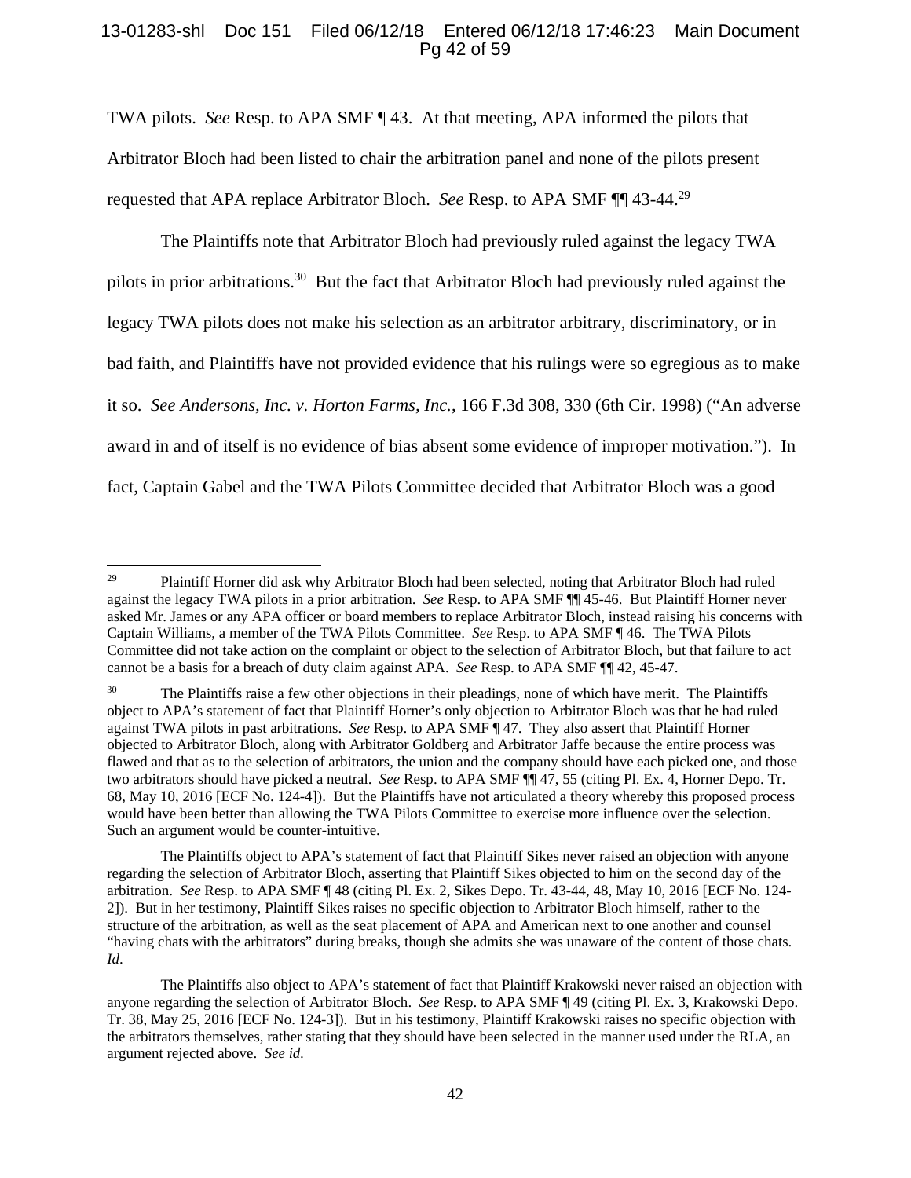TWA pilots. *See* Resp. to APA SMF ¶ 43. At that meeting, APA informed the pilots that Arbitrator Bloch had been listed to chair the arbitration panel and none of the pilots present requested that APA replace Arbitrator Bloch. *See* Resp. to APA SMF ¶¶ 43-44.[29]

The Plaintiffs note that Arbitrator Bloch had previously ruled against the legacy TWA pilots in prior arbitrations.[30] But the fact that Arbitrator Bloch had previously ruled against the legacy TWA pilots does not make his selection as an arbitrator arbitrary, discriminatory, or in bad faith, and Plaintiffs have not provided evidence that his rulings were so egregious as to make it so. *See Andersons, Inc. v. Horton Farms, Inc.*, 166 F.3d 308, 330 (6th Cir. 1998) ("An adverse award in and of itself is no evidence of bias absent some evidence of improper motivation."). In fact, Captain Gabel and the TWA Pilots Committee decided that Arbitrator Bloch was a good

---

[29] Plaintiff Horner did ask why Arbitrator Bloch had been selected, noting that Arbitrator Bloch had ruled against the legacy TWA pilots in a prior arbitration. *See* Resp. to APA SMF ¶¶ 45-46. But Plaintiff Horner never asked Mr. James or any APA officer or board members to replace Arbitrator Bloch, instead raising his concerns with Captain Williams, a member of the TWA Pilots Committee. *See* Resp. to APA SMF ¶ 46. The TWA Pilots Committee did not take action on the complaint or object to the selection of Arbitrator Bloch, but that failure to act cannot be a basis for a breach of duty claim against APA. *See* Resp. to APA SMF ¶¶ 42, 45-47.

[30] The Plaintiffs raise a few other objections in their pleadings, none of which have merit. The Plaintiffs object to APA's statement of fact that Plaintiff Horner's only objection to Arbitrator Bloch was that he had ruled against TWA pilots in past arbitrations. *See* Resp. to APA SMF ¶ 47. They also assert that Plaintiff Horner objected to Arbitrator Bloch, along with Arbitrator Goldberg and Arbitrator Jaffe because the entire process was flawed and that as to the selection of arbitrators, the union and the company should have each picked one, and those two arbitrators should have picked a neutral. *See* Resp. to APA SMF ¶¶ 47, 55 (citing Pl. Ex. 4, Horner Depo. Tr. 68, May 10, 2016 [ECF No. 124-4]). But the Plaintiffs have not articulated a theory whereby this proposed process would have been better than allowing the TWA Pilots Committee to exercise more influence over the selection. Such an argument would be counter-intuitive.

The Plaintiffs object to APA's statement of fact that Plaintiff Sikes never raised an objection with anyone regarding the selection of Arbitrator Bloch, asserting that Plaintiff Sikes objected to him on the second day of the arbitration. *See* Resp. to APA SMF ¶ 48 (citing Pl. Ex. 2, Sikes Depo. Tr. 43-44, 48, May 10, 2016 [ECF No. 124-2]). But in her testimony, Plaintiff Sikes raises no specific objection to Arbitrator Bloch himself, rather to the structure of the arbitration, as well as the seat placement of APA and American next to one another and counsel "having chats with the arbitrators" during breaks, though she admits she was unaware of the content of those chats. *Id*.

The Plaintiffs also object to APA's statement of fact that Plaintiff Krakowski never raised an objection with anyone regarding the selection of Arbitrator Bloch. *See* Resp. to APA SMF ¶ 49 (citing Pl. Ex. 3, Krakowski Depo. Tr. 38, May 25, 2016 [ECF No. 124-3]). But in his testimony, Plaintiff Krakowski raises no specific objection with the arbitrators themselves, rather stating that they should have been selected in the manner used under the RLA, an argument rejected above. *See id.*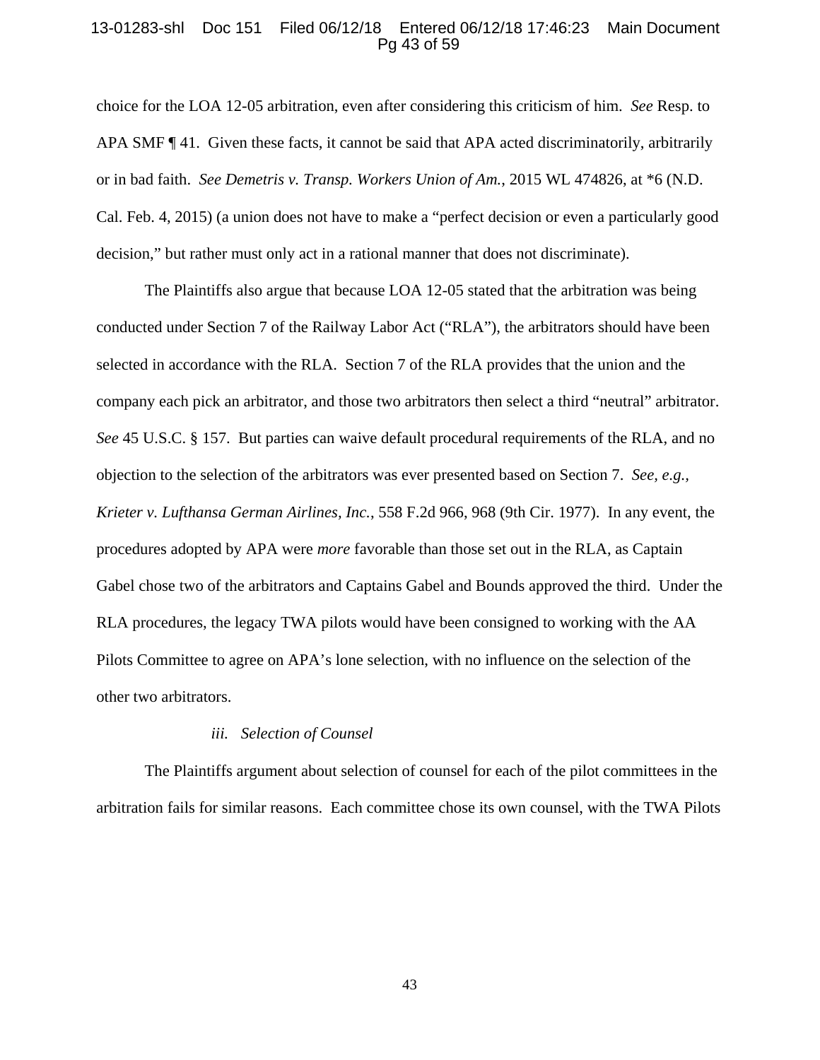choice for the LOA 12-05 arbitration, even after considering this criticism of him. *See* Resp. to APA SMF ¶ 41. Given these facts, it cannot be said that APA acted discriminatorily, arbitrarily or in bad faith. *See Demetris v. Transp. Workers Union of Am.*, 2015 WL 474826, at *6 (N.D. Cal. Feb. 4, 2015) (a union does not have to make a "perfect decision or even a particularly good decision," but rather must only act in a rational manner that does not discriminate).

The Plaintiffs also argue that because LOA 12-05 stated that the arbitration was being conducted under Section 7 of the Railway Labor Act ("RLA"), the arbitrators should have been selected in accordance with the RLA. Section 7 of the RLA provides that the union and the company each pick an arbitrator, and those two arbitrators then select a third "neutral" arbitrator. *See* 45 U.S.C. § 157. But parties can waive default procedural requirements of the RLA, and no objection to the selection of the arbitrators was ever presented based on Section 7. *See, e.g., Krieter v. Lufthansa German Airlines, Inc.*, 558 F.2d 966, 968 (9th Cir. 1977). In any event, the procedures adopted by APA were *more* favorable than those set out in the RLA, as Captain Gabel chose two of the arbitrators and Captains Gabel and Bounds approved the third. Under the RLA procedures, the legacy TWA pilots would have been consigned to working with the AA Pilots Committee to agree on APA's lone selection, with no influence on the selection of the other two arbitrators.

*iii. Selection of Counsel*

The Plaintiffs argument about selection of counsel for each of the pilot committees in the arbitration fails for similar reasons. Each committee chose its own counsel, with the TWA Pilots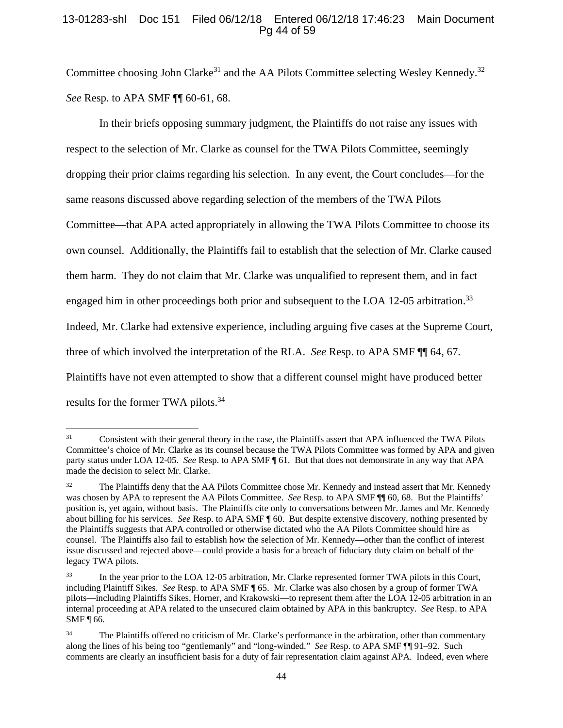Committee choosing John Clarke[31] and the AA Pilots Committee selecting Wesley Kennedy.[32] *See* Resp. to APA SMF ¶¶ 60-61, 68.

In their briefs opposing summary judgment, the Plaintiffs do not raise any issues with respect to the selection of Mr. Clarke as counsel for the TWA Pilots Committee, seemingly dropping their prior claims regarding his selection. In any event, the Court concludes—for the same reasons discussed above regarding selection of the members of the TWA Pilots Committee—that APA acted appropriately in allowing the TWA Pilots Committee to choose its own counsel. Additionally, the Plaintiffs fail to establish that the selection of Mr. Clarke caused them harm. They do not claim that Mr. Clarke was unqualified to represent them, and in fact engaged him in other proceedings both prior and subsequent to the LOA 12-05 arbitration.[33] Indeed, Mr. Clarke had extensive experience, including arguing five cases at the Supreme Court, three of which involved the interpretation of the RLA. *See* Resp. to APA SMF ¶¶ 64, 67. Plaintiffs have not even attempted to show that a different counsel might have produced better results for the former TWA pilots.[34]

---

[31] Consistent with their general theory in the case, the Plaintiffs assert that APA influenced the TWA Pilots Committee's choice of Mr. Clarke as its counsel because the TWA Pilots Committee was formed by APA and given party status under LOA 12-05. *See* Resp. to APA SMF ¶ 61. But that does not demonstrate in any way that APA made the decision to select Mr. Clarke.

[32] The Plaintiffs deny that the AA Pilots Committee chose Mr. Kennedy and instead assert that Mr. Kennedy was chosen by APA to represent the AA Pilots Committee. *See* Resp. to APA SMF ¶¶ 60, 68. But the Plaintiffs' position is, yet again, without basis. The Plaintiffs cite only to conversations between Mr. James and Mr. Kennedy about billing for his services. *See* Resp. to APA SMF ¶ 60. But despite extensive discovery, nothing presented by the Plaintiffs suggests that APA controlled or otherwise dictated who the AA Pilots Committee should hire as counsel. The Plaintiffs also fail to establish how the selection of Mr. Kennedy—other than the conflict of interest issue discussed and rejected above—could provide a basis for a breach of fiduciary duty claim on behalf of the legacy TWA pilots.

[33] In the year prior to the LOA 12-05 arbitration, Mr. Clarke represented former TWA pilots in this Court, including Plaintiff Sikes. *See* Resp. to APA SMF ¶ 65. Mr. Clarke was also chosen by a group of former TWA pilots—including Plaintiffs Sikes, Horner, and Krakowski—to represent them after the LOA 12-05 arbitration in an internal proceeding at APA related to the unsecured claim obtained by APA in this bankruptcy. *See* Resp. to APA SMF ¶ 66.

[34] The Plaintiffs offered no criticism of Mr. Clarke's performance in the arbitration, other than commentary along the lines of his being too "gentlemanly" and "long-winded." *See* Resp. to APA SMF ¶¶ 91–92. Such comments are clearly an insufficient basis for a duty of fair representation claim against APA. Indeed, even where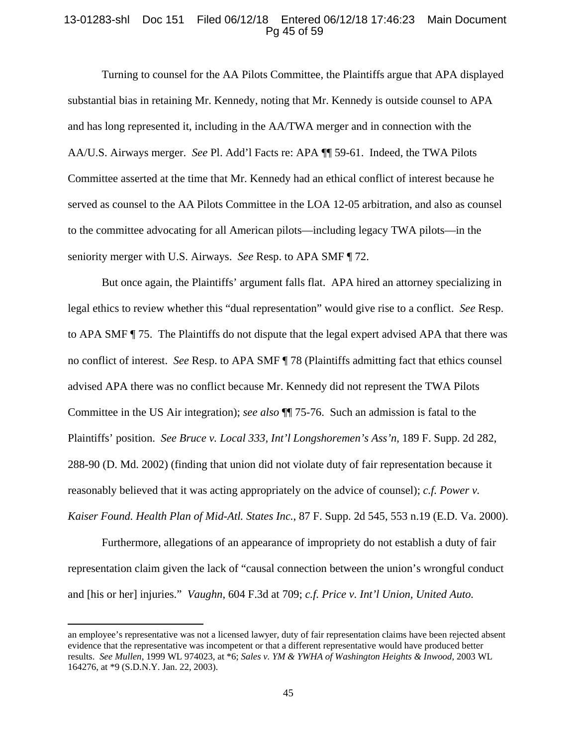Turning to counsel for the AA Pilots Committee, the Plaintiffs argue that APA displayed substantial bias in retaining Mr. Kennedy, noting that Mr. Kennedy is outside counsel to APA and has long represented it, including in the AA/TWA merger and in connection with the AA/U.S. Airways merger. *See* Pl. Add'l Facts re: APA ¶¶ 59-61. Indeed, the TWA Pilots Committee asserted at the time that Mr. Kennedy had an ethical conflict of interest because he served as counsel to the AA Pilots Committee in the LOA 12-05 arbitration, and also as counsel to the committee advocating for all American pilots—including legacy TWA pilots—in the seniority merger with U.S. Airways. *See* Resp. to APA SMF ¶ 72.

But once again, the Plaintiffs' argument falls flat. APA hired an attorney specializing in legal ethics to review whether this "dual representation" would give rise to a conflict. *See* Resp. to APA SMF ¶ 75. The Plaintiffs do not dispute that the legal expert advised APA that there was no conflict of interest. *See* Resp. to APA SMF ¶ 78 (Plaintiffs admitting fact that ethics counsel advised APA there was no conflict because Mr. Kennedy did not represent the TWA Pilots Committee in the US Air integration); *see also* ¶¶ 75-76. Such an admission is fatal to the Plaintiffs' position. *See Bruce v. Local 333, Int'l Longshoremen's Ass'n*, 189 F. Supp. 2d 282, 288-90 (D. Md. 2002) (finding that union did not violate duty of fair representation because it reasonably believed that it was acting appropriately on the advice of counsel); *c.f. Power v. Kaiser Found. Health Plan of Mid-Atl. States Inc.*, 87 F. Supp. 2d 545, 553 n.19 (E.D. Va. 2000).

Furthermore, allegations of an appearance of impropriety do not establish a duty of fair representation claim given the lack of "causal connection between the union's wrongful conduct and [his or her] injuries." *Vaughn*, 604 F.3d at 709; *c.f. Price v. Int'l Union, United Auto.*

---

an employee's representative was not a licensed lawyer, duty of fair representation claims have been rejected absent evidence that the representative was incompetent or that a different representative would have produced better results. *See Mullen*, 1999 WL 974023, at *6; *Sales v. YM & YWHA of Washington Heights & Inwood*, 2003 WL 164276, at *9 (S.D.N.Y. Jan. 22, 2003).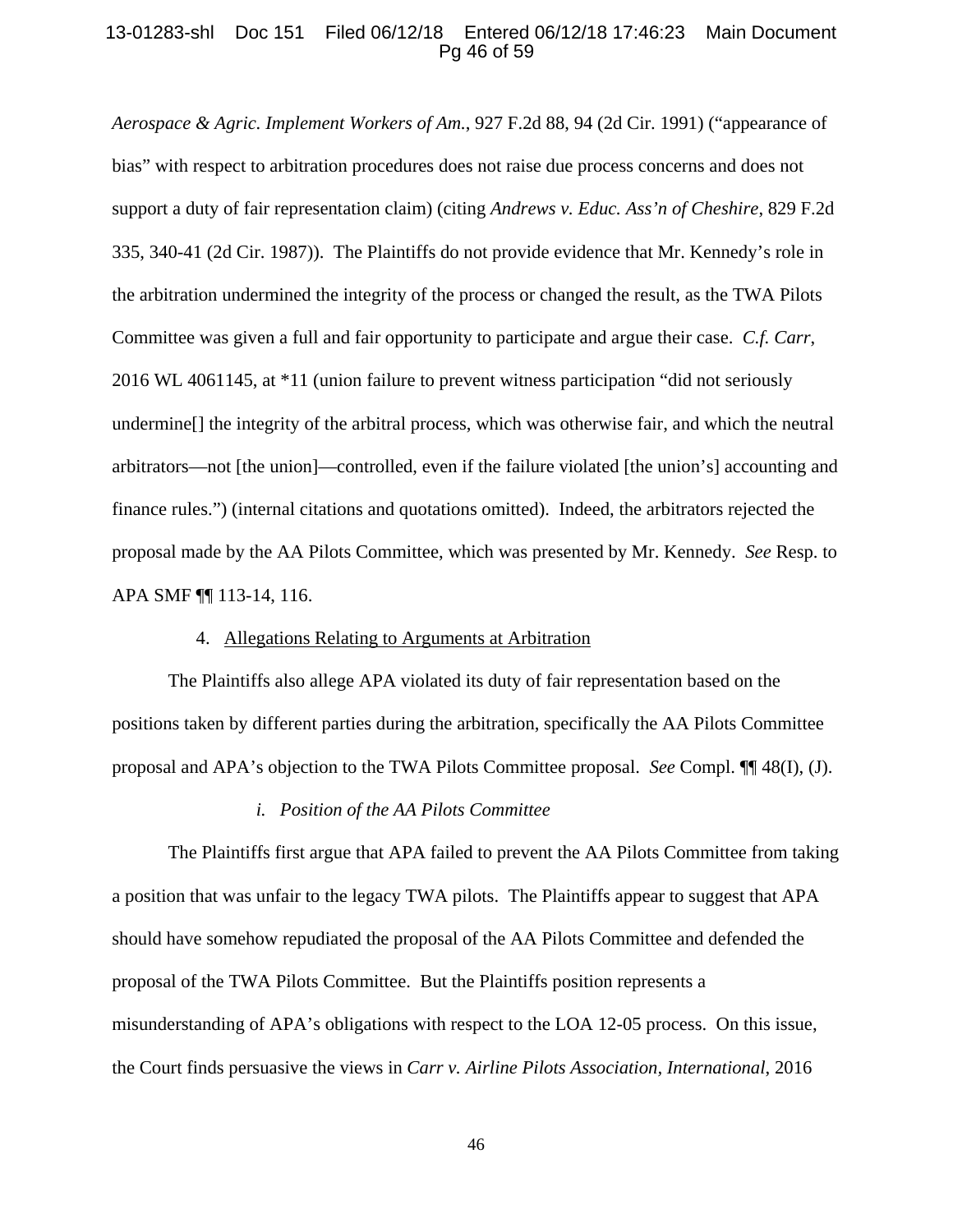*Aerospace & Agric. Implement Workers of Am.*, 927 F.2d 88, 94 (2d Cir. 1991) ("appearance of bias" with respect to arbitration procedures does not raise due process concerns and does not support a duty of fair representation claim) (citing *Andrews v. Educ. Ass'n of Cheshire*, 829 F.2d 335, 340-41 (2d Cir. 1987)). The Plaintiffs do not provide evidence that Mr. Kennedy's role in the arbitration undermined the integrity of the process or changed the result, as the TWA Pilots Committee was given a full and fair opportunity to participate and argue their case. *C.f. Carr*, 2016 WL 4061145, at *11 (union failure to prevent witness participation "did not seriously undermine[] the integrity of the arbitral process, which was otherwise fair, and which the neutral arbitrators—not [the union]—controlled, even if the failure violated [the union's] accounting and finance rules.") (internal citations and quotations omitted). Indeed, the arbitrators rejected the proposal made by the AA Pilots Committee, which was presented by Mr. Kennedy. *See* Resp. to APA SMF ¶¶ 113-14, 116.

4. Allegations Relating to Arguments at Arbitration

The Plaintiffs also allege APA violated its duty of fair representation based on the positions taken by different parties during the arbitration, specifically the AA Pilots Committee proposal and APA's objection to the TWA Pilots Committee proposal. *See* Compl. ¶¶ 48(I), (J).

*i. Position of the AA Pilots Committee*

The Plaintiffs first argue that APA failed to prevent the AA Pilots Committee from taking a position that was unfair to the legacy TWA pilots. The Plaintiffs appear to suggest that APA should have somehow repudiated the proposal of the AA Pilots Committee and defended the proposal of the TWA Pilots Committee. But the Plaintiffs position represents a misunderstanding of APA's obligations with respect to the LOA 12-05 process. On this issue, the Court finds persuasive the views in *Carr v. Airline Pilots Association, International*, 2016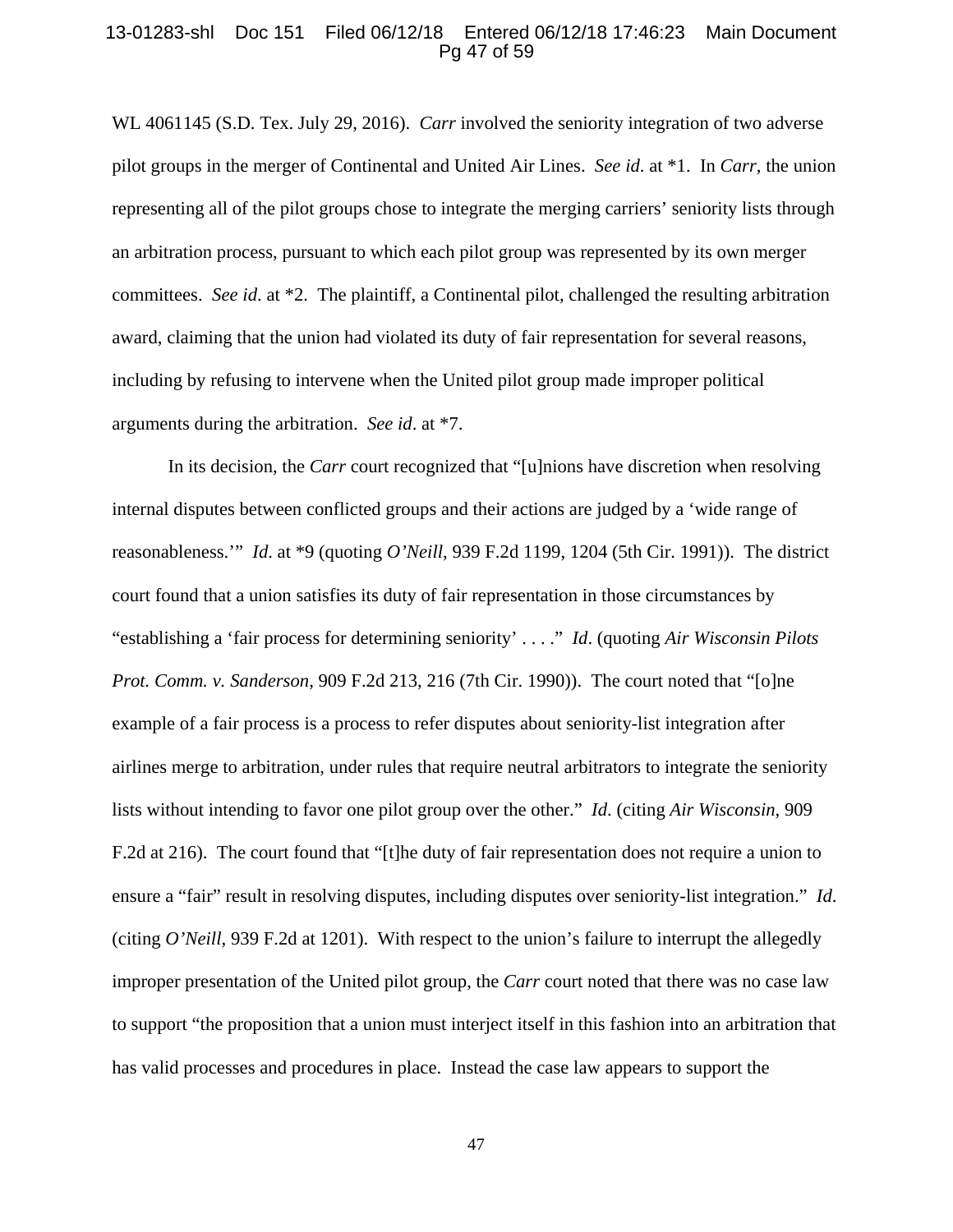WL 4061145 (S.D. Tex. July 29, 2016). *Carr* involved the seniority integration of two adverse pilot groups in the merger of Continental and United Air Lines. *See id*. at *1. In *Carr*, the union representing all of the pilot groups chose to integrate the merging carriers' seniority lists through an arbitration process, pursuant to which each pilot group was represented by its own merger committees. *See id*. at *2. The plaintiff, a Continental pilot, challenged the resulting arbitration award, claiming that the union had violated its duty of fair representation for several reasons, including by refusing to intervene when the United pilot group made improper political arguments during the arbitration. *See id*. at *7.

In its decision, the *Carr* court recognized that "[u]nions have discretion when resolving internal disputes between conflicted groups and their actions are judged by a 'wide range of reasonableness.'" *Id*. at *9 (quoting *O'Neill*, 939 F.2d 1199, 1204 (5th Cir. 1991)). The district court found that a union satisfies its duty of fair representation in those circumstances by "establishing a 'fair process for determining seniority' . . . ." *Id*. (quoting *Air Wisconsin Pilots Prot. Comm. v. Sanderson*, 909 F.2d 213, 216 (7th Cir. 1990)). The court noted that "[o]ne example of a fair process is a process to refer disputes about seniority-list integration after airlines merge to arbitration, under rules that require neutral arbitrators to integrate the seniority lists without intending to favor one pilot group over the other." *Id*. (citing *Air Wisconsin*, 909 F.2d at 216). The court found that "[t]he duty of fair representation does not require a union to ensure a "fair" result in resolving disputes, including disputes over seniority-list integration." *Id*. (citing *O'Neill*, 939 F.2d at 1201). With respect to the union's failure to interrupt the allegedly improper presentation of the United pilot group, the *Carr* court noted that there was no case law to support "the proposition that a union must interject itself in this fashion into an arbitration that has valid processes and procedures in place. Instead the case law appears to support the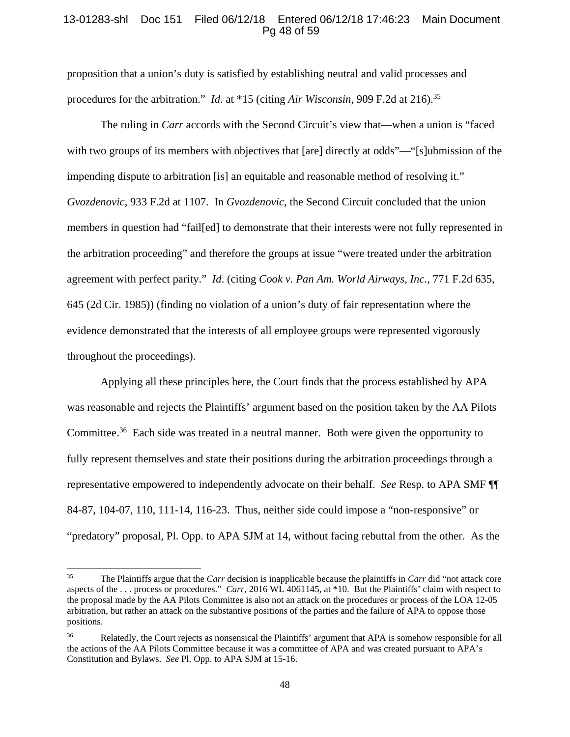proposition that a union's duty is satisfied by establishing neutral and valid processes and procedures for the arbitration." *Id*. at *15 (citing *Air Wisconsin*, 909 F.2d at 216).[35]

The ruling in *Carr* accords with the Second Circuit's view that—when a union is "faced with two groups of its members with objectives that [are] directly at odds"—"[s]ubmission of the impending dispute to arbitration [is] an equitable and reasonable method of resolving it." *Gvozdenovic*, 933 F.2d at 1107. In *Gvozdenovic*, the Second Circuit concluded that the union members in question had "fail[ed] to demonstrate that their interests were not fully represented in the arbitration proceeding" and therefore the groups at issue "were treated under the arbitration agreement with perfect parity." *Id*. (citing *Cook v. Pan Am. World Airways, Inc.*, 771 F.2d 635, 645 (2d Cir. 1985)) (finding no violation of a union's duty of fair representation where the evidence demonstrated that the interests of all employee groups were represented vigorously throughout the proceedings).

Applying all these principles here, the Court finds that the process established by APA was reasonable and rejects the Plaintiffs' argument based on the position taken by the AA Pilots Committee.[36] Each side was treated in a neutral manner. Both were given the opportunity to fully represent themselves and state their positions during the arbitration proceedings through a representative empowered to independently advocate on their behalf. *See* Resp. to APA SMF ¶¶ 84-87, 104-07, 110, 111-14, 116-23. Thus, neither side could impose a "non-responsive" or "predatory" proposal, Pl. Opp. to APA SJM at 14, without facing rebuttal from the other. As the

---

[35] The Plaintiffs argue that the *Carr* decision is inapplicable because the plaintiffs in *Carr* did "not attack core aspects of the . . . process or procedures." *Carr*, 2016 WL 4061145, at *10. But the Plaintiffs' claim with respect to the proposal made by the AA Pilots Committee is also not an attack on the procedures or process of the LOA 12-05 arbitration, but rather an attack on the substantive positions of the parties and the failure of APA to oppose those positions.

[36] Relatedly, the Court rejects as nonsensical the Plaintiffs' argument that APA is somehow responsible for all the actions of the AA Pilots Committee because it was a committee of APA and was created pursuant to APA's Constitution and Bylaws. *See* Pl. Opp. to APA SJM at 15-16.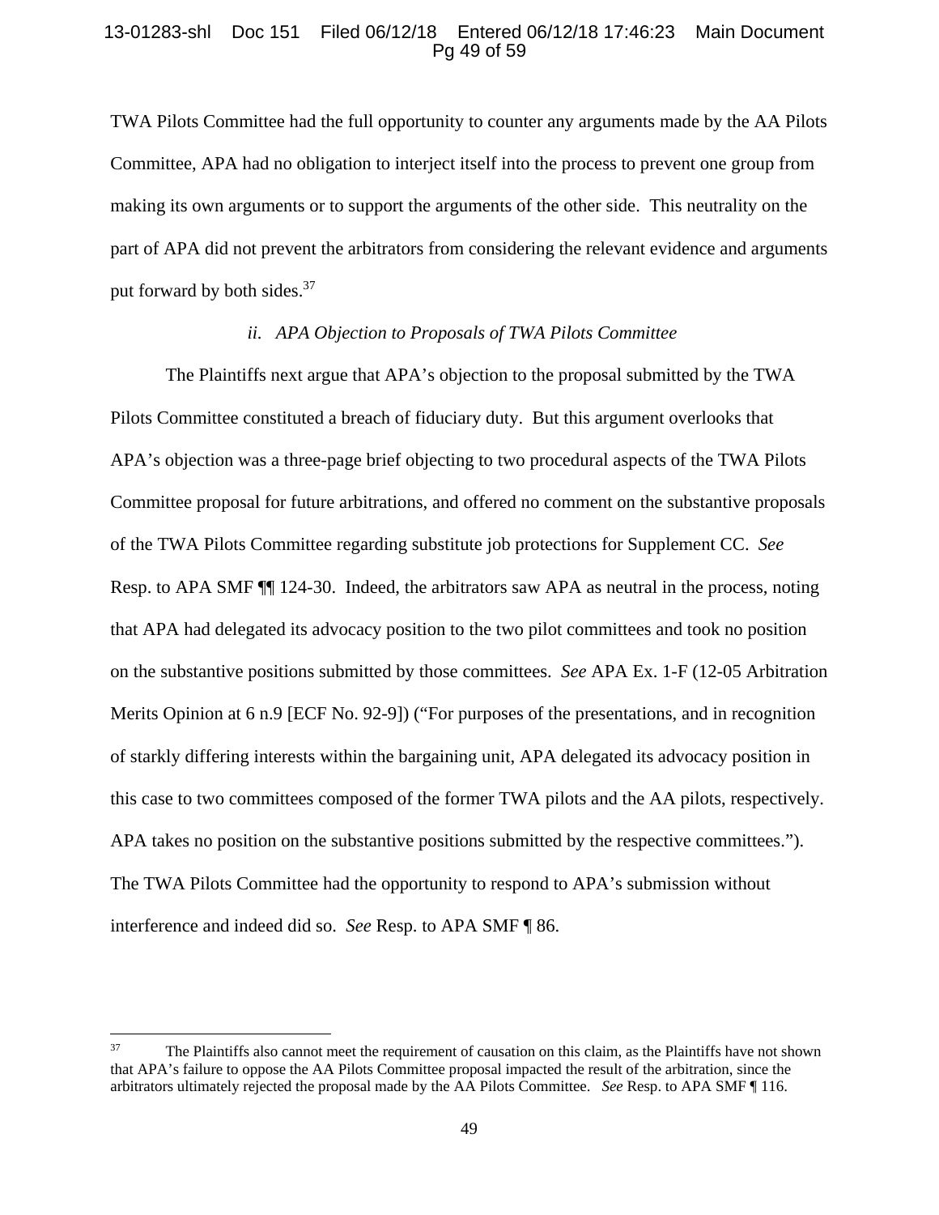TWA Pilots Committee had the full opportunity to counter any arguments made by the AA Pilots Committee, APA had no obligation to interject itself into the process to prevent one group from making its own arguments or to support the arguments of the other side. This neutrality on the part of APA did not prevent the arbitrators from considering the relevant evidence and arguments put forward by both sides.[37]

*ii. APA Objection to Proposals of TWA Pilots Committee*

The Plaintiffs next argue that APA's objection to the proposal submitted by the TWA Pilots Committee constituted a breach of fiduciary duty. But this argument overlooks that APA's objection was a three-page brief objecting to two procedural aspects of the TWA Pilots Committee proposal for future arbitrations, and offered no comment on the substantive proposals of the TWA Pilots Committee regarding substitute job protections for Supplement CC. *See* Resp. to APA SMF ¶¶ 124-30. Indeed, the arbitrators saw APA as neutral in the process, noting that APA had delegated its advocacy position to the two pilot committees and took no position on the substantive positions submitted by those committees. *See* APA Ex. 1-F (12-05 Arbitration Merits Opinion at 6 n.9 [ECF No. 92-9]) ("For purposes of the presentations, and in recognition of starkly differing interests within the bargaining unit, APA delegated its advocacy position in this case to two committees composed of the former TWA pilots and the AA pilots, respectively. APA takes no position on the substantive positions submitted by the respective committees."). The TWA Pilots Committee had the opportunity to respond to APA's submission without interference and indeed did so. *See* Resp. to APA SMF ¶ 86.

---

[37] The Plaintiffs also cannot meet the requirement of causation on this claim, as the Plaintiffs have not shown that APA's failure to oppose the AA Pilots Committee proposal impacted the result of the arbitration, since the arbitrators ultimately rejected the proposal made by the AA Pilots Committee. *See* Resp. to APA SMF ¶ 116.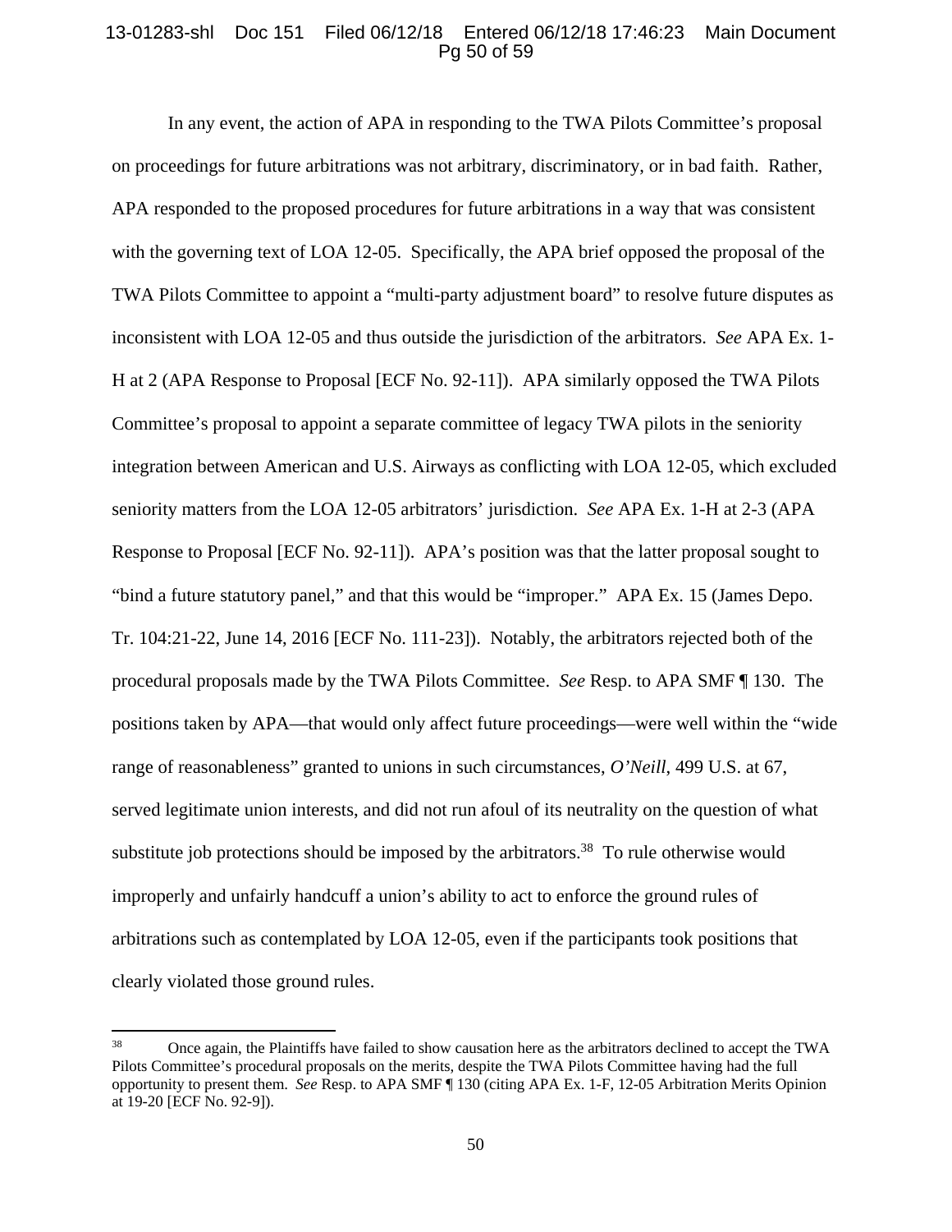In any event, the action of APA in responding to the TWA Pilots Committee's proposal on proceedings for future arbitrations was not arbitrary, discriminatory, or in bad faith. Rather, APA responded to the proposed procedures for future arbitrations in a way that was consistent with the governing text of LOA 12-05. Specifically, the APA brief opposed the proposal of the TWA Pilots Committee to appoint a "multi-party adjustment board" to resolve future disputes as inconsistent with LOA 12-05 and thus outside the jurisdiction of the arbitrators. *See* APA Ex. 1-H at 2 (APA Response to Proposal [ECF No. 92-11]). APA similarly opposed the TWA Pilots Committee's proposal to appoint a separate committee of legacy TWA pilots in the seniority integration between American and U.S. Airways as conflicting with LOA 12-05, which excluded seniority matters from the LOA 12-05 arbitrators' jurisdiction. *See* APA Ex. 1-H at 2-3 (APA Response to Proposal [ECF No. 92-11]). APA's position was that the latter proposal sought to "bind a future statutory panel," and that this would be "improper." APA Ex. 15 (James Depo. Tr. 104:21-22, June 14, 2016 [ECF No. 111-23]). Notably, the arbitrators rejected both of the procedural proposals made by the TWA Pilots Committee. *See* Resp. to APA SMF ¶ 130. The positions taken by APA—that would only affect future proceedings—were well within the "wide range of reasonableness" granted to unions in such circumstances, *O'Neill*, 499 U.S. at 67, served legitimate union interests, and did not run afoul of its neutrality on the question of what substitute job protections should be imposed by the arbitrators.[38] To rule otherwise would improperly and unfairly handcuff a union's ability to act to enforce the ground rules of arbitrations such as contemplated by LOA 12-05, even if the participants took positions that clearly violated those ground rules.

---

[38] Once again, the Plaintiffs have failed to show causation here as the arbitrators declined to accept the TWA Pilots Committee's procedural proposals on the merits, despite the TWA Pilots Committee having had the full opportunity to present them. *See* Resp. to APA SMF ¶ 130 (citing APA Ex. 1-F, 12-05 Arbitration Merits Opinion at 19-20 [ECF No. 92-9]).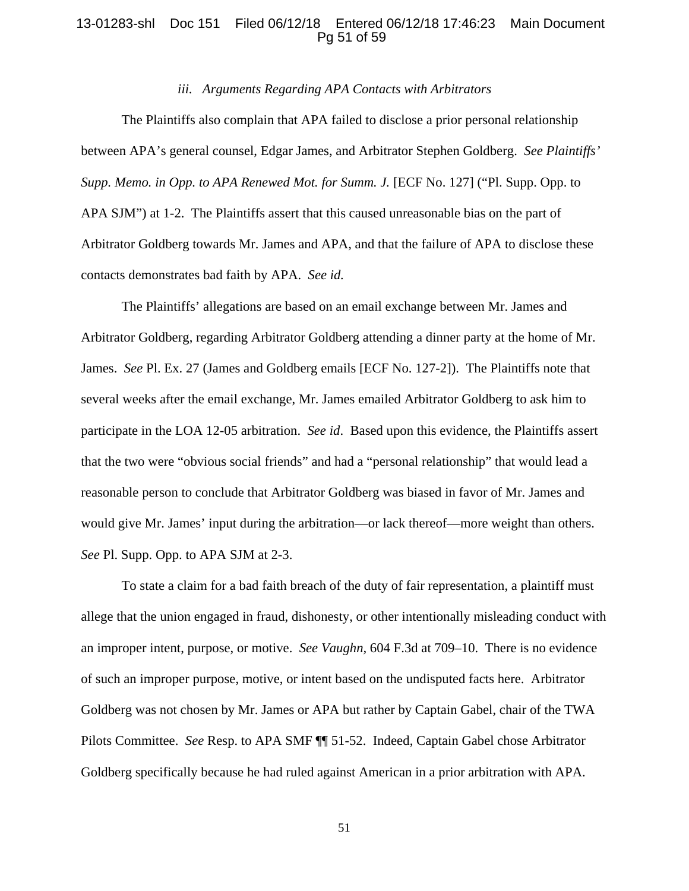### *iii. Arguments Regarding APA Contacts with Arbitrators*

The Plaintiffs also complain that APA failed to disclose a prior personal relationship between APA's general counsel, Edgar James, and Arbitrator Stephen Goldberg. *See Plaintiffs' Supp. Memo. in Opp. to APA Renewed Mot. for Summ. J.* [ECF No. 127] ("Pl. Supp. Opp. to APA SJM") at 1-2. The Plaintiffs assert that this caused unreasonable bias on the part of Arbitrator Goldberg towards Mr. James and APA, and that the failure of APA to disclose these contacts demonstrates bad faith by APA. *See id.*

The Plaintiffs' allegations are based on an email exchange between Mr. James and Arbitrator Goldberg, regarding Arbitrator Goldberg attending a dinner party at the home of Mr. James. *See* Pl. Ex. 27 (James and Goldberg emails [ECF No. 127-2]). The Plaintiffs note that several weeks after the email exchange, Mr. James emailed Arbitrator Goldberg to ask him to participate in the LOA 12-05 arbitration. *See id*. Based upon this evidence, the Plaintiffs assert that the two were "obvious social friends" and had a "personal relationship" that would lead a reasonable person to conclude that Arbitrator Goldberg was biased in favor of Mr. James and would give Mr. James' input during the arbitration—or lack thereof—more weight than others. *See* Pl. Supp. Opp. to APA SJM at 2-3.

To state a claim for a bad faith breach of the duty of fair representation, a plaintiff must allege that the union engaged in fraud, dishonesty, or other intentionally misleading conduct with an improper intent, purpose, or motive. *See Vaughn*, 604 F.3d at 709–10. There is no evidence of such an improper purpose, motive, or intent based on the undisputed facts here. Arbitrator Goldberg was not chosen by Mr. James or APA but rather by Captain Gabel, chair of the TWA Pilots Committee. *See* Resp. to APA SMF ¶¶ 51-52. Indeed, Captain Gabel chose Arbitrator Goldberg specifically because he had ruled against American in a prior arbitration with APA.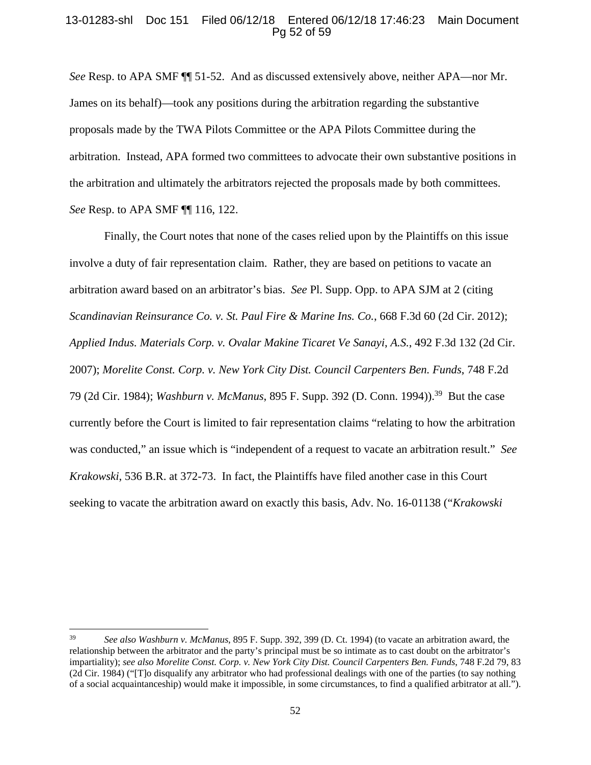*See* Resp. to APA SMF ¶¶ 51-52. And as discussed extensively above, neither APA—nor Mr. James on its behalf)—took any positions during the arbitration regarding the substantive proposals made by the TWA Pilots Committee or the APA Pilots Committee during the arbitration. Instead, APA formed two committees to advocate their own substantive positions in the arbitration and ultimately the arbitrators rejected the proposals made by both committees. *See* Resp. to APA SMF ¶¶ 116, 122.

Finally, the Court notes that none of the cases relied upon by the Plaintiffs on this issue involve a duty of fair representation claim. Rather, they are based on petitions to vacate an arbitration award based on an arbitrator's bias. *See* Pl. Supp. Opp. to APA SJM at 2 (citing *Scandinavian Reinsurance Co. v. St. Paul Fire & Marine Ins. Co.*, 668 F.3d 60 (2d Cir. 2012); *Applied Indus. Materials Corp. v. Ovalar Makine Ticaret Ve Sanayi, A.S.*, 492 F.3d 132 (2d Cir. 2007); *Morelite Const. Corp. v. New York City Dist. Council Carpenters Ben. Funds*, 748 F.2d 79 (2d Cir. 1984); *Washburn v. McManus*, 895 F. Supp. 392 (D. Conn. 1994)).[39] But the case currently before the Court is limited to fair representation claims "relating to how the arbitration was conducted," an issue which is "independent of a request to vacate an arbitration result." *See Krakowski*, 536 B.R. at 372-73. In fact, the Plaintiffs have filed another case in this Court seeking to vacate the arbitration award on exactly this basis, Adv. No. 16-01138 ("*Krakowski*

---

[39] *See also Washburn v. McManus*, 895 F. Supp. 392, 399 (D. Ct. 1994) (to vacate an arbitration award, the relationship between the arbitrator and the party's principal must be so intimate as to cast doubt on the arbitrator's impartiality); *see also Morelite Const. Corp. v. New York City Dist. Council Carpenters Ben. Funds*, 748 F.2d 79, 83 (2d Cir. 1984) ("[T]o disqualify any arbitrator who had professional dealings with one of the parties (to say nothing of a social acquaintanceship) would make it impossible, in some circumstances, to find a qualified arbitrator at all.").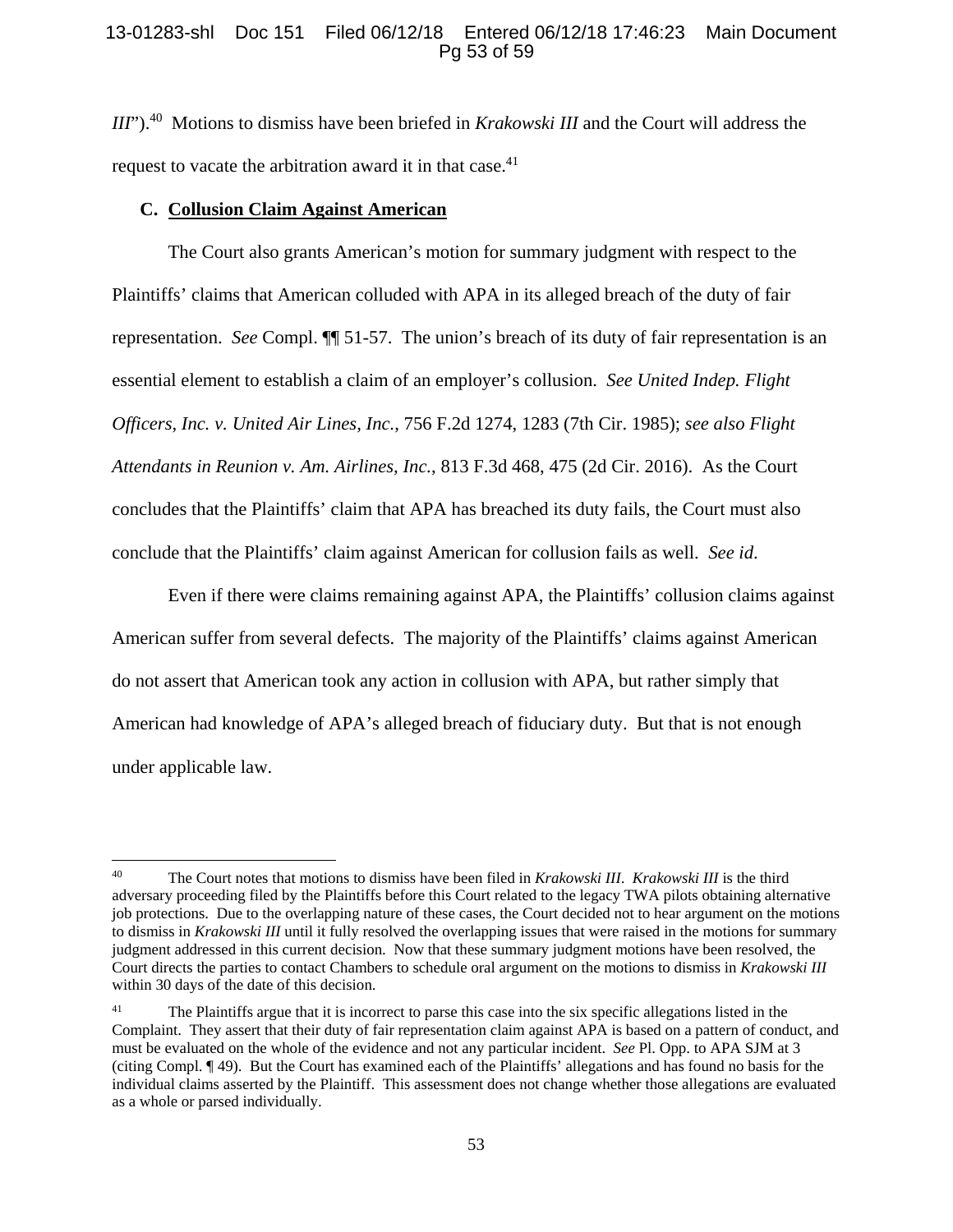*III*").[40] Motions to dismiss have been briefed in *Krakowski III* and the Court will address the request to vacate the arbitration award it in that case.[41]

### C. <u>Collusion Claim Against American</u>

The Court also grants American's motion for summary judgment with respect to the Plaintiffs' claims that American colluded with APA in its alleged breach of the duty of fair representation. *See* Compl. ¶¶ 51-57. The union's breach of its duty of fair representation is an essential element to establish a claim of an employer's collusion. *See United Indep. Flight Officers, Inc. v. United Air Lines, Inc.*, 756 F.2d 1274, 1283 (7th Cir. 1985); *see also Flight Attendants in Reunion v. Am. Airlines, Inc.*, 813 F.3d 468, 475 (2d Cir. 2016). As the Court concludes that the Plaintiffs' claim that APA has breached its duty fails, the Court must also conclude that the Plaintiffs' claim against American for collusion fails as well. *See id.*

Even if there were claims remaining against APA, the Plaintiffs' collusion claims against American suffer from several defects. The majority of the Plaintiffs' claims against American do not assert that American took any action in collusion with APA, but rather simply that American had knowledge of APA's alleged breach of fiduciary duty. But that is not enough under applicable law.

---

[40] The Court notes that motions to dismiss have been filed in *Krakowski III*. *Krakowski III* is the third adversary proceeding filed by the Plaintiffs before this Court related to the legacy TWA pilots obtaining alternative job protections. Due to the overlapping nature of these cases, the Court decided not to hear argument on the motions to dismiss in *Krakowski III* until it fully resolved the overlapping issues that were raised in the motions for summary judgment addressed in this current decision. Now that these summary judgment motions have been resolved, the Court directs the parties to contact Chambers to schedule oral argument on the motions to dismiss in *Krakowski III* within 30 days of the date of this decision.

[41] The Plaintiffs argue that it is incorrect to parse this case into the six specific allegations listed in the Complaint. They assert that their duty of fair representation claim against APA is based on a pattern of conduct, and must be evaluated on the whole of the evidence and not any particular incident. *See* Pl. Opp. to APA SJM at 3 (citing Compl. ¶ 49). But the Court has examined each of the Plaintiffs' allegations and has found no basis for the individual claims asserted by the Plaintiff. This assessment does not change whether those allegations are evaluated as a whole or parsed individually.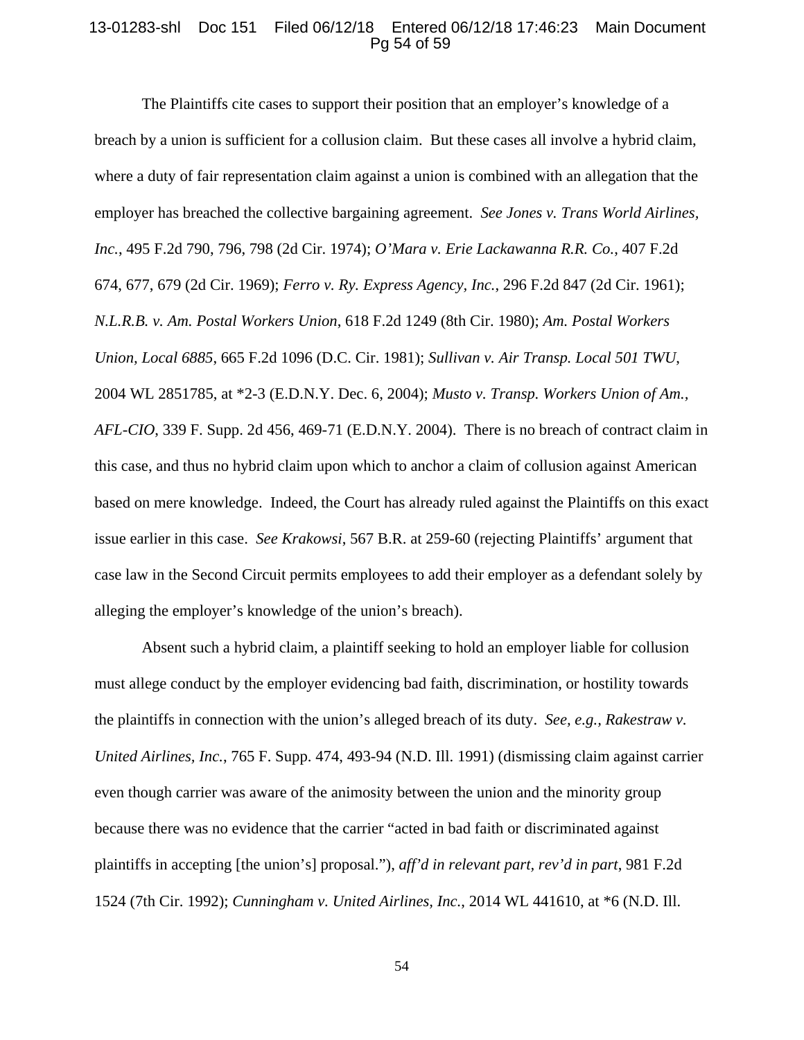The Plaintiffs cite cases to support their position that an employer's knowledge of a breach by a union is sufficient for a collusion claim. But these cases all involve a hybrid claim, where a duty of fair representation claim against a union is combined with an allegation that the employer has breached the collective bargaining agreement. *See Jones v. Trans World Airlines, Inc.*, 495 F.2d 790, 796, 798 (2d Cir. 1974); *O'Mara v. Erie Lackawanna R.R. Co.*, 407 F.2d 674, 677, 679 (2d Cir. 1969); *Ferro v. Ry. Express Agency, Inc.*, 296 F.2d 847 (2d Cir. 1961); *N.L.R.B. v. Am. Postal Workers Union*, 618 F.2d 1249 (8th Cir. 1980); *Am. Postal Workers Union, Local 6885*, 665 F.2d 1096 (D.C. Cir. 1981); *Sullivan v. Air Transp. Local 501 TWU*, 2004 WL 2851785, at *2-3 (E.D.N.Y. Dec. 6, 2004); *Musto v. Transp. Workers Union of Am., AFL-CIO*, 339 F. Supp. 2d 456, 469-71 (E.D.N.Y. 2004). There is no breach of contract claim in this case, and thus no hybrid claim upon which to anchor a claim of collusion against American based on mere knowledge. Indeed, the Court has already ruled against the Plaintiffs on this exact issue earlier in this case. *See Krakowsi*, 567 B.R. at 259-60 (rejecting Plaintiffs' argument that case law in the Second Circuit permits employees to add their employer as a defendant solely by alleging the employer's knowledge of the union's breach).

Absent such a hybrid claim, a plaintiff seeking to hold an employer liable for collusion must allege conduct by the employer evidencing bad faith, discrimination, or hostility towards the plaintiffs in connection with the union's alleged breach of its duty. *See, e.g., Rakestraw v. United Airlines, Inc.*, 765 F. Supp. 474, 493-94 (N.D. Ill. 1991) (dismissing claim against carrier even though carrier was aware of the animosity between the union and the minority group because there was no evidence that the carrier "acted in bad faith or discriminated against plaintiffs in accepting [the union's] proposal."), *aff'd in relevant part, rev'd in part*, 981 F.2d 1524 (7th Cir. 1992); *Cunningham v. United Airlines, Inc.*, 2014 WL 441610, at *6 (N.D. Ill.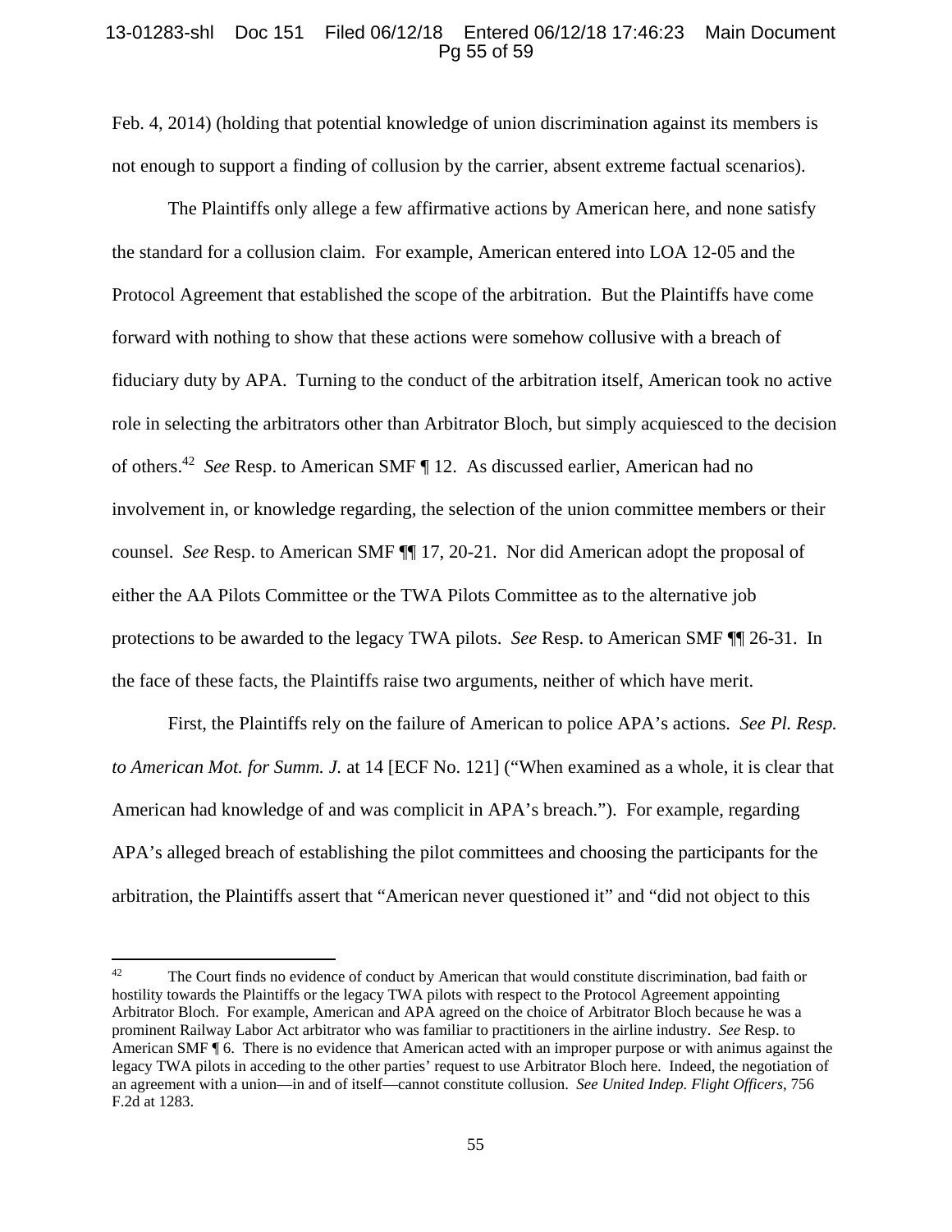Feb. 4, 2014) (holding that potential knowledge of union discrimination against its members is not enough to support a finding of collusion by the carrier, absent extreme factual scenarios).

The Plaintiffs only allege a few affirmative actions by American here, and none satisfy the standard for a collusion claim. For example, American entered into LOA 12-05 and the Protocol Agreement that established the scope of the arbitration. But the Plaintiffs have come forward with nothing to show that these actions were somehow collusive with a breach of fiduciary duty by APA. Turning to the conduct of the arbitration itself, American took no active role in selecting the arbitrators other than Arbitrator Bloch, but simply acquiesced to the decision of others.[42] *See* Resp. to American SMF ¶ 12. As discussed earlier, American had no involvement in, or knowledge regarding, the selection of the union committee members or their counsel. *See* Resp. to American SMF ¶¶ 17, 20-21. Nor did American adopt the proposal of either the AA Pilots Committee or the TWA Pilots Committee as to the alternative job protections to be awarded to the legacy TWA pilots. *See* Resp. to American SMF ¶¶ 26-31. In the face of these facts, the Plaintiffs raise two arguments, neither of which have merit.

First, the Plaintiffs rely on the failure of American to police APA's actions. *See Pl. Resp. to American Mot. for Summ. J.* at 14 [ECF No. 121] ("When examined as a whole, it is clear that American had knowledge of and was complicit in APA's breach."). For example, regarding APA's alleged breach of establishing the pilot committees and choosing the participants for the arbitration, the Plaintiffs assert that "American never questioned it" and "did not object to this

---

[42] The Court finds no evidence of conduct by American that would constitute discrimination, bad faith or hostility towards the Plaintiffs or the legacy TWA pilots with respect to the Protocol Agreement appointing Arbitrator Bloch. For example, American and APA agreed on the choice of Arbitrator Bloch because he was a prominent Railway Labor Act arbitrator who was familiar to practitioners in the airline industry. *See* Resp. to American SMF ¶ 6. There is no evidence that American acted with an improper purpose or with animus against the legacy TWA pilots in acceding to the other parties' request to use Arbitrator Bloch here. Indeed, the negotiation of an agreement with a union—in and of itself—cannot constitute collusion. *See United Indep. Flight Officers*, 756 F.2d at 1283.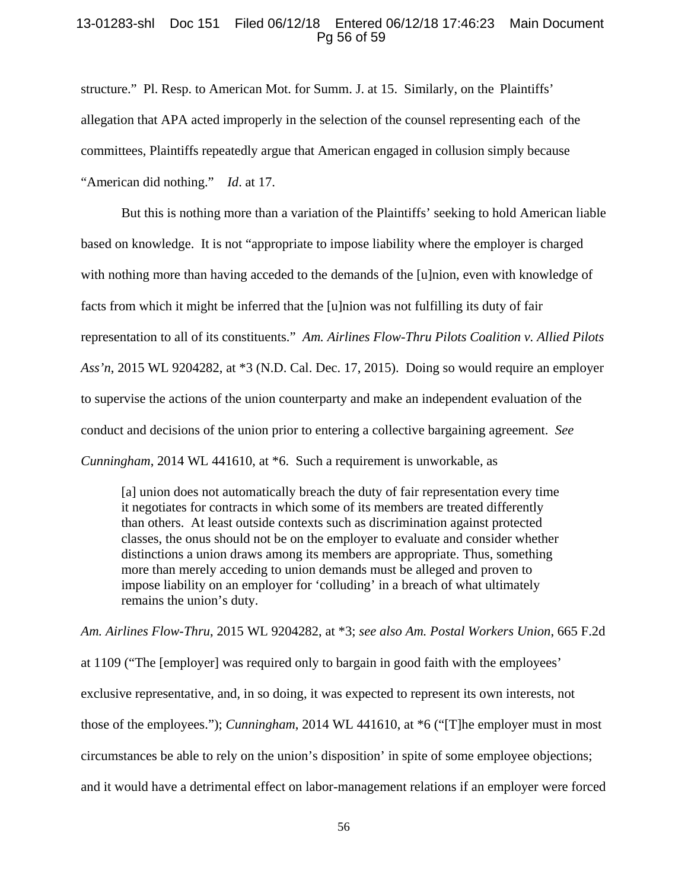structure." Pl. Resp. to American Mot. for Summ. J. at 15. Similarly, on the Plaintiffs' allegation that APA acted improperly in the selection of the counsel representing each of the committees, Plaintiffs repeatedly argue that American engaged in collusion simply because "American did nothing." *Id*. at 17.

But this is nothing more than a variation of the Plaintiffs' seeking to hold American liable based on knowledge. It is not "appropriate to impose liability where the employer is charged with nothing more than having acceded to the demands of the [u]nion, even with knowledge of facts from which it might be inferred that the [u]nion was not fulfilling its duty of fair representation to all of its constituents." *Am. Airlines Flow-Thru Pilots Coalition v. Allied Pilots Ass'n*, 2015 WL 9204282, at *3 (N.D. Cal. Dec. 17, 2015). Doing so would require an employer to supervise the actions of the union counterparty and make an independent evaluation of the conduct and decisions of the union prior to entering a collective bargaining agreement. *See Cunningham*, 2014 WL 441610, at *6. Such a requirement is unworkable, as

> [a] union does not automatically breach the duty of fair representation every time it negotiates for contracts in which some of its members are treated differently than others. At least outside contexts such as discrimination against protected classes, the onus should not be on the employer to evaluate and consider whether distinctions a union draws among its members are appropriate. Thus, something more than merely acceding to union demands must be alleged and proven to impose liability on an employer for 'colluding' in a breach of what ultimately remains the union's duty.

*Am. Airlines Flow-Thru*, 2015 WL 9204282, at *3; *see also Am. Postal Workers Union*, 665 F.2d at 1109 ("The [employer] was required only to bargain in good faith with the employees' exclusive representative, and, in so doing, it was expected to represent its own interests, not those of the employees."); *Cunningham*, 2014 WL 441610, at *6 ("[T]he employer must in most circumstances be able to rely on the union's disposition' in spite of some employee objections; and it would have a detrimental effect on labor-management relations if an employer were forced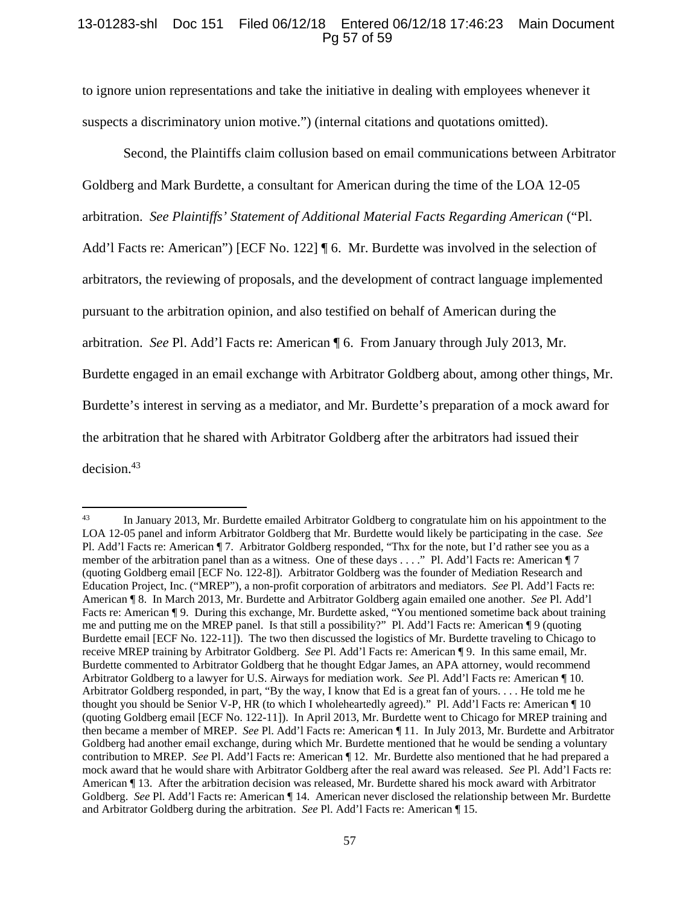to ignore union representations and take the initiative in dealing with employees whenever it suspects a discriminatory union motive.") (internal citations and quotations omitted).

Second, the Plaintiffs claim collusion based on email communications between Arbitrator Goldberg and Mark Burdette, a consultant for American during the time of the LOA 12-05 arbitration. *See Plaintiffs' Statement of Additional Material Facts Regarding American* ("Pl. Add'l Facts re: American") [ECF No. 122] ¶ 6. Mr. Burdette was involved in the selection of arbitrators, the reviewing of proposals, and the development of contract language implemented pursuant to the arbitration opinion, and also testified on behalf of American during the arbitration. *See* Pl. Add'l Facts re: American ¶ 6. From January through July 2013, Mr. Burdette engaged in an email exchange with Arbitrator Goldberg about, among other things, Mr. Burdette's interest in serving as a mediator, and Mr. Burdette's preparation of a mock award for the arbitration that he shared with Arbitrator Goldberg after the arbitrators had issued their decision.[43]

---

[43] In January 2013, Mr. Burdette emailed Arbitrator Goldberg to congratulate him on his appointment to the LOA 12-05 panel and inform Arbitrator Goldberg that Mr. Burdette would likely be participating in the case. *See* Pl. Add'l Facts re: American ¶ 7. Arbitrator Goldberg responded, "Thx for the note, but I'd rather see you as a member of the arbitration panel than as a witness. One of these days . . . ." Pl. Add'l Facts re: American ¶ 7 (quoting Goldberg email [ECF No. 122-8]). Arbitrator Goldberg was the founder of Mediation Research and Education Project, Inc. ("MREP"), a non-profit corporation of arbitrators and mediators. *See* Pl. Add'l Facts re: American ¶ 8. In March 2013, Mr. Burdette and Arbitrator Goldberg again emailed one another. *See* Pl. Add'l Facts re: American ¶ 9. During this exchange, Mr. Burdette asked, "You mentioned sometime back about training me and putting me on the MREP panel. Is that still a possibility?" Pl. Add'l Facts re: American ¶ 9 (quoting Burdette email [ECF No. 122-11]). The two then discussed the logistics of Mr. Burdette traveling to Chicago to receive MREP training by Arbitrator Goldberg. *See* Pl. Add'l Facts re: American ¶ 9. In this same email, Mr. Burdette commented to Arbitrator Goldberg that he thought Edgar James, an APA attorney, would recommend Arbitrator Goldberg to a lawyer for U.S. Airways for mediation work. *See* Pl. Add'l Facts re: American ¶ 10. Arbitrator Goldberg responded, in part, "By the way, I know that Ed is a great fan of yours. . . . He told me he thought you should be Senior V-P, HR (to which I wholeheartedly agreed)." Pl. Add'l Facts re: American ¶ 10 (quoting Goldberg email [ECF No. 122-11]). In April 2013, Mr. Burdette went to Chicago for MREP training and then became a member of MREP. *See* Pl. Add'l Facts re: American ¶ 11. In July 2013, Mr. Burdette and Arbitrator Goldberg had another email exchange, during which Mr. Burdette mentioned that he would be sending a voluntary contribution to MREP. *See* Pl. Add'l Facts re: American ¶ 12. Mr. Burdette also mentioned that he had prepared a mock award that he would share with Arbitrator Goldberg after the real award was released. *See* Pl. Add'l Facts re: American ¶ 13. After the arbitration decision was released, Mr. Burdette shared his mock award with Arbitrator Goldberg. *See* Pl. Add'l Facts re: American ¶ 14. American never disclosed the relationship between Mr. Burdette and Arbitrator Goldberg during the arbitration. *See* Pl. Add'l Facts re: American ¶ 15.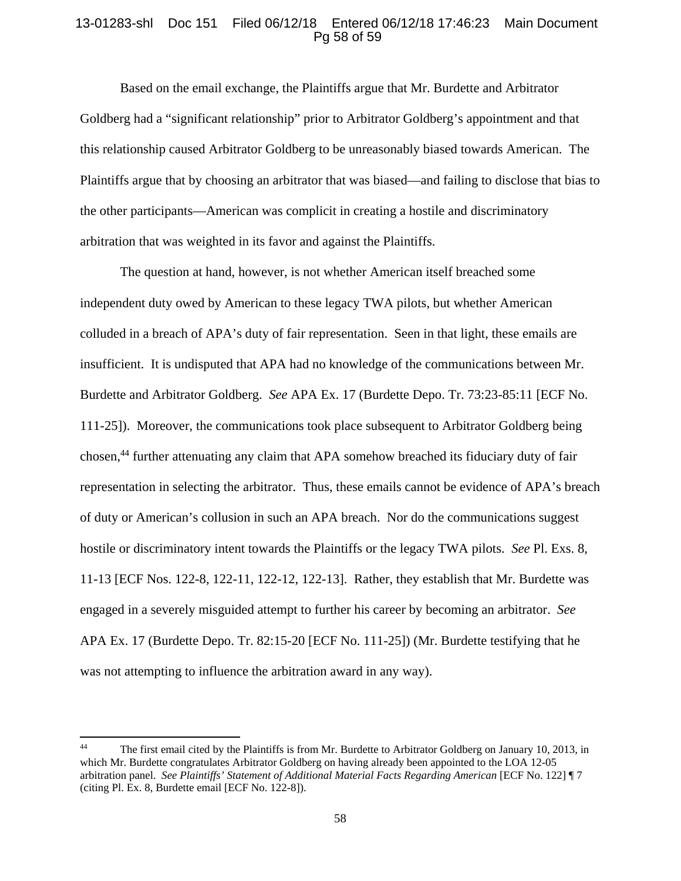Based on the email exchange, the Plaintiffs argue that Mr. Burdette and Arbitrator Goldberg had a "significant relationship" prior to Arbitrator Goldberg's appointment and that this relationship caused Arbitrator Goldberg to be unreasonably biased towards American. The Plaintiffs argue that by choosing an arbitrator that was biased—and failing to disclose that bias to the other participants—American was complicit in creating a hostile and discriminatory arbitration that was weighted in its favor and against the Plaintiffs.

The question at hand, however, is not whether American itself breached some independent duty owed by American to these legacy TWA pilots, but whether American colluded in a breach of APA's duty of fair representation. Seen in that light, these emails are insufficient. It is undisputed that APA had no knowledge of the communications between Mr. Burdette and Arbitrator Goldberg. *See* APA Ex. 17 (Burdette Depo. Tr. 73:23-85:11 [ECF No. 111-25]). Moreover, the communications took place subsequent to Arbitrator Goldberg being chosen,[44] further attenuating any claim that APA somehow breached its fiduciary duty of fair representation in selecting the arbitrator. Thus, these emails cannot be evidence of APA's breach of duty or American's collusion in such an APA breach. Nor do the communications suggest hostile or discriminatory intent towards the Plaintiffs or the legacy TWA pilots. *See* Pl. Exs. 8, 11-13 [ECF Nos. 122-8, 122-11, 122-12, 122-13]. Rather, they establish that Mr. Burdette was engaged in a severely misguided attempt to further his career by becoming an arbitrator. *See* APA Ex. 17 (Burdette Depo. Tr. 82:15-20 [ECF No. 111-25]) (Mr. Burdette testifying that he was not attempting to influence the arbitration award in any way).

---

[44] The first email cited by the Plaintiffs is from Mr. Burdette to Arbitrator Goldberg on January 10, 2013, in which Mr. Burdette congratulates Arbitrator Goldberg on having already been appointed to the LOA 12-05 arbitration panel. *See Plaintiffs' Statement of Additional Material Facts Regarding American* [ECF No. 122] ¶ 7 (citing Pl. Ex. 8, Burdette email [ECF No. 122-8]).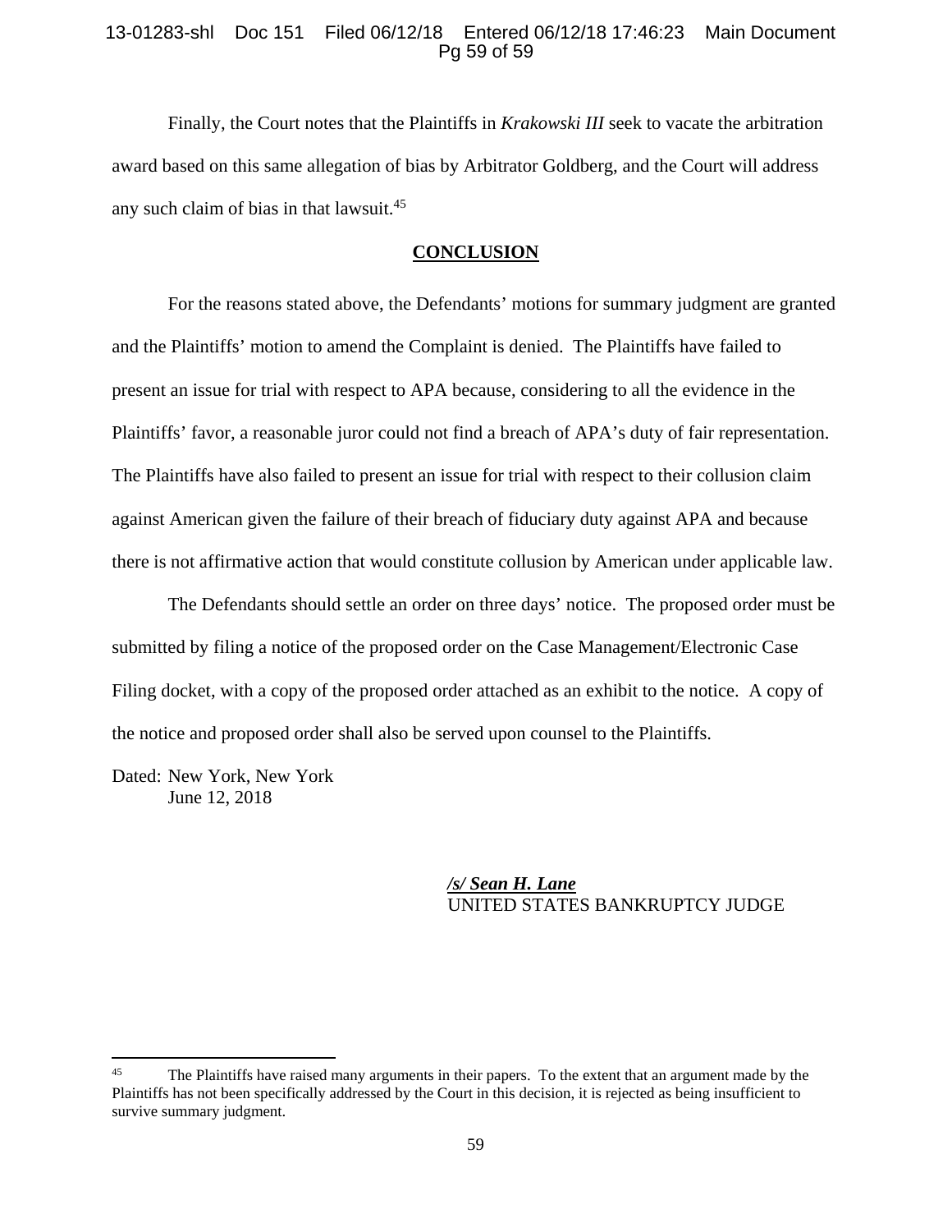Finally, the Court notes that the Plaintiffs in *Krakowski III* seek to vacate the arbitration award based on this same allegation of bias by Arbitrator Goldberg, and the Court will address any such claim of bias in that lawsuit.[45]

## CONCLUSION

For the reasons stated above, the Defendants' motions for summary judgment are granted and the Plaintiffs' motion to amend the Complaint is denied. The Plaintiffs have failed to present an issue for trial with respect to APA because, considering to all the evidence in the Plaintiffs' favor, a reasonable juror could not find a breach of APA's duty of fair representation. The Plaintiffs have also failed to present an issue for trial with respect to their collusion claim against American given the failure of their breach of fiduciary duty against APA and because there is not affirmative action that would constitute collusion by American under applicable law.

The Defendants should settle an order on three days' notice. The proposed order must be submitted by filing a notice of the proposed order on the Case Management/Electronic Case Filing docket, with a copy of the proposed order attached as an exhibit to the notice. A copy of the notice and proposed order shall also be served upon counsel to the Plaintiffs.

Dated: New York, New York
June 12, 2018

***/s/ Sean H. Lane***
UNITED STATES BANKRUPTCY JUDGE

---

[45] The Plaintiffs have raised many arguments in their papers. To the extent that an argument made by the Plaintiffs has not been specifically addressed by the Court in this decision, it is rejected as being insufficient to survive summary judgment.